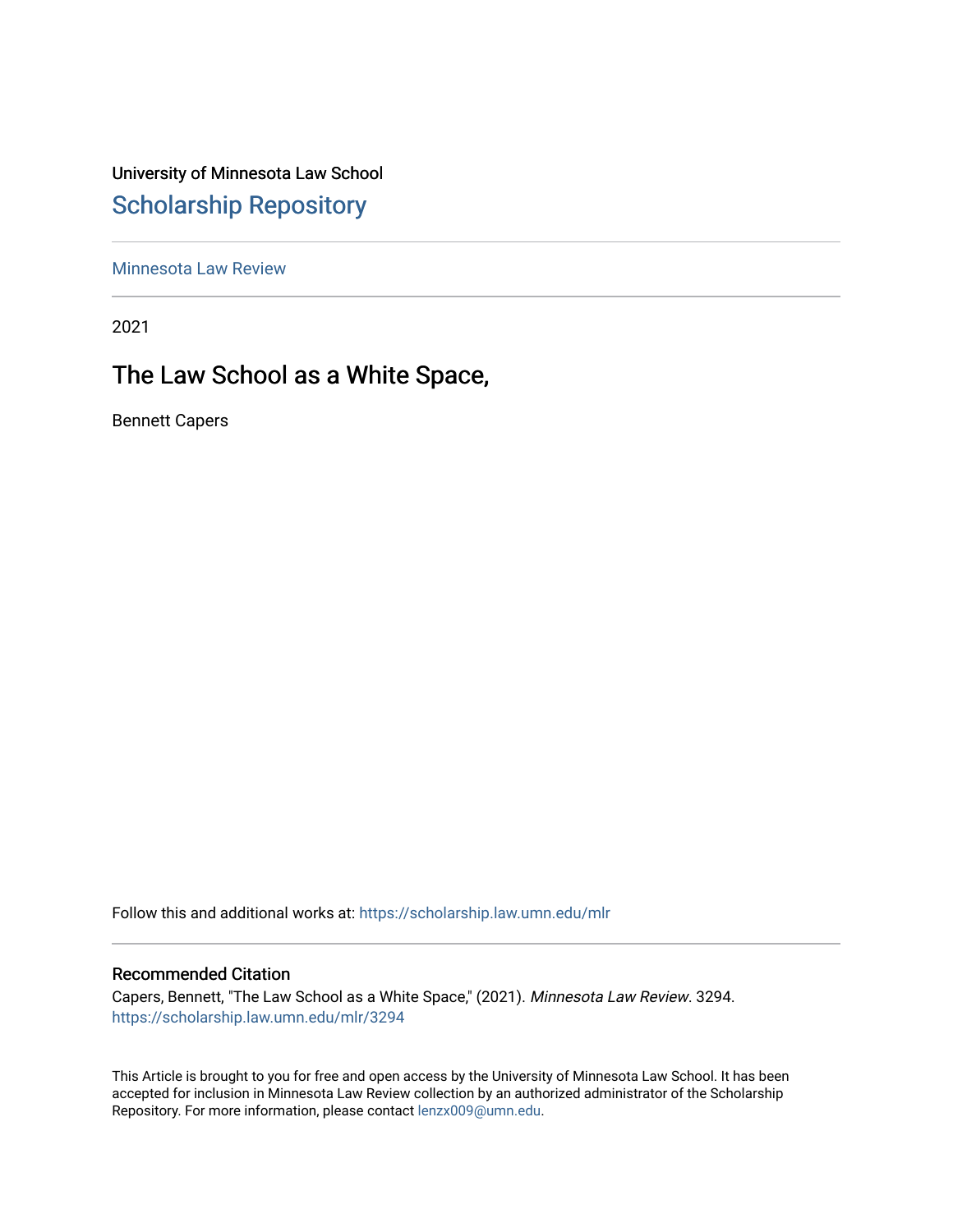University of Minnesota Law School

# Scholarship Repository

Minnesota Law Review

2021

## The Law School as a White Space,

Bennett Capers

Follow this and additional works at: https://scholarship.law.umn.edu/mlr

### Recommended Citation

Capers, Bennett, "The Law School as a White Space," (2021). *Minnesota Law Review*. 3294.
https://scholarship.law.umn.edu/mlr/3294

This Article is brought to you for free and open access by the University of Minnesota Law School. It has been accepted for inclusion in Minnesota Law Review collection by an authorized administrator of the Scholarship Repository. For more information, please contact lenzx009@umn.edu.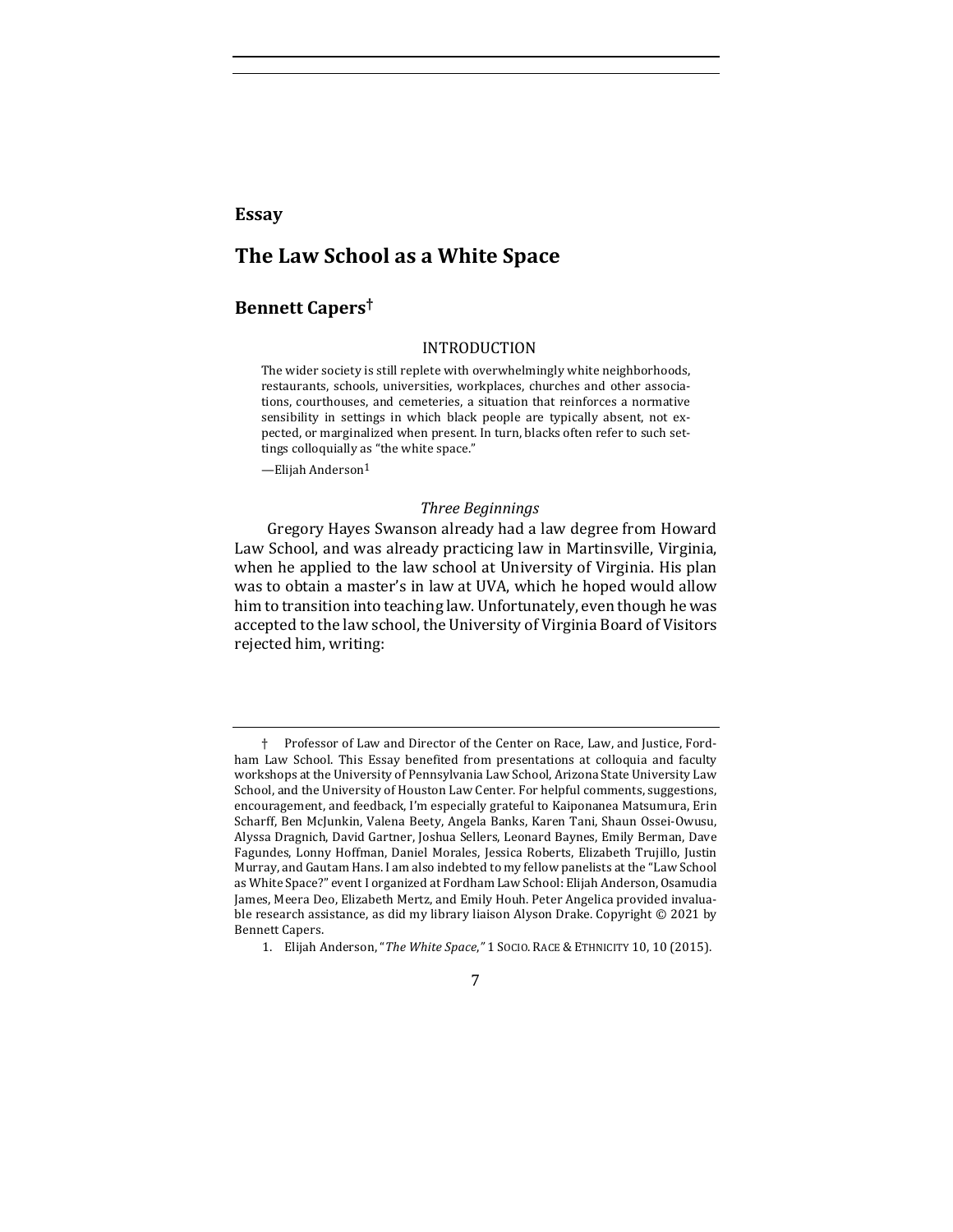**Essay**

# The Law School as a White Space

## Bennett Capers†

### INTRODUCTION

> The wider society is still replete with overwhelmingly white neighborhoods, restaurants, schools, universities, workplaces, churches and other associations, courthouses, and cemeteries, a situation that reinforces a normative sensibility in settings in which black people are typically absent, not expected, or marginalized when present. In turn, blacks often refer to such settings colloquially as "the white space."
>
> —Elijah Anderson[1]

*Three Beginnings*

Gregory Hayes Swanson already had a law degree from Howard Law School, and was already practicing law in Martinsville, Virginia, when he applied to the law school at University of Virginia. His plan was to obtain a master's in law at UVA, which he hoped would allow him to transition into teaching law. Unfortunately, even though he was accepted to the law school, the University of Virginia Board of Visitors rejected him, writing:

---

† Professor of Law and Director of the Center on Race, Law, and Justice, Fordham Law School. This Essay benefited from presentations at colloquia and faculty workshops at the University of Pennsylvania Law School, Arizona State University Law School, and the University of Houston Law Center. For helpful comments, suggestions, encouragement, and feedback, I'm especially grateful to Kaiponanea Matsumura, Erin Scharff, Ben McJunkin, Valena Beety, Angela Banks, Karen Tani, Shaun Ossei-Owusu, Alyssa Dragnich, David Gartner, Joshua Sellers, Leonard Baynes, Emily Berman, Dave Fagundes, Lonny Hoffman, Daniel Morales, Jessica Roberts, Elizabeth Trujillo, Justin Murray, and Gautam Hans. I am also indebted to my fellow panelists at the "Law School as White Space?" event I organized at Fordham Law School: Elijah Anderson, Osamudia James, Meera Deo, Elizabeth Mertz, and Emily Houh. Peter Angelica provided invaluable research assistance, as did my library liaison Alyson Drake. Copyright © 2021 by Bennett Capers.

1. Elijah Anderson, "*The White Space*," 1 SOCIO. RACE & ETHNICITY 10, 10 (2015).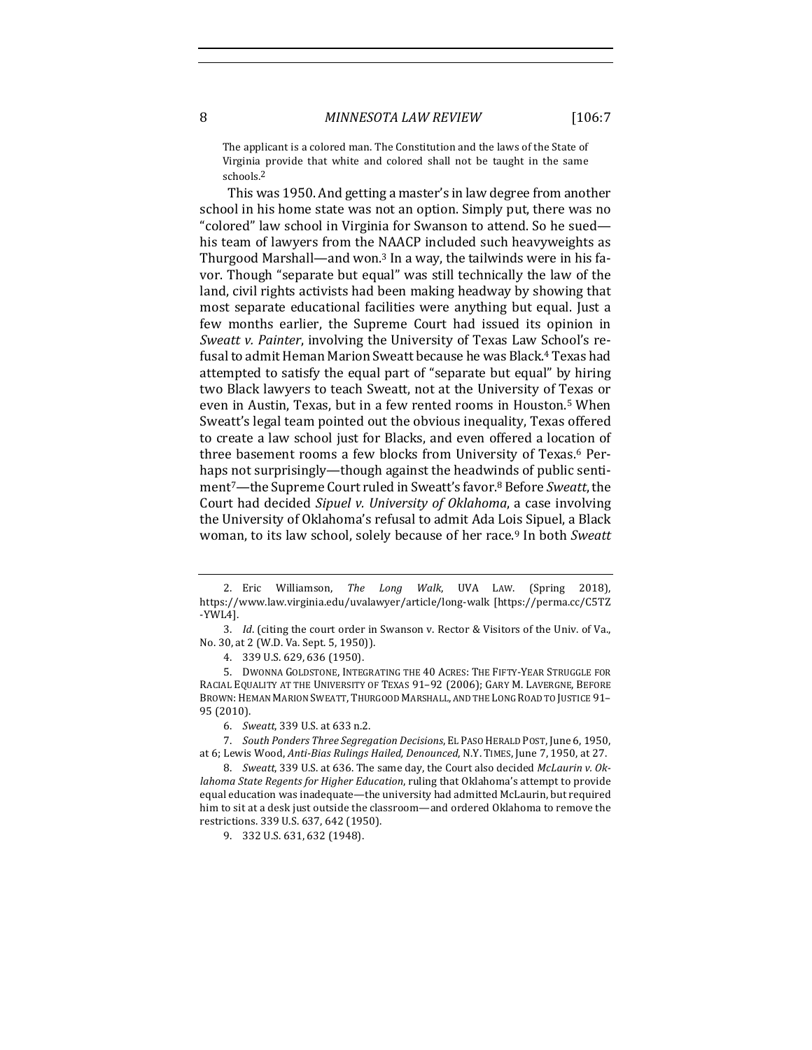> The applicant is a colored man. The Constitution and the laws of the State of Virginia provide that white and colored shall not be taught in the same schools.[2]

This was 1950. And getting a master's in law degree from another school in his home state was not an option. Simply put, there was no "colored" law school in Virginia for Swanson to attend. So he sued—his team of lawyers from the NAACP included such heavyweights as Thurgood Marshall—and won.[3] In a way, the tailwinds were in his favor. Though "separate but equal" was still technically the law of the land, civil rights activists had been making headway by showing that most separate educational facilities were anything but equal. Just a few months earlier, the Supreme Court had issued its opinion in *Sweatt v. Painter*, involving the University of Texas Law School's refusal to admit Heman Marion Sweatt because he was Black.[4] Texas had attempted to satisfy the equal part of "separate but equal" by hiring two Black lawyers to teach Sweatt, not at the University of Texas or even in Austin, Texas, but in a few rented rooms in Houston.[5] When Sweatt's legal team pointed out the obvious inequality, Texas offered to create a law school just for Blacks, and even offered a location of three basement rooms a few blocks from University of Texas.[6] Perhaps not surprisingly—though against the headwinds of public sentiment[7]—the Supreme Court ruled in Sweatt's favor.[8] Before *Sweatt*, the Court had decided *Sipuel v. University of Oklahoma*, a case involving the University of Oklahoma's refusal to admit Ada Lois Sipuel, a Black woman, to its law school, solely because of her race.[9] In both *Sweatt*

---

2. Eric Williamson, *The Long Walk*, UVA LAW. (Spring 2018), https://www.law.virginia.edu/uvalawyer/article/long-walk [https://perma.cc/C5TZ-YWL4].

3. *Id*. (citing the court order in Swanson v. Rector & Visitors of the Univ. of Va., No. 30, at 2 (W.D. Va. Sept. 5, 1950)).

4. 339 U.S. 629, 636 (1950).

5. DWONNA GOLDSTONE, INTEGRATING THE 40 ACRES: THE FIFTY-YEAR STRUGGLE FOR RACIAL EQUALITY AT THE UNIVERSITY OF TEXAS 91–92 (2006); GARY M. LAVERGNE, BEFORE BROWN: HEMAN MARION SWEATT, THURGOOD MARSHALL, AND THE LONG ROAD TO JUSTICE 91–95 (2010).

6. *Sweatt*, 339 U.S. at 633 n.2.

7. *South Ponders Three Segregation Decisions*, EL PASO HERALD POST, June 6, 1950, at 6; Lewis Wood, *Anti-Bias Rulings Hailed, Denounced*, N.Y. TIMES, June 7, 1950, at 27.

8. *Sweatt*, 339 U.S. at 636. The same day, the Court also decided *McLaurin v. Oklahoma State Regents for Higher Education*, ruling that Oklahoma's attempt to provide equal education was inadequate—the university had admitted McLaurin, but required him to sit at a desk just outside the classroom—and ordered Oklahoma to remove the restrictions. 339 U.S. 637, 642 (1950).

9. 332 U.S. 631, 632 (1948).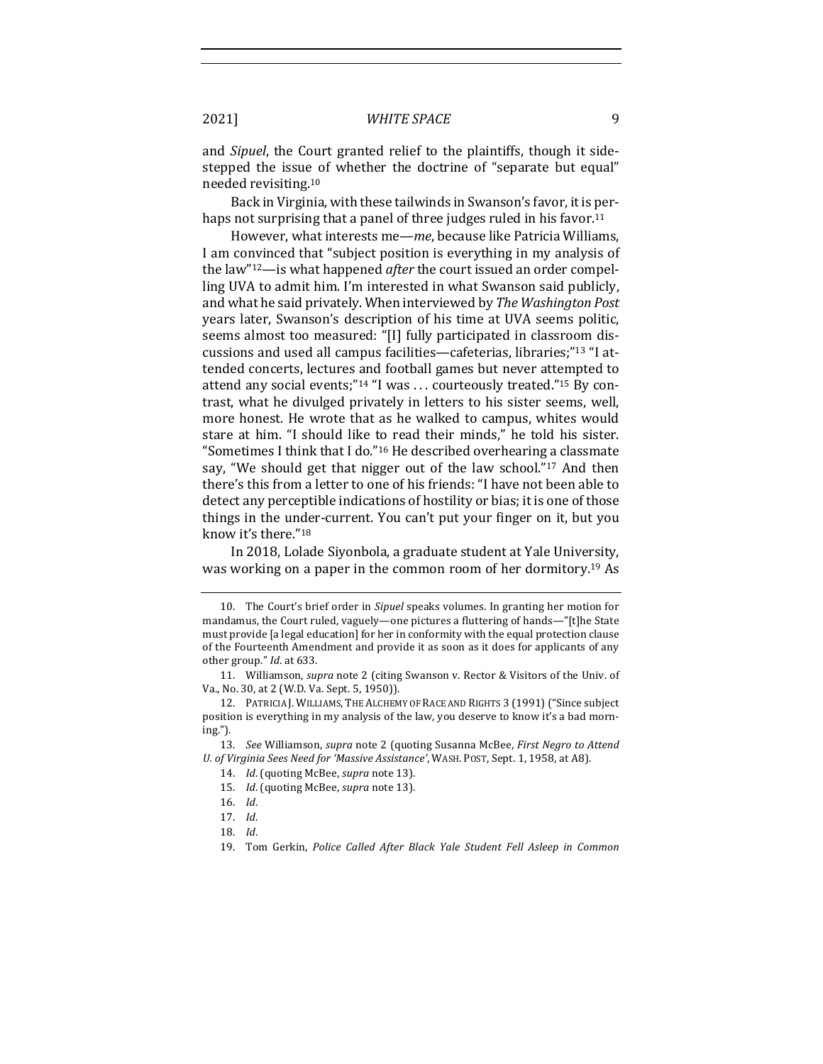and *Sipuel*, the Court granted relief to the plaintiffs, though it sidestepped the issue of whether the doctrine of "separate but equal" needed revisiting.[10]

Back in Virginia, with these tailwinds in Swanson's favor, it is perhaps not surprising that a panel of three judges ruled in his favor.[11]

However, what interests me—*me*, because like Patricia Williams, I am convinced that "subject position is everything in my analysis of the law"[12]—is what happened *after* the court issued an order compelling UVA to admit him. I'm interested in what Swanson said publicly, and what he said privately. When interviewed by *The Washington Post* years later, Swanson's description of his time at UVA seems politic, seems almost too measured: "[I] fully participated in classroom discussions and used all campus facilities—cafeterias, libraries;"[13] "I attended concerts, lectures and football games but never attempted to attend any social events;"[14] "I was . . . courteously treated."[15] By contrast, what he divulged privately in letters to his sister seems, well, more honest. He wrote that as he walked to campus, whites would stare at him. "I should like to read their minds," he told his sister. "Sometimes I think that I do."[16] He described overhearing a classmate say, "We should get that nigger out of the law school."[17] And then there's this from a letter to one of his friends: "I have not been able to detect any perceptible indications of hostility or bias; it is one of those things in the under-current. You can't put your finger on it, but you know it's there."[18]

In 2018, Lolade Siyonbola, a graduate student at Yale University, was working on a paper in the common room of her dormitory.[19] As

---

10. The Court's brief order in *Sipuel* speaks volumes. In granting her motion for mandamus, the Court ruled, vaguely—one pictures a fluttering of hands—"[t]he State must provide [a legal education] for her in conformity with the equal protection clause of the Fourteenth Amendment and provide it as soon as it does for applicants of any other group." *Id.* at 633.

11. Williamson, *supra* note 2 (citing Swanson v. Rector & Visitors of the Univ. of Va., No. 30, at 2 (W.D. Va. Sept. 5, 1950)).

12. PATRICIA J. WILLIAMS, THE ALCHEMY OF RACE AND RIGHTS 3 (1991) ("Since subject position is everything in my analysis of the law, you deserve to know it's a bad morning.").

13. *See* Williamson, *supra* note 2 (quoting Susanna McBee, *First Negro to Attend U. of Virginia Sees Need for 'Massive Assistance'*, WASH. POST, Sept. 1, 1958, at A8).

14. *Id.* (quoting McBee, *supra* note 13).

15. *Id.* (quoting McBee, *supra* note 13).

16. *Id.*

17. *Id.*

18. *Id.*

19. Tom Gerkin, *Police Called After Black Yale Student Fell Asleep in Common*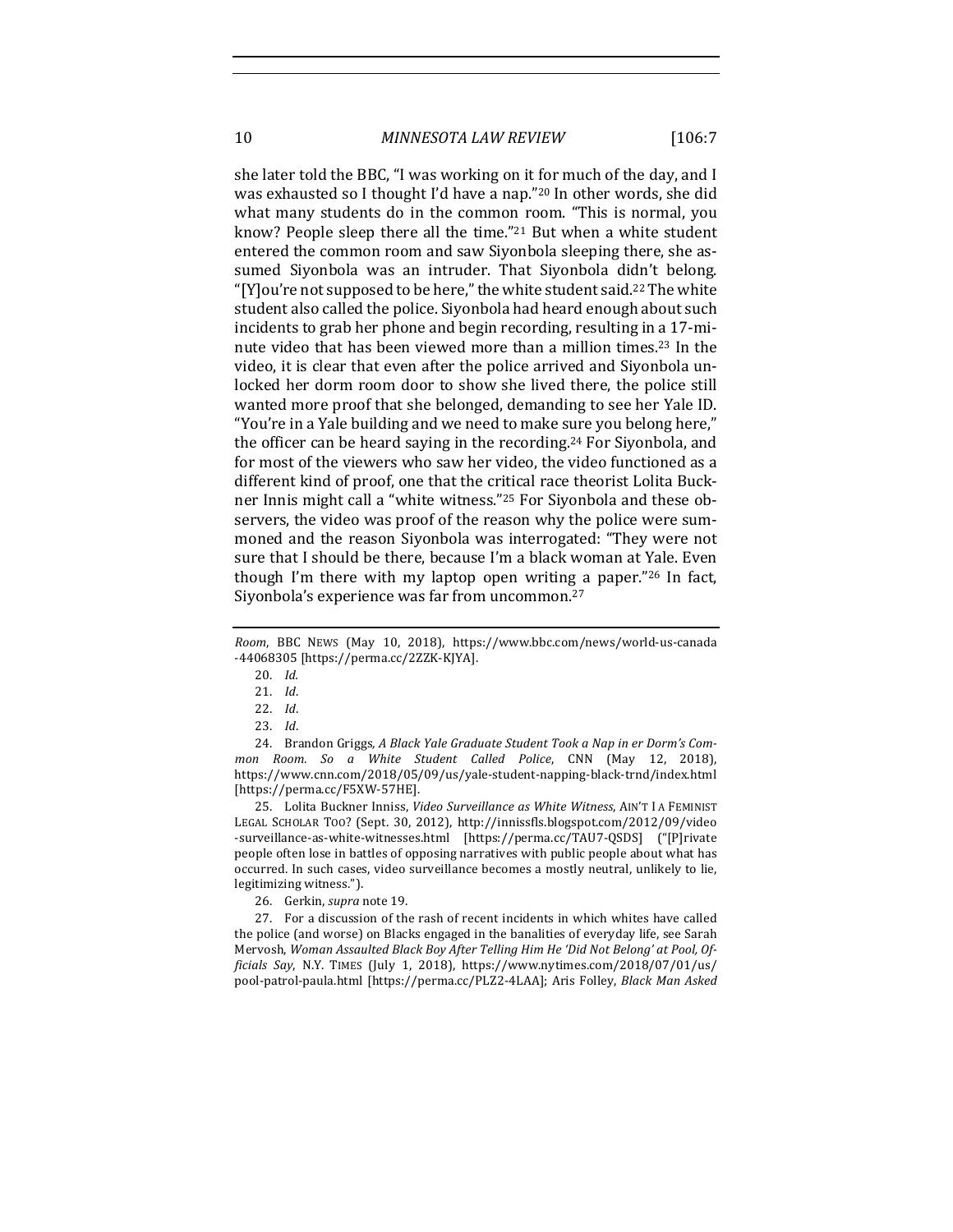she later told the BBC, "I was working on it for much of the day, and I was exhausted so I thought I'd have a nap."[20] In other words, she did what many students do in the common room. "This is normal, you know? People sleep there all the time."[21] But when a white student entered the common room and saw Siyonbola sleeping there, she assumed Siyonbola was an intruder. That Siyonbola didn't belong. "[Y]ou're not supposed to be here," the white student said.[22] The white student also called the police. Siyonbola had heard enough about such incidents to grab her phone and begin recording, resulting in a 17-minute video that has been viewed more than a million times.[23] In the video, it is clear that even after the police arrived and Siyonbola unlocked her dorm room door to show she lived there, the police still wanted more proof that she belonged, demanding to see her Yale ID. "You're in a Yale building and we need to make sure you belong here," the officer can be heard saying in the recording.[24] For Siyonbola, and for most of the viewers who saw her video, the video functioned as a different kind of proof, one that the critical race theorist Lolita Buckner Innis might call a "white witness."[25] For Siyonbola and these observers, the video was proof of the reason why the police were summoned and the reason Siyonbola was interrogated: "They were not sure that I should be there, because I'm a black woman at Yale. Even though I'm there with my laptop open writing a paper."[26] In fact, Siyonbola's experience was far from uncommon.[27]

---

*Room*, BBC NEWS (May 10, 2018), https://www.bbc.com/news/world-us-canada-44068305 [https://perma.cc/2ZZK-KJYA].

20. *Id.*

21. *Id.*

22. *Id.*

23. *Id.*

24. Brandon Griggs, *A Black Yale Graduate Student Took a Nap in er Dorm's Common Room. So a White Student Called Police*, CNN (May 12, 2018), https://www.cnn.com/2018/05/09/us/yale-student-napping-black-trnd/index.html [https://perma.cc/F5XW-57HE].

25. Lolita Buckner Inniss, *Video Surveillance as White Witness*, AIN'T I A FEMINIST LEGAL SCHOLAR TOO? (Sept. 30, 2012), http://innissfls.blogspot.com/2012/09/video-surveillance-as-white-witnesses.html [https://perma.cc/TAU7-QSDS] ("[P]rivate people often lose in battles of opposing narratives with public people about what has occurred. In such cases, video surveillance becomes a mostly neutral, unlikely to lie, legitimizing witness.").

26. Gerkin, *supra* note 19.

27. For a discussion of the rash of recent incidents in which whites have called the police (and worse) on Blacks engaged in the banalities of everyday life, see Sarah Mervosh, *Woman Assaulted Black Boy After Telling Him He 'Did Not Belong' at Pool, Officials Say*, N.Y. TIMES (July 1, 2018), https://www.nytimes.com/2018/07/01/us/pool-patrol-paula.html [https://perma.cc/PLZ2-4LAA]; Aris Folley, *Black Man Asked*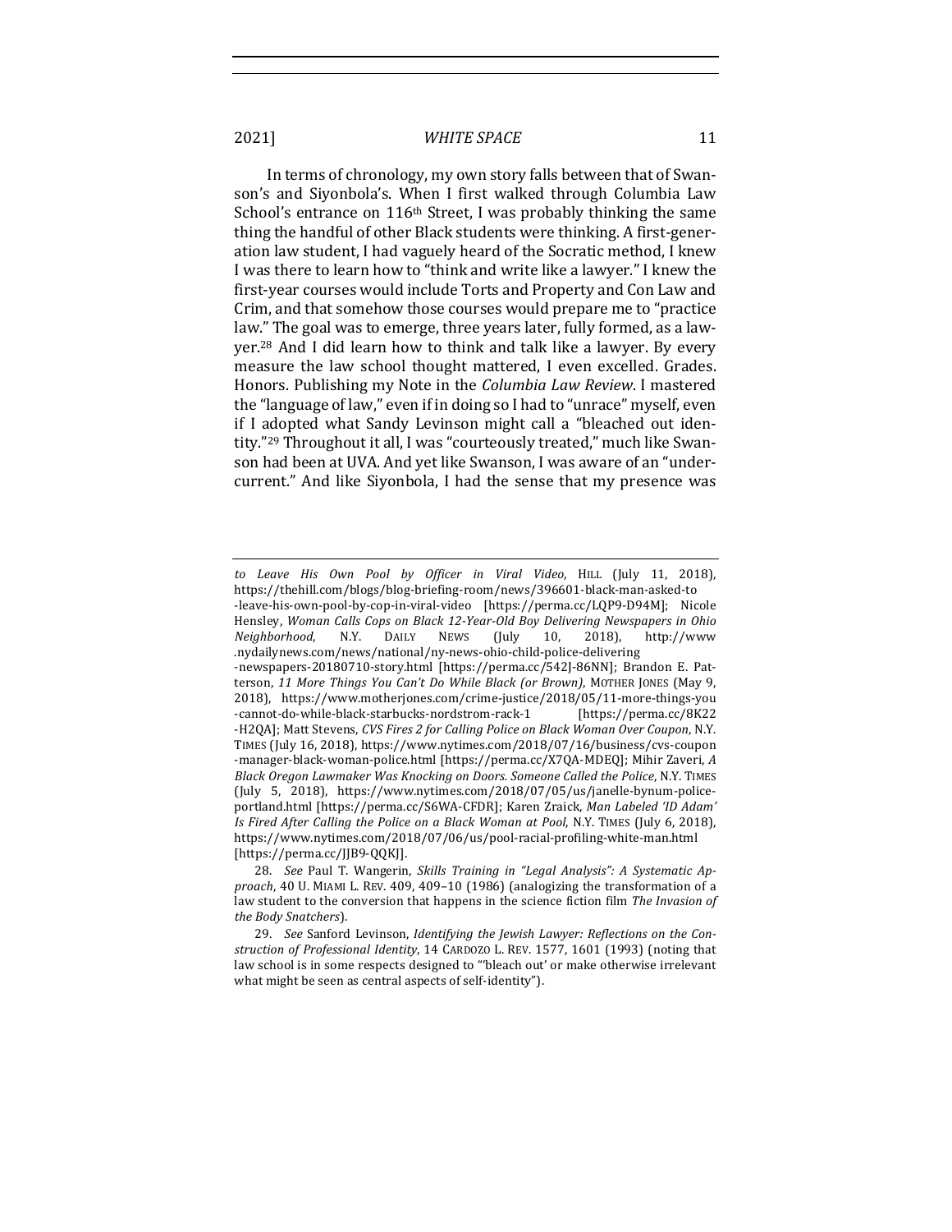In terms of chronology, my own story falls between that of Swanson's and Siyonbola's. When I first walked through Columbia Law School's entrance on 116th Street, I was probably thinking the same thing the handful of other Black students were thinking. A first-generation law student, I had vaguely heard of the Socratic method, I knew I was there to learn how to "think and write like a lawyer." I knew the first-year courses would include Torts and Property and Con Law and Crim, and that somehow those courses would prepare me to "practice law." The goal was to emerge, three years later, fully formed, as a lawyer.[28] And I did learn how to think and talk like a lawyer. By every measure the law school thought mattered, I even excelled. Grades. Honors. Publishing my Note in the *Columbia Law Review*. I mastered the "language of law," even if in doing so I had to "unrace" myself, even if I adopted what Sandy Levinson might call a "bleached out identity."[29] Throughout it all, I was "courteously treated," much like Swanson had been at UVA. And yet like Swanson, I was aware of an "undercurrent." And like Siyonbola, I had the sense that my presence was

---

*to Leave His Own Pool by Officer in Viral Video*, HILL (July 11, 2018), https://thehill.com/blogs/blog-briefing-room/news/396601-black-man-asked-to-leave-his-own-pool-by-cop-in-viral-video [https://perma.cc/LQP9-D94M]; Nicole Hensley, *Woman Calls Cops on Black 12-Year-Old Boy Delivering Newspapers in Ohio Neighborhood*, N.Y. DAILY NEWS (July 10, 2018), http://www.nydailynews.com/news/national/ny-news-ohio-child-police-delivering-newspapers-20180710-story.html [https://perma.cc/542J-86NN]; Brandon E. Patterson, *11 More Things You Can't Do While Black (or Brown)*, MOTHER JONES (May 9, 2018), https://www.motherjones.com/crime-justice/2018/05/11-more-things-you-cannot-do-while-black-starbucks-nordstrom-rack-1 [https://perma.cc/8K22-H2QA]; Matt Stevens, *CVS Fires 2 for Calling Police on Black Woman Over Coupon*, N.Y. TIMES (July 16, 2018), https://www.nytimes.com/2018/07/16/business/cvs-coupon-manager-black-woman-police.html [https://perma.cc/X7QA-MDEQ]; Mihir Zaveri, *A Black Oregon Lawmaker Was Knocking on Doors. Someone Called the Police*, N.Y. TIMES (July 5, 2018), https://www.nytimes.com/2018/07/05/us/janelle-bynum-police-portland.html [https://perma.cc/S6WA-CFDR]; Karen Zraick, *Man Labeled 'ID Adam' Is Fired After Calling the Police on a Black Woman at Pool*, N.Y. TIMES (July 6, 2018), https://www.nytimes.com/2018/07/06/us/pool-racial-profiling-white-man.html [https://perma.cc/JJB9-QQKJ].

28. *See* Paul T. Wangerin, *Skills Training in "Legal Analysis": A Systematic Approach*, 40 U. MIAMI L. REV. 409, 409–10 (1986) (analogizing the transformation of a law student to the conversion that happens in the science fiction film *The Invasion of the Body Snatchers*).

29. *See* Sanford Levinson, *Identifying the Jewish Lawyer: Reflections on the Construction of Professional Identity*, 14 CARDOZO L. REV. 1577, 1601 (1993) (noting that law school is in some respects designed to "'bleach out' or make otherwise irrelevant what might be seen as central aspects of self-identity").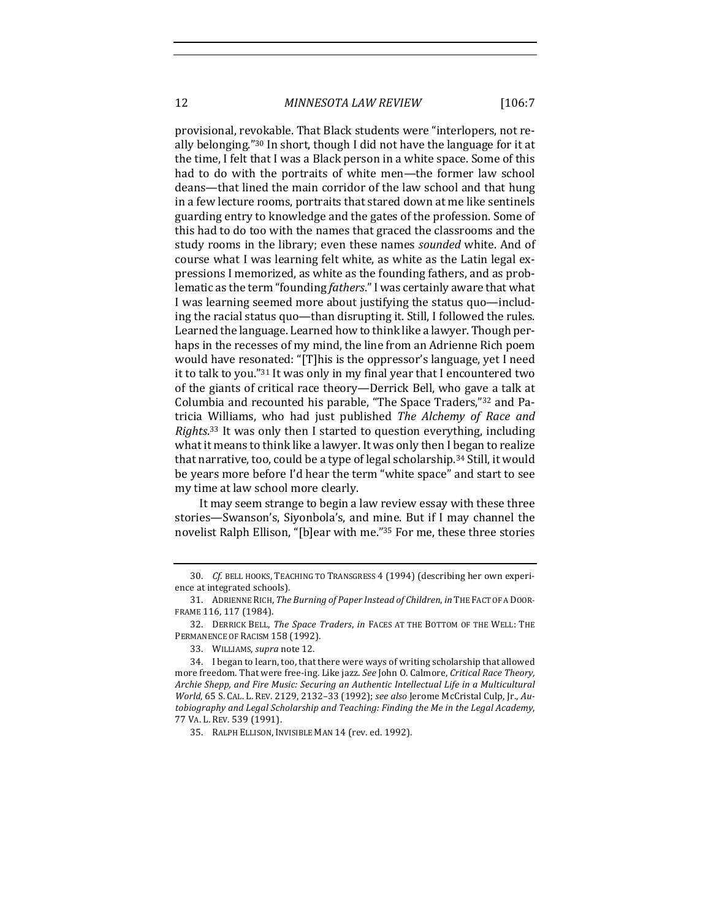provisional, revokable. That Black students were "interlopers, not really belonging."[30] In short, though I did not have the language for it at the time, I felt that I was a Black person in a white space. Some of this had to do with the portraits of white men—the former law school deans—that lined the main corridor of the law school and that hung in a few lecture rooms, portraits that stared down at me like sentinels guarding entry to knowledge and the gates of the profession. Some of this had to do too with the names that graced the classrooms and the study rooms in the library; even these names *sounded* white. And of course what I was learning felt white, as white as the Latin legal expressions I memorized, as white as the founding fathers, and as problematic as the term "founding *fathers*." I was certainly aware that what I was learning seemed more about justifying the status quo—including the racial status quo—than disrupting it. Still, I followed the rules. Learned the language. Learned how to think like a lawyer. Though perhaps in the recesses of my mind, the line from an Adrienne Rich poem would have resonated: "[T]his is the oppressor's language, yet I need it to talk to you."[31] It was only in my final year that I encountered two of the giants of critical race theory—Derrick Bell, who gave a talk at Columbia and recounted his parable, "The Space Traders,"[32] and Patricia Williams, who had just published *The Alchemy of Race and Rights*.[33] It was only then I started to question everything, including what it means to think like a lawyer. It was only then I began to realize that narrative, too, could be a type of legal scholarship.[34] Still, it would be years more before I'd hear the term "white space" and start to see my time at law school more clearly.

It may seem strange to begin a law review essay with these three stories—Swanson's, Siyonbola's, and mine. But if I may channel the novelist Ralph Ellison, "[b]ear with me."[35] For me, these three stories

---

30. *Cf.* BELL HOOKS, TEACHING TO TRANSGRESS 4 (1994) (describing her own experience at integrated schools).

31. ADRIENNE RICH, *The Burning of Paper Instead of Children*, *in* THE FACT OF A DOORFRAME 116, 117 (1984).

32. DERRICK BELL, *The Space Traders*, *in* FACES AT THE BOTTOM OF THE WELL: THE PERMANENCE OF RACISM 158 (1992).

33. WILLIAMS, *supra* note 12.

34. I began to learn, too, that there were ways of writing scholarship that allowed more freedom. That were free-ing. Like jazz. *See* John O. Calmore, *Critical Race Theory, Archie Shepp, and Fire Music: Securing an Authentic Intellectual Life in a Multicultural World*, 65 S. CAL. L. REV. 2129, 2132–33 (1992); *see also* Jerome McCristal Culp, Jr., *Autobiography and Legal Scholarship and Teaching: Finding the Me in the Legal Academy*, 77 VA. L. REV. 539 (1991).

35. RALPH ELLISON, INVISIBLE MAN 14 (rev. ed. 1992).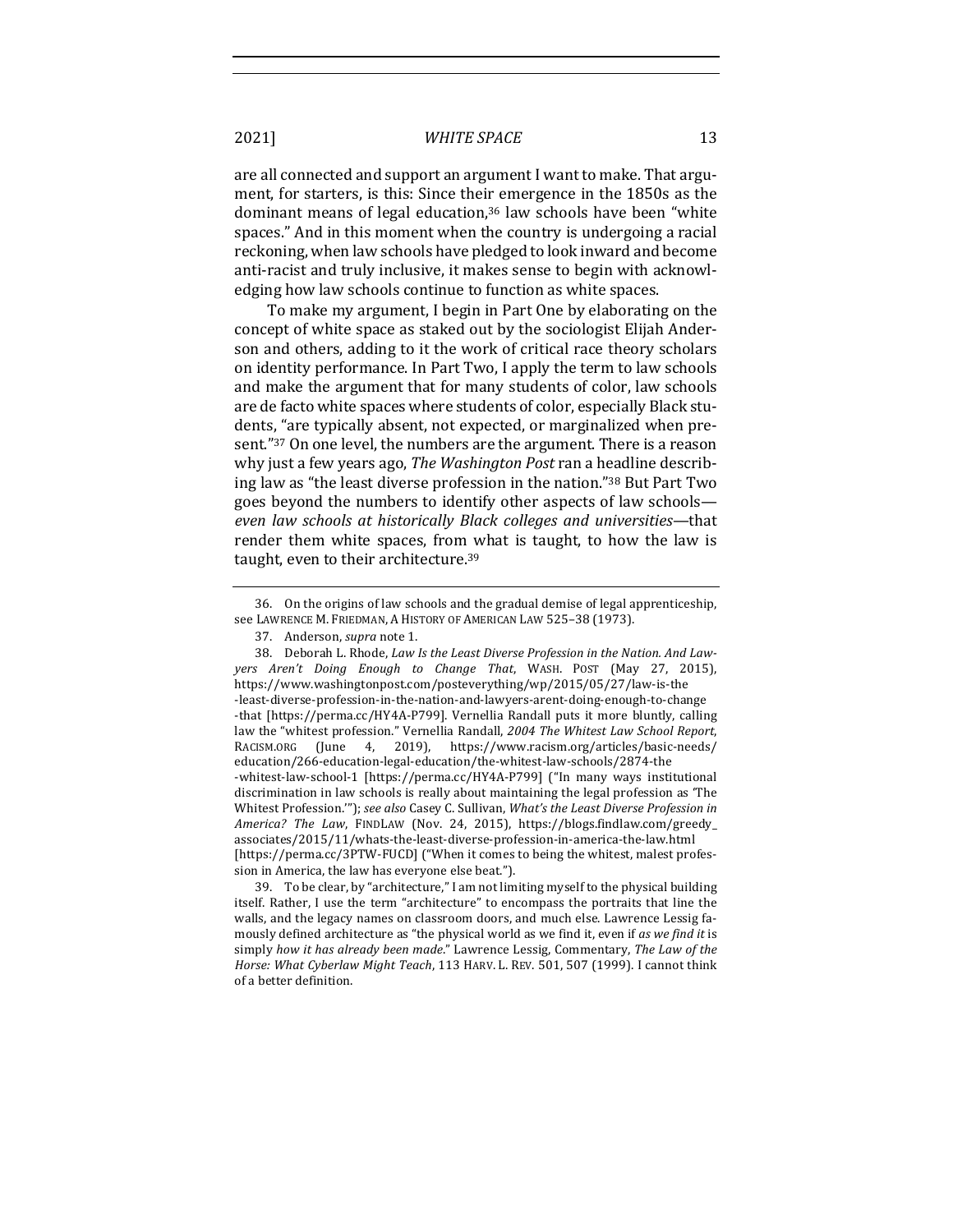are all connected and support an argument I want to make. That argument, for starters, is this: Since their emergence in the 1850s as the dominant means of legal education,[36] law schools have been "white spaces." And in this moment when the country is undergoing a racial reckoning, when law schools have pledged to look inward and become anti-racist and truly inclusive, it makes sense to begin with acknowledging how law schools continue to function as white spaces.

To make my argument, I begin in Part One by elaborating on the concept of white space as staked out by the sociologist Elijah Anderson and others, adding to it the work of critical race theory scholars on identity performance. In Part Two, I apply the term to law schools and make the argument that for many students of color, law schools are de facto white spaces where students of color, especially Black students, "are typically absent, not expected, or marginalized when present."[37] On one level, the numbers are the argument. There is a reason why just a few years ago, *The Washington Post* ran a headline describing law as "the least diverse profession in the nation."[38] But Part Two goes beyond the numbers to identify other aspects of law schools—*even law schools at historically Black colleges and universities*—that render them white spaces, from what is taught, to how the law is taught, even to their architecture.[39]

---

36. On the origins of law schools and the gradual demise of legal apprenticeship, see LAWRENCE M. FRIEDMAN, A HISTORY OF AMERICAN LAW 525–38 (1973).

37. Anderson, *supra* note 1.

38. Deborah L. Rhode, *Law Is the Least Diverse Profession in the Nation. And Lawyers Aren't Doing Enough to Change That*, WASH. POST (May 27, 2015), https://www.washingtonpost.com/posteverything/wp/2015/05/27/law-is-the-least-diverse-profession-in-the-nation-and-lawyers-arent-doing-enough-to-change-that [https://perma.cc/HY4A-P799]. Vernellia Randall puts it more bluntly, calling law the "whitest profession." Vernellia Randall, *2004 The Whitest Law School Report*, RACISM.ORG (June 4, 2019), https://www.racism.org/articles/basic-needs/education/266-education-legal-education/the-whitest-law-schools/2874-the-whitest-law-school-1 [https://perma.cc/HY4A-P799] ("In many ways institutional discrimination in law schools is really about maintaining the legal profession as 'The Whitest Profession.'"); *see also* Casey C. Sullivan, *What's the Least Diverse Profession in America? The Law*, FINDLAW (Nov. 24, 2015), https://blogs.findlaw.com/greedy_associates/2015/11/whats-the-least-diverse-profession-in-america-the-law.html [https://perma.cc/3PTW-FUCD] ("When it comes to being the whitest, malest profession in America, the law has everyone else beat.").

39. To be clear, by "architecture," I am not limiting myself to the physical building itself. Rather, I use the term "architecture" to encompass the portraits that line the walls, and the legacy names on classroom doors, and much else. Lawrence Lessig famously defined architecture as "the physical world as we find it, even if *as we find it* is simply *how it has already been made*." Lawrence Lessig, Commentary, *The Law of the Horse: What Cyberlaw Might Teach*, 113 HARV. L. REV. 501, 507 (1999). I cannot think of a better definition.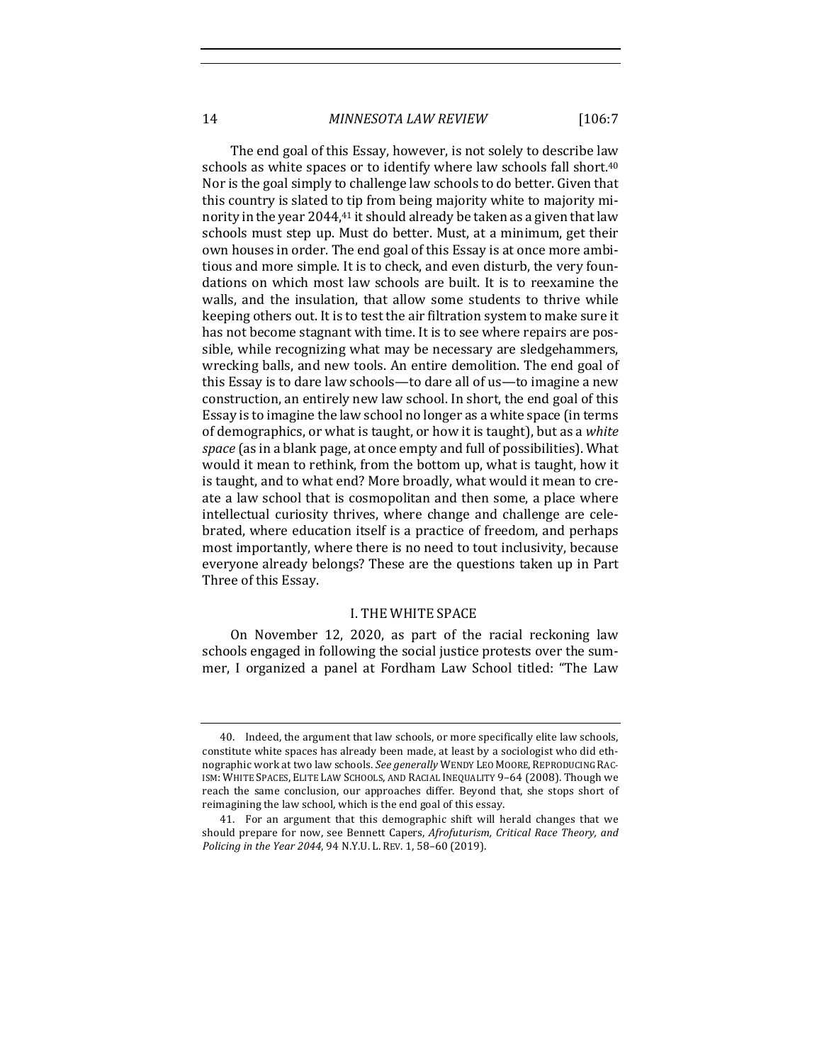The end goal of this Essay, however, is not solely to describe law schools as white spaces or to identify where law schools fall short.[40] Nor is the goal simply to challenge law schools to do better. Given that this country is slated to tip from being majority white to majority minority in the year 2044,[41] it should already be taken as a given that law schools must step up. Must do better. Must, at a minimum, get their own houses in order. The end goal of this Essay is at once more ambitious and more simple. It is to check, and even disturb, the very foundations on which most law schools are built. It is to reexamine the walls, and the insulation, that allow some students to thrive while keeping others out. It is to test the air filtration system to make sure it has not become stagnant with time. It is to see where repairs are possible, while recognizing what may be necessary are sledgehammers, wrecking balls, and new tools. An entire demolition. The end goal of this Essay is to dare law schools—to dare all of us—to imagine a new construction, an entirely new law school. In short, the end goal of this Essay is to imagine the law school no longer as a white space (in terms of demographics, or what is taught, or how it is taught), but as a *white space* (as in a blank page, at once empty and full of possibilities). What would it mean to rethink, from the bottom up, what is taught, how it is taught, and to what end? More broadly, what would it mean to create a law school that is cosmopolitan and then some, a place where intellectual curiosity thrives, where change and challenge are celebrated, where education itself is a practice of freedom, and perhaps most importantly, where there is no need to tout inclusivity, because everyone already belongs? These are the questions taken up in Part Three of this Essay.

## I. THE WHITE SPACE

On November 12, 2020, as part of the racial reckoning law schools engaged in following the social justice protests over the summer, I organized a panel at Fordham Law School titled: "The Law

---

40. Indeed, the argument that law schools, or more specifically elite law schools, constitute white spaces has already been made, at least by a sociologist who did ethnographic work at two law schools. *See generally* WENDY LEO MOORE, REPRODUCING RACISM: WHITE SPACES, ELITE LAW SCHOOLS, AND RACIAL INEQUALITY 9–64 (2008). Though we reach the same conclusion, our approaches differ. Beyond that, she stops short of reimagining the law school, which is the end goal of this essay.

41. For an argument that this demographic shift will herald changes that we should prepare for now, see Bennett Capers, *Afrofuturism, Critical Race Theory, and Policing in the Year 2044*, 94 N.Y.U. L. REV. 1, 58–60 (2019).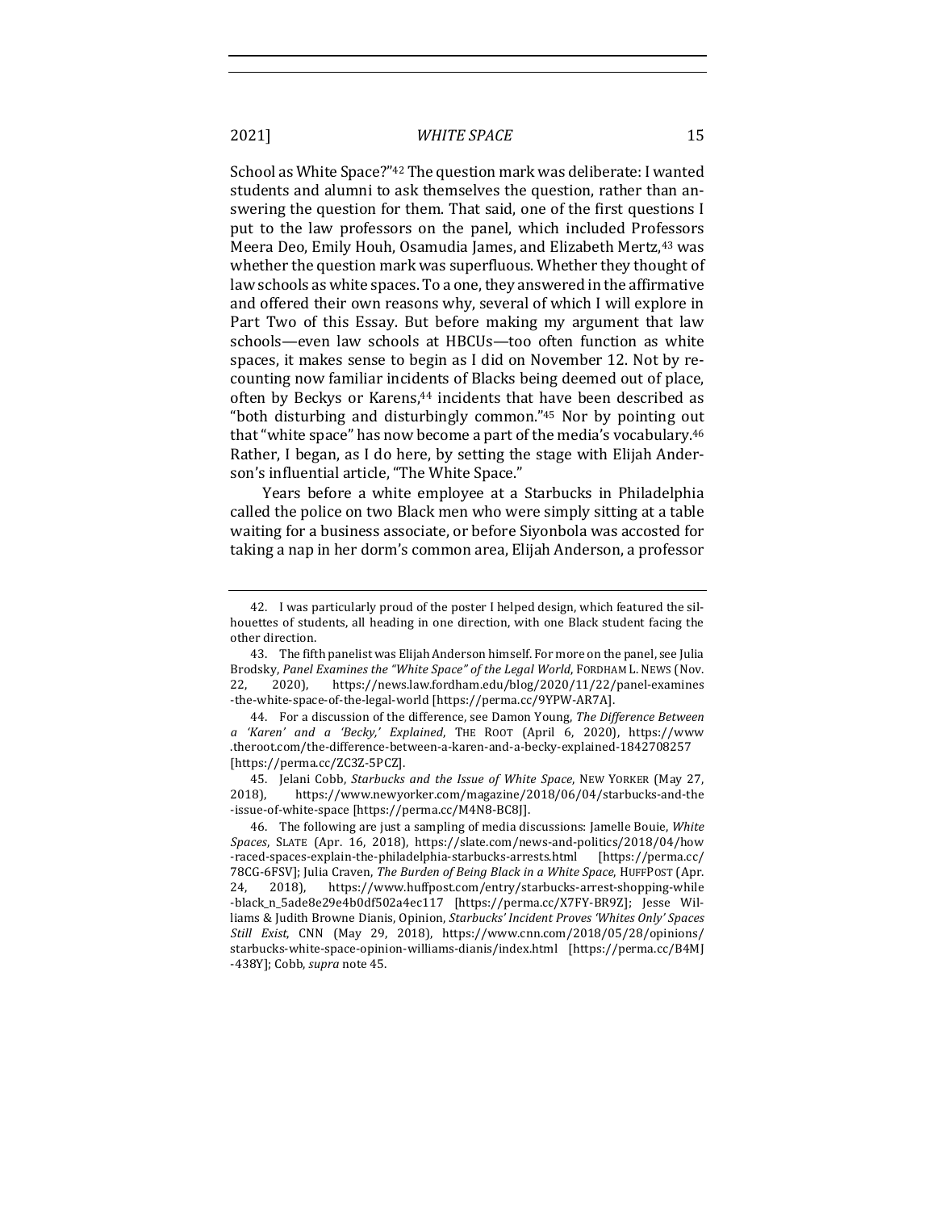School as White Space?"[42] The question mark was deliberate: I wanted students and alumni to ask themselves the question, rather than answering the question for them. That said, one of the first questions I put to the law professors on the panel, which included Professors Meera Deo, Emily Houh, Osamudia James, and Elizabeth Mertz,[43] was whether the question mark was superfluous. Whether they thought of law schools as white spaces. To a one, they answered in the affirmative and offered their own reasons why, several of which I will explore in Part Two of this Essay. But before making my argument that law schools—even law schools at HBCUs—too often function as white spaces, it makes sense to begin as I did on November 12. Not by recounting now familiar incidents of Blacks being deemed out of place, often by Beckys or Karens,[44] incidents that have been described as "both disturbing and disturbingly common."[45] Nor by pointing out that "white space" has now become a part of the media's vocabulary.[46] Rather, I began, as I do here, by setting the stage with Elijah Anderson's influential article, "The White Space."

Years before a white employee at a Starbucks in Philadelphia called the police on two Black men who were simply sitting at a table waiting for a business associate, or before Siyonbola was accosted for taking a nap in her dorm's common area, Elijah Anderson, a professor

---

42. I was particularly proud of the poster I helped design, which featured the silhouettes of students, all heading in one direction, with one Black student facing the other direction.

43. The fifth panelist was Elijah Anderson himself. For more on the panel, see Julia Brodsky, *Panel Examines the "White Space" of the Legal World*, FORDHAM L. NEWS (Nov. 22, 2020), https://news.law.fordham.edu/blog/2020/11/22/panel-examines-the-white-space-of-the-legal-world [https://perma.cc/9YPW-AR7A].

44. For a discussion of the difference, see Damon Young, *The Difference Between a 'Karen' and a 'Becky,' Explained*, THE ROOT (April 6, 2020), https://www.theroot.com/the-difference-between-a-karen-and-a-becky-explained-1842708257 [https://perma.cc/ZC3Z-5PCZ].

45. Jelani Cobb, *Starbucks and the Issue of White Space*, NEW YORKER (May 27, 2018), https://www.newyorker.com/magazine/2018/06/04/starbucks-and-the-issue-of-white-space [https://perma.cc/M4N8-BC8J].

46. The following are just a sampling of media discussions: Jamelle Bouie, *White Spaces*, SLATE (Apr. 16, 2018), https://slate.com/news-and-politics/2018/04/how-raced-spaces-explain-the-philadelphia-starbucks-arrests.html [https://perma.cc/78CG-6FSV]; Julia Craven, *The Burden of Being Black in a White Space*, HUFFPOST (Apr. 24, 2018), https://www.huffpost.com/entry/starbucks-arrest-shopping-while-black_n_5ade8e29e4b0df502a4ec117 [https://perma.cc/X7FY-BR9Z]; Jesse Williams & Judith Browne Dianis, Opinion, *Starbucks' Incident Proves 'Whites Only' Spaces Still Exist*, CNN (May 29, 2018), https://www.cnn.com/2018/05/28/opinions/starbucks-white-space-opinion-williams-dianis/index.html [https://perma.cc/B4MJ-438Y]; Cobb, *supra* note 45.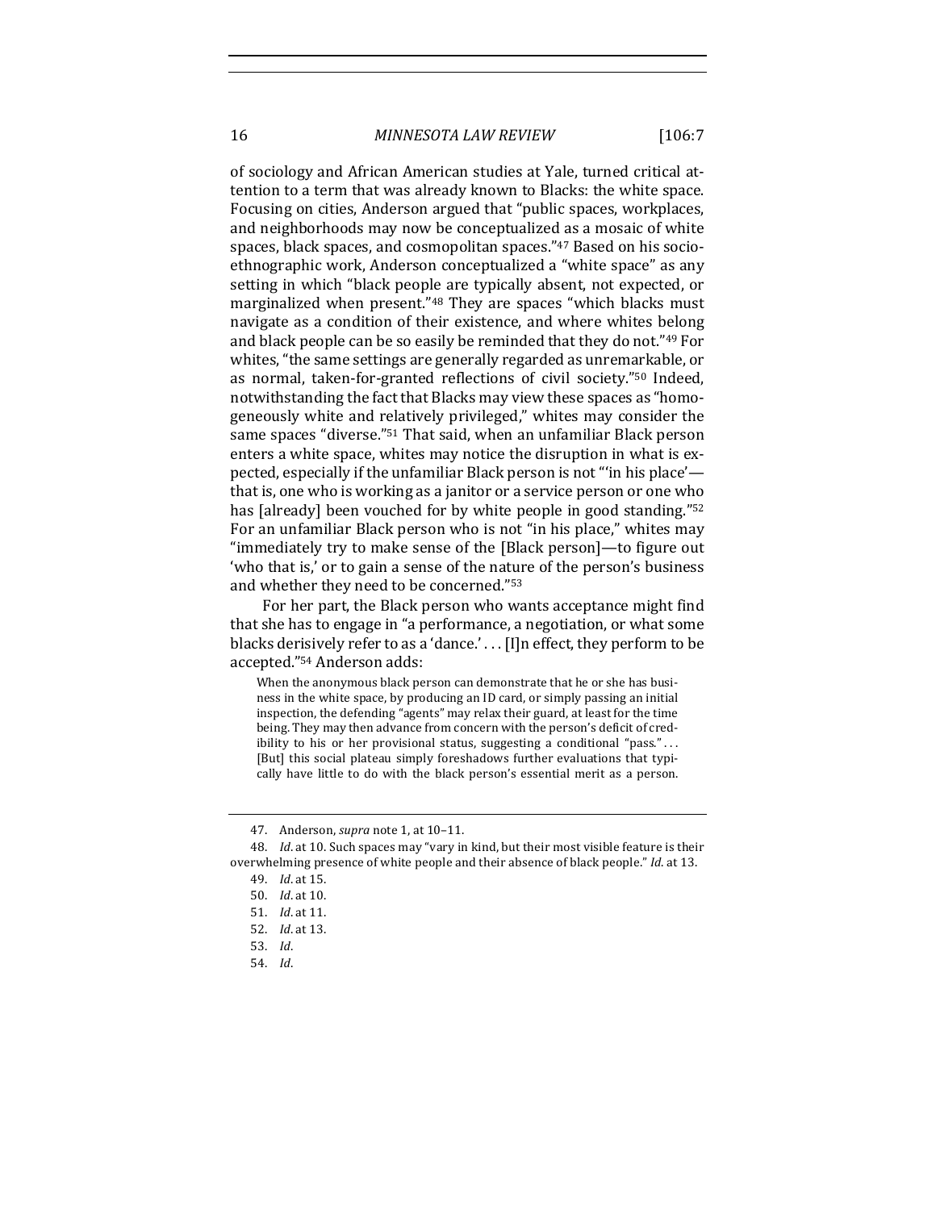of sociology and African American studies at Yale, turned critical attention to a term that was already known to Blacks: the white space. Focusing on cities, Anderson argued that "public spaces, workplaces, and neighborhoods may now be conceptualized as a mosaic of white spaces, black spaces, and cosmopolitan spaces."[47] Based on his socio-ethnographic work, Anderson conceptualized a "white space" as any setting in which "black people are typically absent, not expected, or marginalized when present."[48] They are spaces "which blacks must navigate as a condition of their existence, and where whites belong and black people can be so easily be reminded that they do not."[49] For whites, "the same settings are generally regarded as unremarkable, or as normal, taken-for-granted reflections of civil society."[50] Indeed, notwithstanding the fact that Blacks may view these spaces as "homogeneously white and relatively privileged," whites may consider the same spaces "diverse."[51] That said, when an unfamiliar Black person enters a white space, whites may notice the disruption in what is expected, especially if the unfamiliar Black person is not "'in his place'—that is, one who is working as a janitor or a service person or one who has [already] been vouched for by white people in good standing."[52] For an unfamiliar Black person who is not "in his place," whites may "immediately try to make sense of the [Black person]—to figure out 'who that is,' or to gain a sense of the nature of the person's business and whether they need to be concerned."[53]

For her part, the Black person who wants acceptance might find that she has to engage in "a performance, a negotiation, or what some blacks derisively refer to as a 'dance.' . . . [I]n effect, they perform to be accepted."[54] Anderson adds:

> When the anonymous black person can demonstrate that he or she has business in the white space, by producing an ID card, or simply passing an initial inspection, the defending "agents" may relax their guard, at least for the time being. They may then advance from concern with the person's deficit of credibility to his or her provisional status, suggesting a conditional "pass." . . . [But] this social plateau simply foreshadows further evaluations that typically have little to do with the black person's essential merit as a person.

---

47. Anderson, *supra* note 1, at 10–11.

48. *Id.* at 10. Such spaces may "vary in kind, but their most visible feature is their overwhelming presence of white people and their absence of black people." *Id.* at 13.

49. *Id.* at 15.

50. *Id.* at 10.

51. *Id.* at 11.

52. *Id.* at 13.

53. *Id.*

54. *Id.*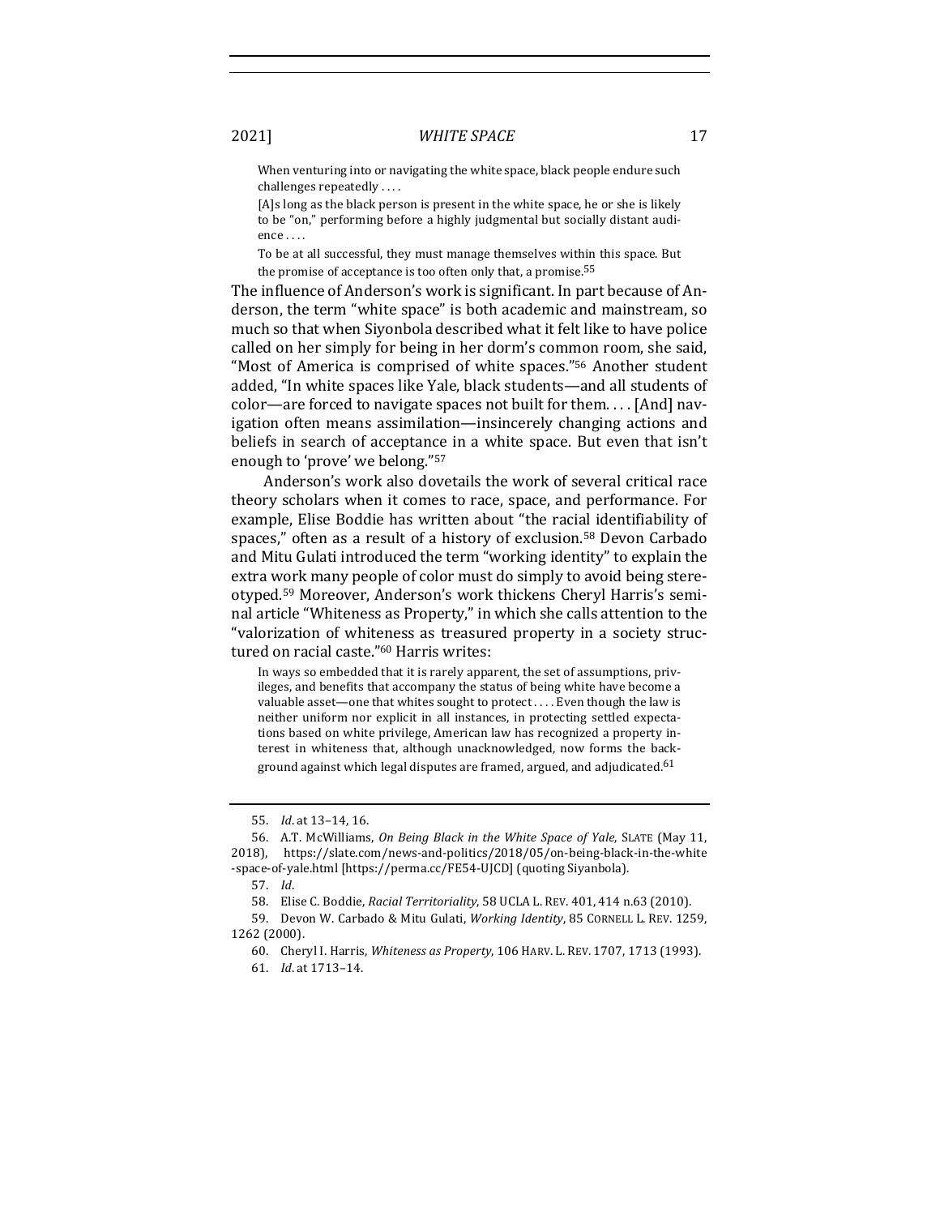> When venturing into or navigating the white space, black people endure such challenges repeatedly . . . .
>
> [A]s long as the black person is present in the white space, he or she is likely to be "on," performing before a highly judgmental but socially distant audience . . . .
>
> To be at all successful, they must manage themselves within this space. But the promise of acceptance is too often only that, a promise.[55]

The influence of Anderson's work is significant. In part because of Anderson, the term "white space" is both academic and mainstream, so much so that when Siyonbola described what it felt like to have police called on her simply for being in her dorm's common room, she said, "Most of America is comprised of white spaces."[56] Another student added, "In white spaces like Yale, black students—and all students of color—are forced to navigate spaces not built for them. . . . [And] navigation often means assimilation—insincerely changing actions and beliefs in search of acceptance in a white space. But even that isn't enough to 'prove' we belong."[57]

Anderson's work also dovetails the work of several critical race theory scholars when it comes to race, space, and performance. For example, Elise Boddie has written about "the racial identifiability of spaces," often as a result of a history of exclusion.[58] Devon Carbado and Mitu Gulati introduced the term "working identity" to explain the extra work many people of color must do simply to avoid being stereotyped.[59] Moreover, Anderson's work thickens Cheryl Harris's seminal article "Whiteness as Property," in which she calls attention to the "valorization of whiteness as treasured property in a society structured on racial caste."[60] Harris writes:

> In ways so embedded that it is rarely apparent, the set of assumptions, privileges, and benefits that accompany the status of being white have become a valuable asset—one that whites sought to protect . . . . Even though the law is neither uniform nor explicit in all instances, in protecting settled expectations based on white privilege, American law has recognized a property interest in whiteness that, although unacknowledged, now forms the background against which legal disputes are framed, argued, and adjudicated.[61]

---

55. *Id.* at 13–14, 16.

56. A.T. McWilliams, *On Being Black in the White Space of Yale*, SLATE (May 11, 2018), https://slate.com/news-and-politics/2018/05/on-being-black-in-the-white-space-of-yale.html [https://perma.cc/FE54-UJCD] (quoting Siyanbola).

57. *Id.*

58. Elise C. Boddie, *Racial Territoriality*, 58 UCLA L. REV. 401, 414 n.63 (2010).

59. Devon W. Carbado & Mitu Gulati, *Working Identity*, 85 CORNELL L. REV. 1259, 1262 (2000).

60. Cheryl I. Harris, *Whiteness as Property*, 106 HARV. L. REV. 1707, 1713 (1993).

61. *Id.* at 1713–14.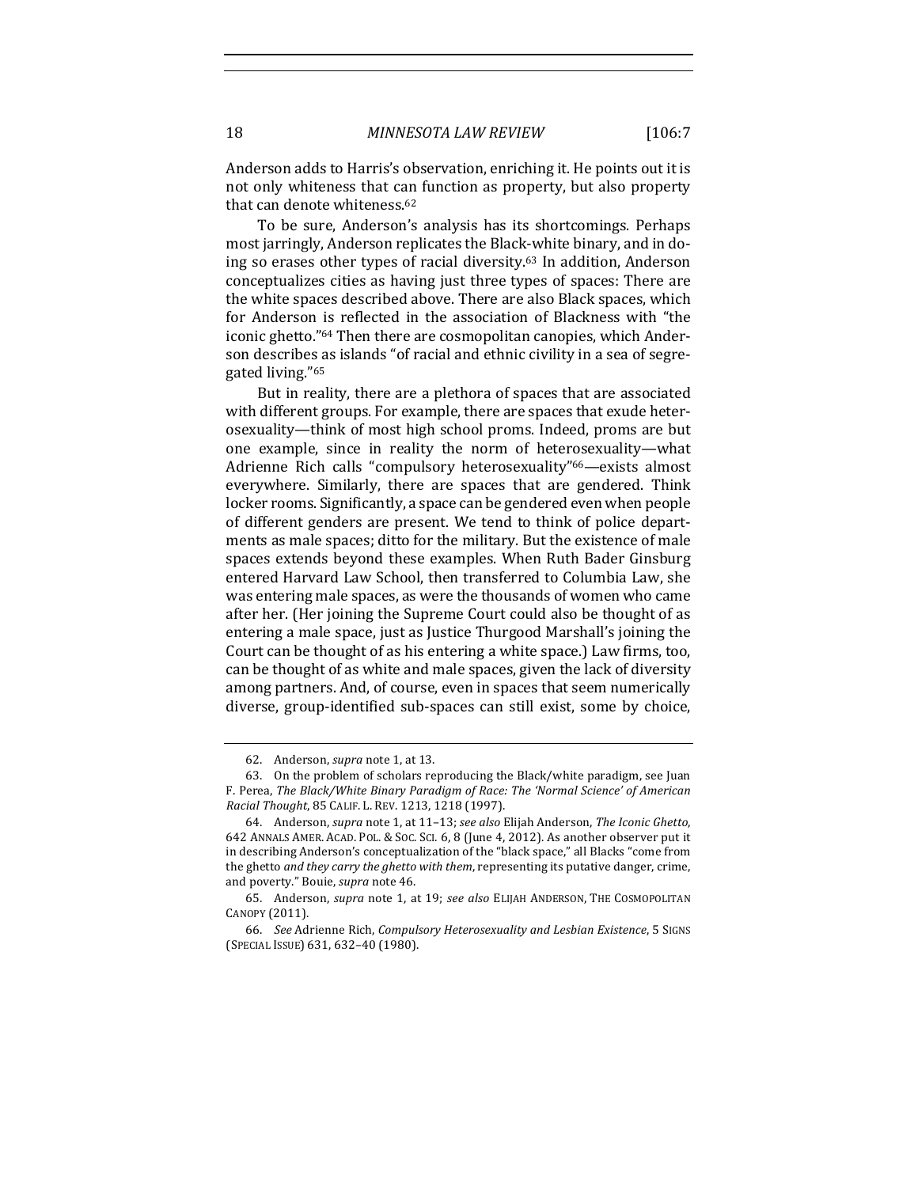Anderson adds to Harris's observation, enriching it. He points out it is not only whiteness that can function as property, but also property that can denote whiteness.[62]

To be sure, Anderson's analysis has its shortcomings. Perhaps most jarringly, Anderson replicates the Black-white binary, and in doing so erases other types of racial diversity.[63] In addition, Anderson conceptualizes cities as having just three types of spaces: There are the white spaces described above. There are also Black spaces, which for Anderson is reflected in the association of Blackness with "the iconic ghetto."[64] Then there are cosmopolitan canopies, which Anderson describes as islands "of racial and ethnic civility in a sea of segregated living."[65]

But in reality, there are a plethora of spaces that are associated with different groups. For example, there are spaces that exude heterosexuality—think of most high school proms. Indeed, proms are but one example, since in reality the norm of heterosexuality—what Adrienne Rich calls "compulsory heterosexuality"[66]—exists almost everywhere. Similarly, there are spaces that are gendered. Think locker rooms. Significantly, a space can be gendered even when people of different genders are present. We tend to think of police departments as male spaces; ditto for the military. But the existence of male spaces extends beyond these examples. When Ruth Bader Ginsburg entered Harvard Law School, then transferred to Columbia Law, she was entering male spaces, as were the thousands of women who came after her. (Her joining the Supreme Court could also be thought of as entering a male space, just as Justice Thurgood Marshall's joining the Court can be thought of as his entering a white space.) Law firms, too, can be thought of as white and male spaces, given the lack of diversity among partners. And, of course, even in spaces that seem numerically diverse, group-identified sub-spaces can still exist, some by choice,

---

62. Anderson, *supra* note 1, at 13.

63. On the problem of scholars reproducing the Black/white paradigm, see Juan F. Perea, *The Black/White Binary Paradigm of Race: The 'Normal Science' of American Racial Thought*, 85 CALIF. L. REV. 1213, 1218 (1997).

64. Anderson, *supra* note 1, at 11–13; *see also* Elijah Anderson, *The Iconic Ghetto*, 642 ANNALS AMER. ACAD. POL. & SOC. SCI. 6, 8 (June 4, 2012). As another observer put it in describing Anderson's conceptualization of the "black space," all Blacks "come from the ghetto *and they carry the ghetto with them*, representing its putative danger, crime, and poverty." Bouie, *supra* note 46.

65. Anderson, *supra* note 1, at 19; *see also* ELIJAH ANDERSON, THE COSMOPOLITAN CANOPY (2011).

66. *See* Adrienne Rich, *Compulsory Heterosexuality and Lesbian Existence*, 5 SIGNS (SPECIAL ISSUE) 631, 632–40 (1980).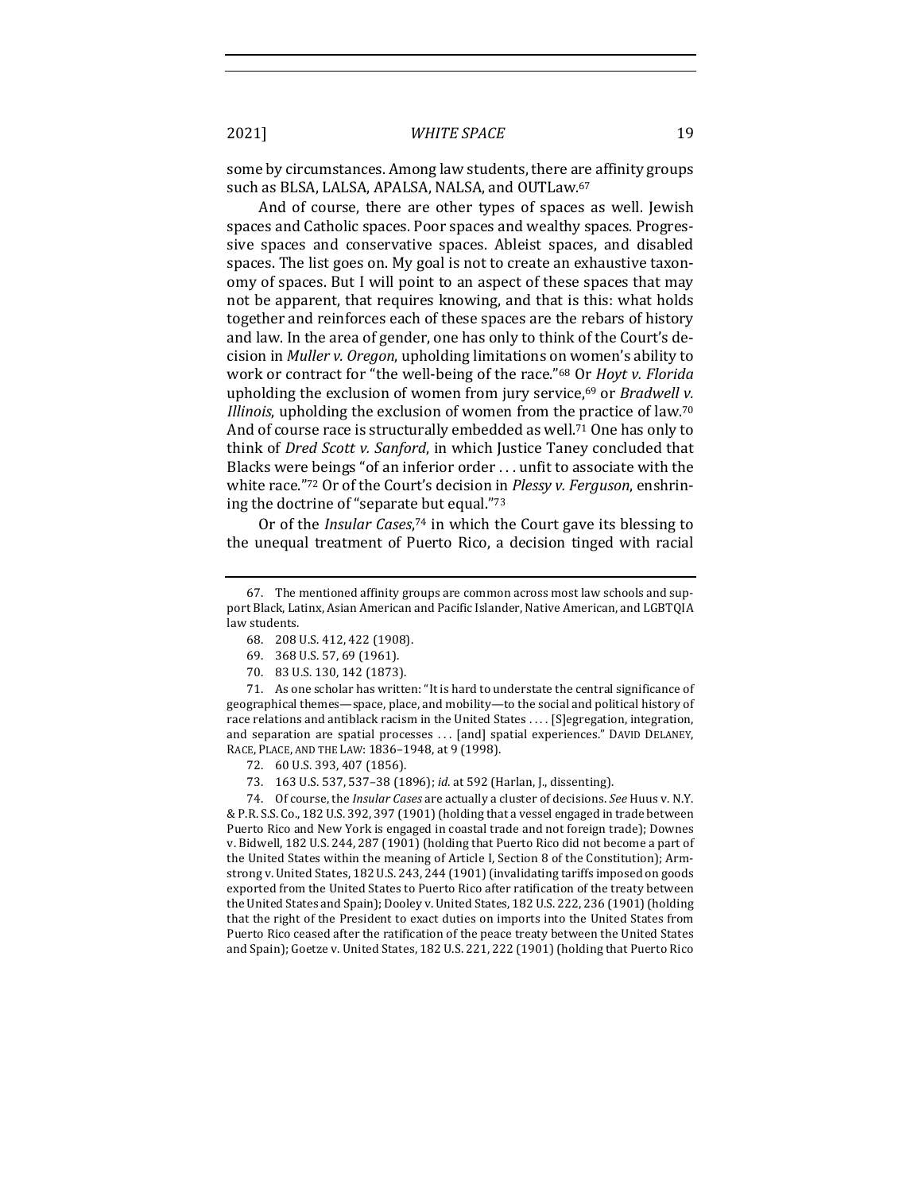some by circumstances. Among law students, there are affinity groups such as BLSA, LALSA, APALSA, NALSA, and OUTLaw.[67]

And of course, there are other types of spaces as well. Jewish spaces and Catholic spaces. Poor spaces and wealthy spaces. Progressive spaces and conservative spaces. Ableist spaces, and disabled spaces. The list goes on. My goal is not to create an exhaustive taxonomy of spaces. But I will point to an aspect of these spaces that may not be apparent, that requires knowing, and that is this: what holds together and reinforces each of these spaces are the rebars of history and law. In the area of gender, one has only to think of the Court's decision in *Muller v. Oregon*, upholding limitations on women's ability to work or contract for "the well-being of the race."[68] Or *Hoyt v. Florida* upholding the exclusion of women from jury service,[69] or *Bradwell v. Illinois*, upholding the exclusion of women from the practice of law.[70] And of course race is structurally embedded as well.[71] One has only to think of *Dred Scott v. Sanford*, in which Justice Taney concluded that Blacks were beings "of an inferior order . . . unfit to associate with the white race."[72] Or of the Court's decision in *Plessy v. Ferguson*, enshrining the doctrine of "separate but equal."[73]

Or of the *Insular Cases*,[74] in which the Court gave its blessing to the unequal treatment of Puerto Rico, a decision tinged with racial

---

67. The mentioned affinity groups are common across most law schools and support Black, Latinx, Asian American and Pacific Islander, Native American, and LGBTQIA law students.

68. 208 U.S. 412, 422 (1908).

69. 368 U.S. 57, 69 (1961).

70. 83 U.S. 130, 142 (1873).

71. As one scholar has written: "It is hard to understate the central significance of geographical themes—space, place, and mobility—to the social and political history of race relations and antiblack racism in the United States . . . . [S]egregation, integration, and separation are spatial processes . . . [and] spatial experiences." DAVID DELANEY, RACE, PLACE, AND THE LAW: 1836–1948, at 9 (1998).

72. 60 U.S. 393, 407 (1856).

73. 163 U.S. 537, 537–38 (1896); *id*. at 592 (Harlan, J., dissenting).

74. Of course, the *Insular Cases* are actually a cluster of decisions. *See* Huus v. N.Y. & P.R. S.S. Co., 182 U.S. 392, 397 (1901) (holding that a vessel engaged in trade between Puerto Rico and New York is engaged in coastal trade and not foreign trade); Downes v. Bidwell, 182 U.S. 244, 287 (1901) (holding that Puerto Rico did not become a part of the United States within the meaning of Article I, Section 8 of the Constitution); Armstrong v. United States, 182 U.S. 243, 244 (1901) (invalidating tariffs imposed on goods exported from the United States to Puerto Rico after ratification of the treaty between the United States and Spain); Dooley v. United States, 182 U.S. 222, 236 (1901) (holding that the right of the President to exact duties on imports into the United States from Puerto Rico ceased after the ratification of the peace treaty between the United States and Spain); Goetze v. United States, 182 U.S. 221, 222 (1901) (holding that Puerto Rico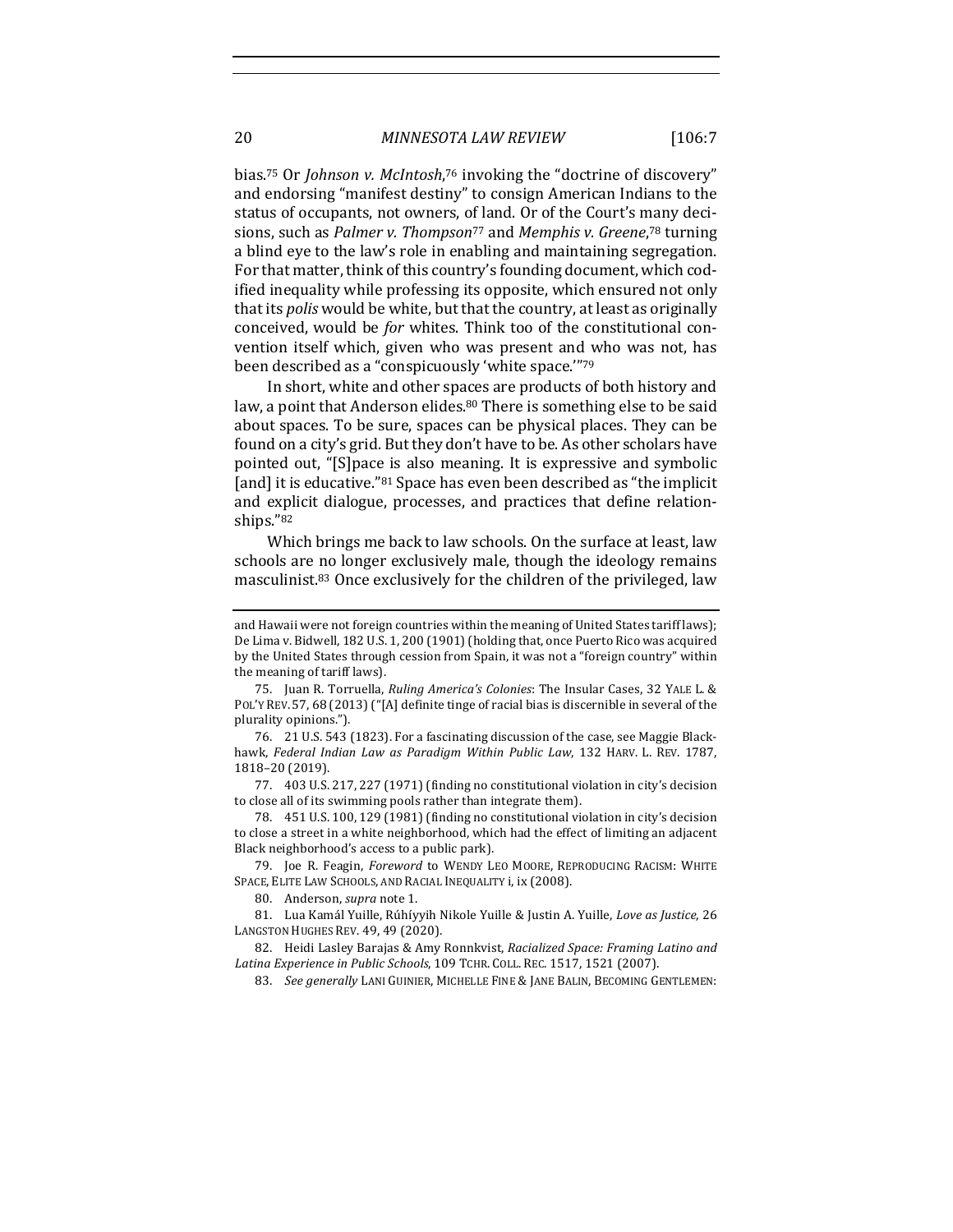bias.[75] Or *Johnson v. McIntosh*,[76] invoking the "doctrine of discovery" and endorsing "manifest destiny" to consign American Indians to the status of occupants, not owners, of land. Or of the Court's many decisions, such as *Palmer v. Thompson*[77] and *Memphis v. Greene*,[78] turning a blind eye to the law's role in enabling and maintaining segregation. For that matter, think of this country's founding document, which codified inequality while professing its opposite, which ensured not only that its *polis* would be white, but that the country, at least as originally conceived, would be *for* whites. Think too of the constitutional convention itself which, given who was present and who was not, has been described as a "conspicuously 'white space.'"[79]

In short, white and other spaces are products of both history and law, a point that Anderson elides.[80] There is something else to be said about spaces. To be sure, spaces can be physical places. They can be found on a city's grid. But they don't have to be. As other scholars have pointed out, "[S]pace is also meaning. It is expressive and symbolic [and] it is educative."[81] Space has even been described as "the implicit and explicit dialogue, processes, and practices that define relationships."[82]

Which brings me back to law schools. On the surface at least, law schools are no longer exclusively male, though the ideology remains masculinist.[83] Once exclusively for the children of the privileged, law

---

and Hawaii were not foreign countries within the meaning of United States tariff laws); De Lima v. Bidwell, 182 U.S. 1, 200 (1901) (holding that, once Puerto Rico was acquired by the United States through cession from Spain, it was not a "foreign country" within the meaning of tariff laws).

75. Juan R. Torruella, *Ruling America's Colonies*: The Insular Cases, 32 YALE L. & POL'Y REV. 57, 68 (2013) ("[A] definite tinge of racial bias is discernible in several of the plurality opinions.").

76. 21 U.S. 543 (1823). For a fascinating discussion of the case, see Maggie Blackhawk, *Federal Indian Law as Paradigm Within Public Law*, 132 HARV. L. REV. 1787, 1818–20 (2019).

77. 403 U.S. 217, 227 (1971) (finding no constitutional violation in city's decision to close all of its swimming pools rather than integrate them).

78. 451 U.S. 100, 129 (1981) (finding no constitutional violation in city's decision to close a street in a white neighborhood, which had the effect of limiting an adjacent Black neighborhood's access to a public park).

79. Joe R. Feagin, *Foreword* to WENDY LEO MOORE, REPRODUCING RACISM: WHITE SPACE, ELITE LAW SCHOOLS, AND RACIAL INEQUALITY i, ix (2008).

80. Anderson, *supra* note 1.

81. Lua Kamál Yuille, Rúhíyyih Nikole Yuille & Justin A. Yuille, *Love as Justice*, 26 LANGSTON HUGHES REV. 49, 49 (2020).

82. Heidi Lasley Barajas & Amy Ronnkvist, *Racialized Space: Framing Latino and Latina Experience in Public Schools*, 109 TCHR. COLL. REC. 1517, 1521 (2007).

83. *See generally* LANI GUINIER, MICHELLE FINE & JANE BALIN, BECOMING GENTLEMEN: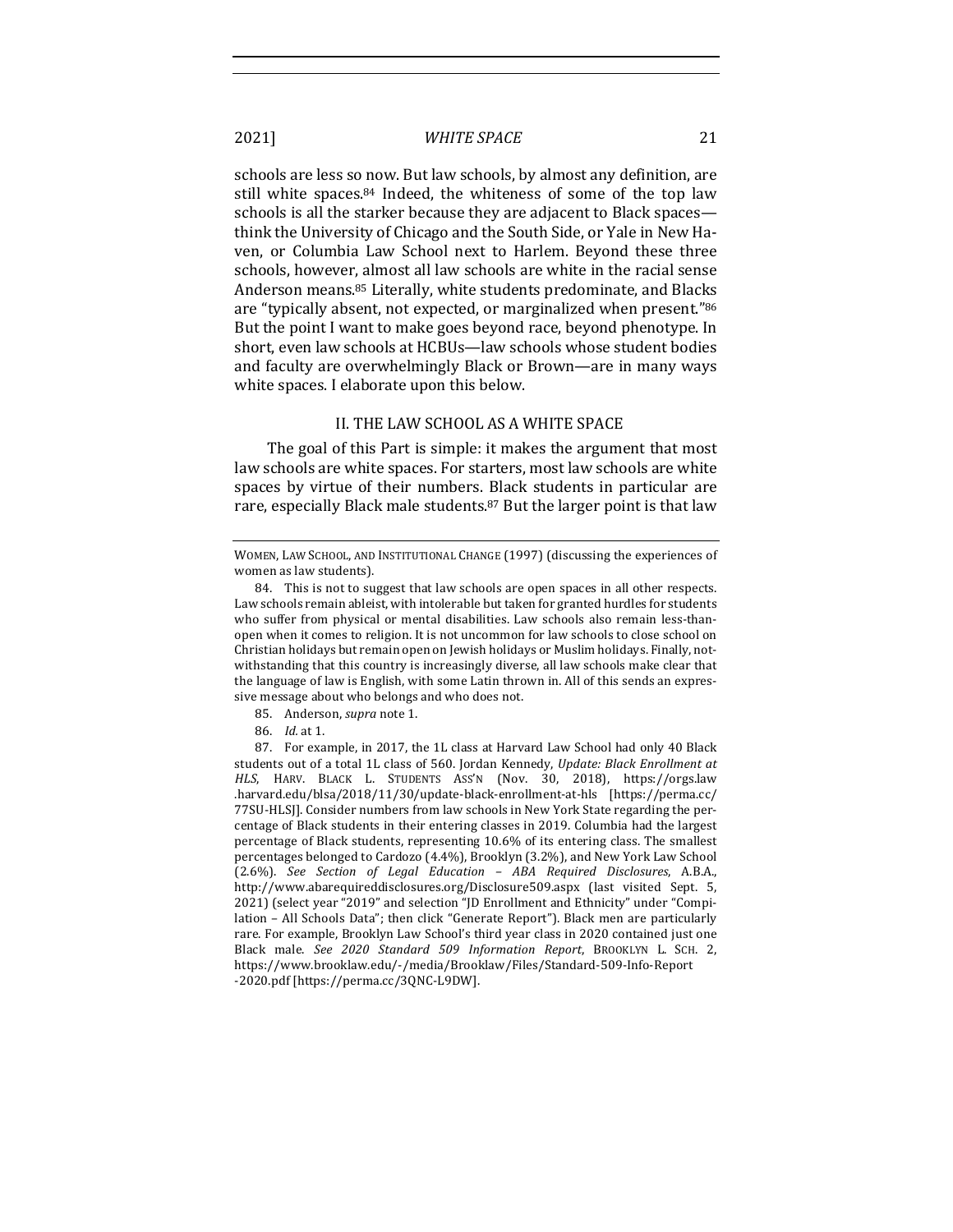schools are less so now. But law schools, by almost any definition, are still white spaces.[84] Indeed, the whiteness of some of the top law schools is all the starker because they are adjacent to Black spaces—think the University of Chicago and the South Side, or Yale in New Haven, or Columbia Law School next to Harlem. Beyond these three schools, however, almost all law schools are white in the racial sense Anderson means.[85] Literally, white students predominate, and Blacks are "typically absent, not expected, or marginalized when present."[86] But the point I want to make goes beyond race, beyond phenotype. In short, even law schools at HCBUs—law schools whose student bodies and faculty are overwhelmingly Black or Brown—are in many ways white spaces. I elaborate upon this below.

## II. THE LAW SCHOOL AS A WHITE SPACE

The goal of this Part is simple: it makes the argument that most law schools are white spaces. For starters, most law schools are white spaces by virtue of their numbers. Black students in particular are rare, especially Black male students.[87] But the larger point is that law

---

WOMEN, LAW SCHOOL, AND INSTITUTIONAL CHANGE (1997) (discussing the experiences of women as law students).

84. This is not to suggest that law schools are open spaces in all other respects. Law schools remain ableist, with intolerable but taken for granted hurdles for students who suffer from physical or mental disabilities. Law schools also remain less-than-open when it comes to religion. It is not uncommon for law schools to close school on Christian holidays but remain open on Jewish holidays or Muslim holidays. Finally, notwithstanding that this country is increasingly diverse, all law schools make clear that the language of law is English, with some Latin thrown in. All of this sends an expressive message about who belongs and who does not.

85. Anderson, *supra* note 1.

86. *Id.* at 1.

87. For example, in 2017, the 1L class at Harvard Law School had only 40 Black students out of a total 1L class of 560. Jordan Kennedy, *Update: Black Enrollment at HLS*, HARV. BLACK L. STUDENTS ASS'N (Nov. 30, 2018), https://orgs.law.harvard.edu/blsa/2018/11/30/update-black-enrollment-at-hls [https://perma.cc/77SU-HLSJ]. Consider numbers from law schools in New York State regarding the percentage of Black students in their entering classes in 2019. Columbia had the largest percentage of Black students, representing 10.6% of its entering class. The smallest percentages belonged to Cardozo (4.4%), Brooklyn (3.2%), and New York Law School (2.6%). *See Section of Legal Education – ABA Required Disclosures*, A.B.A., http://www.abarequireddisclosures.org/Disclosure509.aspx (last visited Sept. 5, 2021) (select year "2019" and selection "JD Enrollment and Ethnicity" under "Compilation – All Schools Data"; then click "Generate Report"). Black men are particularly rare. For example, Brooklyn Law School's third year class in 2020 contained just one Black male. *See 2020 Standard 509 Information Report*, BROOKLYN L. SCH. 2, https://www.brooklaw.edu/-/media/Brooklaw/Files/Standard-509-Info-Report-2020.pdf [https://perma.cc/3QNC-L9DW].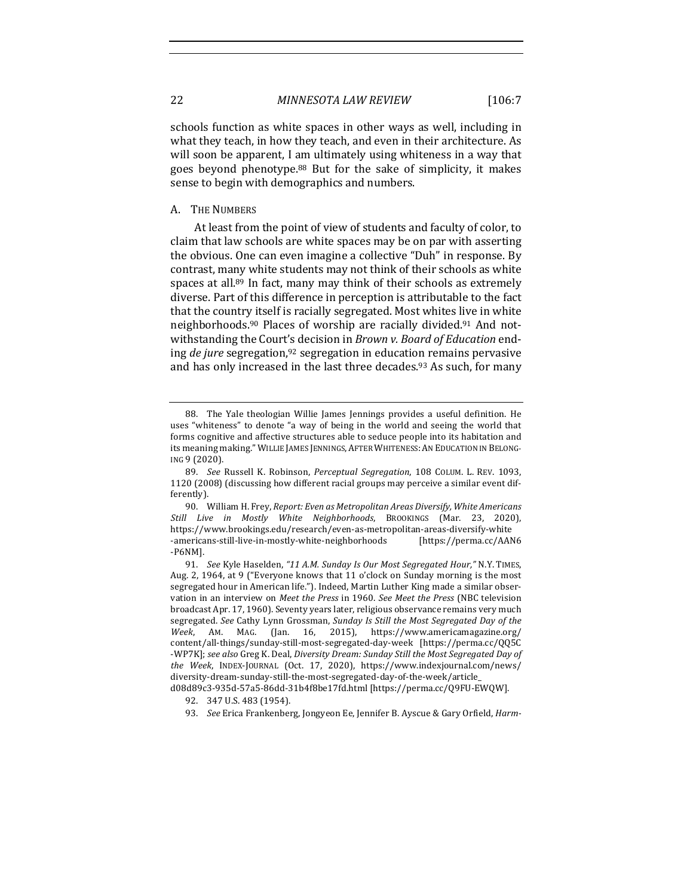schools function as white spaces in other ways as well, including in what they teach, in how they teach, and even in their architecture. As will soon be apparent, I am ultimately using whiteness in a way that goes beyond phenotype.[88] But for the sake of simplicity, it makes sense to begin with demographics and numbers.

### A. The Numbers

At least from the point of view of students and faculty of color, to claim that law schools are white spaces may be on par with asserting the obvious. One can even imagine a collective "Duh" in response. By contrast, many white students may not think of their schools as white spaces at all.[89] In fact, many may think of their schools as extremely diverse. Part of this difference in perception is attributable to the fact that the country itself is racially segregated. Most whites live in white neighborhoods.[90] Places of worship are racially divided.[91] And notwithstanding the Court's decision in *Brown v. Board of Education* ending *de jure* segregation,[92] segregation in education remains pervasive and has only increased in the last three decades.[93] As such, for many

---

88. The Yale theologian Willie James Jennings provides a useful definition. He uses "whiteness" to denote "a way of being in the world and seeing the world that forms cognitive and affective structures able to seduce people into its habitation and its meaning making." Willie James Jennings, After Whiteness: An Education in Belonging 9 (2020).

89. *See* Russell K. Robinson, *Perceptual Segregation*, 108 Colum. L. Rev. 1093, 1120 (2008) (discussing how different racial groups may perceive a similar event differently).

90. William H. Frey, *Report: Even as Metropolitan Areas Diversify, White Americans Still Live in Mostly White Neighborhoods*, Brookings (Mar. 23, 2020), https://www.brookings.edu/research/even-as-metropolitan-areas-diversify-white-americans-still-live-in-mostly-white-neighborhoods [https://perma.cc/AAN6-P6NM].

91. *See* Kyle Haselden, *"11 A.M. Sunday Is Our Most Segregated Hour,"* N.Y. Times, Aug. 2, 1964, at 9 ("Everyone knows that 11 o'clock on Sunday morning is the most segregated hour in American life."). Indeed, Martin Luther King made a similar observation in an interview on *Meet the Press* in 1960. *See Meet the Press* (NBC television broadcast Apr. 17, 1960). Seventy years later, religious observance remains very much segregated. *See* Cathy Lynn Grossman, *Sunday Is Still the Most Segregated Day of the Week*, Am. Mag. (Jan. 16, 2015), https://www.americamagazine.org/content/all-things/sunday-still-most-segregated-day-week [https://perma.cc/QQ5C-WP7K]; *see also* Greg K. Deal, *Diversity Dream: Sunday Still the Most Segregated Day of the Week*, Index-Journal (Oct. 17, 2020), https://www.indexjournal.com/news/diversity-dream-sunday-still-the-most-segregated-day-of-the-week/article_d08d89c3-935d-57a5-86dd-31b4f8be17fd.html [https://perma.cc/Q9FU-EWQW].

92. 347 U.S. 483 (1954).

93. *See* Erica Frankenberg, Jongyeon Ee, Jennifer B. Ayscue & Gary Orfield, *Harm-*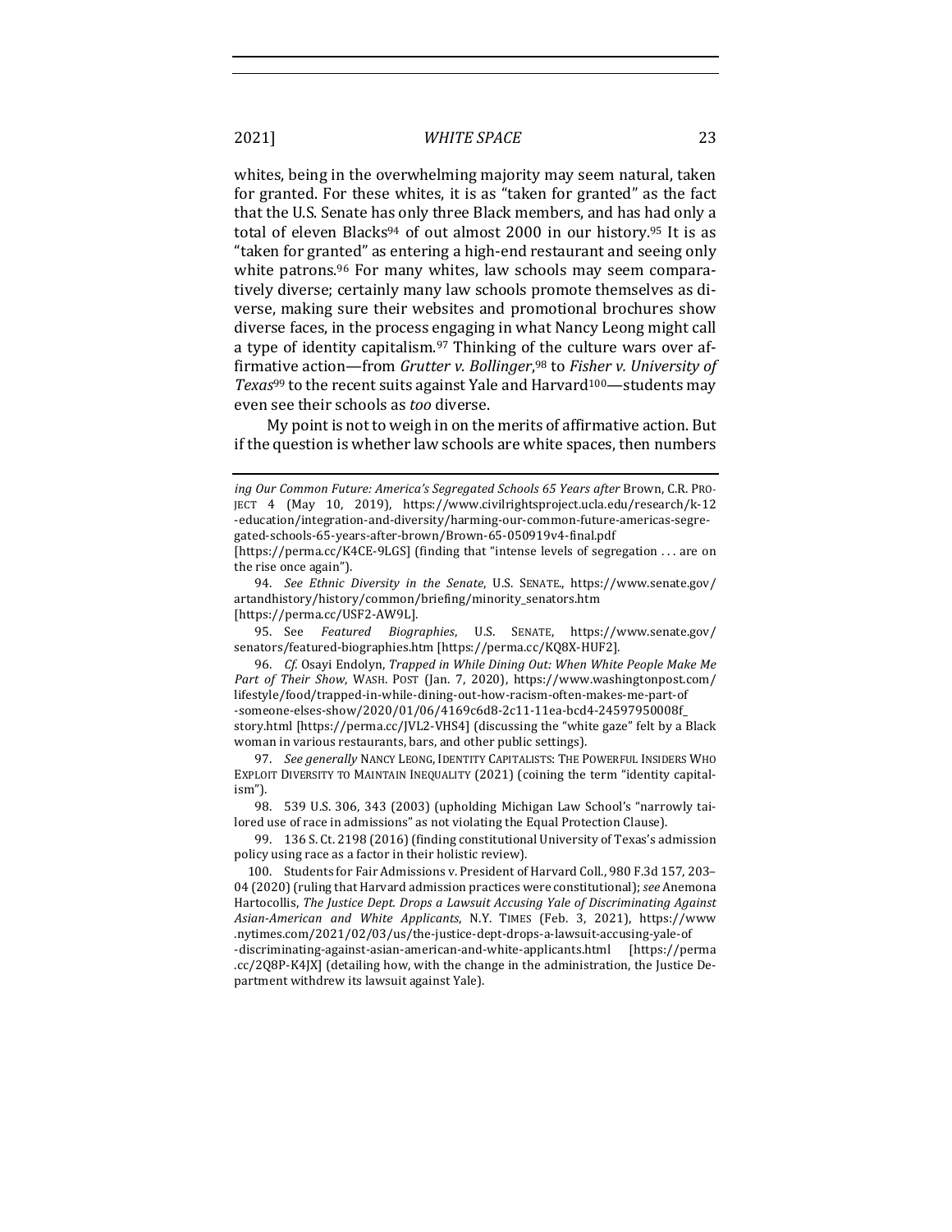whites, being in the overwhelming majority may seem natural, taken for granted. For these whites, it is as "taken for granted" as the fact that the U.S. Senate has only three Black members, and has had only a total of eleven Blacks[94] of out almost 2000 in our history.[95] It is as "taken for granted" as entering a high-end restaurant and seeing only white patrons.[96] For many whites, law schools may seem comparatively diverse; certainly many law schools promote themselves as diverse, making sure their websites and promotional brochures show diverse faces, in the process engaging in what Nancy Leong might call a type of identity capitalism.[97] Thinking of the culture wars over affirmative action—from *Grutter v. Bollinger*,[98] to *Fisher v. University of Texas*[99] to the recent suits against Yale and Harvard[100]—students may even see their schools as *too* diverse.

My point is not to weigh in on the merits of affirmative action. But if the question is whether law schools are white spaces, then numbers

---

*ing Our Common Future: America's Segregated Schools 65 Years after* Brown, C.R. PROJECT 4 (May 10, 2019), https://www.civilrightsproject.ucla.edu/research/k-12-education/integration-and-diversity/harming-our-common-future-americas-segregated-schools-65-years-after-brown/Brown-65-050919v4-final.pdf [https://perma.cc/K4CE-9LGS] (finding that "intense levels of segregation . . . are on the rise once again").

94. *See Ethnic Diversity in the Senate*, U.S. SENATE., https://www.senate.gov/artandhistory/history/common/briefing/minority_senators.htm [https://perma.cc/USF2-AW9L].

95. See *Featured Biographies*, U.S. SENATE, https://www.senate.gov/senators/featured-biographies.htm [https://perma.cc/KQ8X-HUF2].

96. *Cf.* Osayi Endolyn, *Trapped in While Dining Out: When White People Make Me Part of Their Show*, WASH. POST (Jan. 7, 2020), https://www.washingtonpost.com/lifestyle/food/trapped-in-while-dining-out-how-racism-often-makes-me-part-of-someone-elses-show/2020/01/06/4169c6d8-2c11-11ea-bcd4-24597950008f_story.html [https://perma.cc/JVL2-VHS4] (discussing the "white gaze" felt by a Black woman in various restaurants, bars, and other public settings).

97. *See generally* NANCY LEONG, IDENTITY CAPITALISTS: THE POWERFUL INSIDERS WHO EXPLOIT DIVERSITY TO MAINTAIN INEQUALITY (2021) (coining the term "identity capitalism").

98. 539 U.S. 306, 343 (2003) (upholding Michigan Law School's "narrowly tailored use of race in admissions" as not violating the Equal Protection Clause).

99. 136 S. Ct. 2198 (2016) (finding constitutional University of Texas's admission policy using race as a factor in their holistic review).

100. Students for Fair Admissions v. President of Harvard Coll., 980 F.3d 157, 203–04 (2020) (ruling that Harvard admission practices were constitutional); *see* Anemona Hartocollis, *The Justice Dept. Drops a Lawsuit Accusing Yale of Discriminating Against Asian-American and White Applicants*, N.Y. TIMES (Feb. 3, 2021), https://www.nytimes.com/2021/02/03/us/the-justice-dept-drops-a-lawsuit-accusing-yale-of-discriminating-against-asian-american-and-white-applicants.html [https://perma.cc/2Q8P-K4JX] (detailing how, with the change in the administration, the Justice Department withdrew its lawsuit against Yale).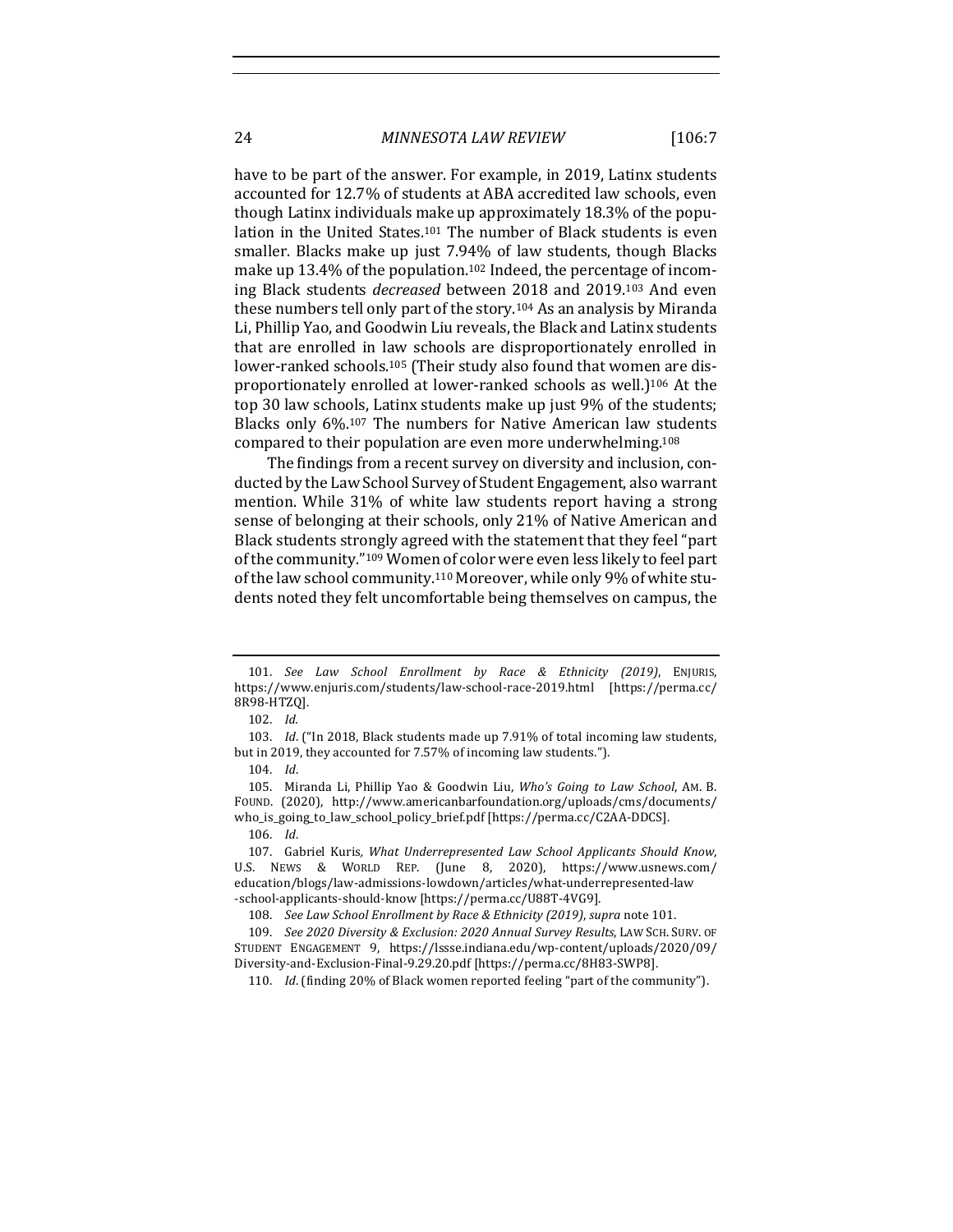have to be part of the answer. For example, in 2019, Latinx students accounted for 12.7% of students at ABA accredited law schools, even though Latinx individuals make up approximately 18.3% of the population in the United States.[101] The number of Black students is even smaller. Blacks make up just 7.94% of law students, though Blacks make up 13.4% of the population.[102] Indeed, the percentage of incoming Black students *decreased* between 2018 and 2019.[103] And even these numbers tell only part of the story.[104] As an analysis by Miranda Li, Phillip Yao, and Goodwin Liu reveals, the Black and Latinx students that are enrolled in law schools are disproportionately enrolled in lower-ranked schools.[105] (Their study also found that women are disproportionately enrolled at lower-ranked schools as well.)[106] At the top 30 law schools, Latinx students make up just 9% of the students; Blacks only 6%.[107] The numbers for Native American law students compared to their population are even more underwhelming.[108]

The findings from a recent survey on diversity and inclusion, conducted by the Law School Survey of Student Engagement, also warrant mention. While 31% of white law students report having a strong sense of belonging at their schools, only 21% of Native American and Black students strongly agreed with the statement that they feel "part of the community."[109] Women of color were even less likely to feel part of the law school community.[110] Moreover, while only 9% of white students noted they felt uncomfortable being themselves on campus, the

---

101. *See Law School Enrollment by Race & Ethnicity (2019)*, ENJURIS, https://www.enjuris.com/students/law-school-race-2019.html [https://perma.cc/8R98-HTZQ].

102. *Id.*

103. *Id.* ("In 2018, Black students made up 7.91% of total incoming law students, but in 2019, they accounted for 7.57% of incoming law students.").

104. *Id.*

105. Miranda Li, Phillip Yao & Goodwin Liu, *Who's Going to Law School*, AM. B. FOUND. (2020), http://www.americanbarfoundation.org/uploads/cms/documents/who_is_going_to_law_school_policy_brief.pdf [https://perma.cc/C2AA-DDCS].

106. *Id.*

107. Gabriel Kuris, *What Underrepresented Law School Applicants Should Know*, U.S. NEWS & WORLD REP. (June 8, 2020), https://www.usnews.com/education/blogs/law-admissions-lowdown/articles/what-underrepresented-law-school-applicants-should-know [https://perma.cc/U88T-4VG9].

108. *See Law School Enrollment by Race & Ethnicity (2019)*, *supra* note 101.

109. *See 2020 Diversity & Exclusion: 2020 Annual Survey Results*, LAW SCH. SURV. OF STUDENT ENGAGEMENT 9, https://lssse.indiana.edu/wp-content/uploads/2020/09/Diversity-and-Exclusion-Final-9.29.20.pdf [https://perma.cc/8H83-SWP8].

110. *Id.* (finding 20% of Black women reported feeling "part of the community").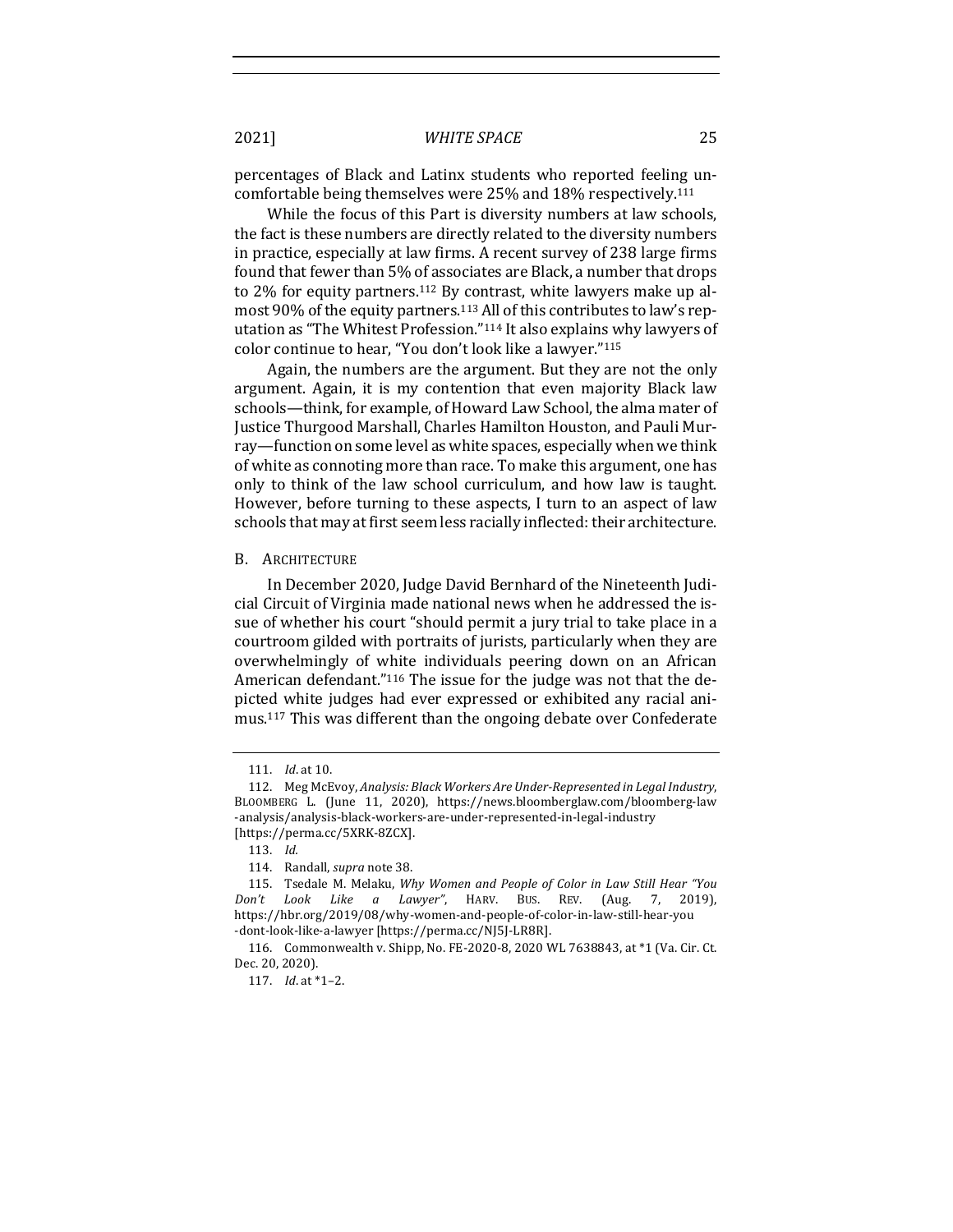percentages of Black and Latinx students who reported feeling uncomfortable being themselves were 25% and 18% respectively.[111]

While the focus of this Part is diversity numbers at law schools, the fact is these numbers are directly related to the diversity numbers in practice, especially at law firms. A recent survey of 238 large firms found that fewer than 5% of associates are Black, a number that drops to 2% for equity partners.[112] By contrast, white lawyers make up almost 90% of the equity partners.[113] All of this contributes to law's reputation as "The Whitest Profession."[114] It also explains why lawyers of color continue to hear, "You don't look like a lawyer."[115]

Again, the numbers are the argument. But they are not the only argument. Again, it is my contention that even majority Black law schools—think, for example, of Howard Law School, the alma mater of Justice Thurgood Marshall, Charles Hamilton Houston, and Pauli Murray—function on some level as white spaces, especially when we think of white as connoting more than race. To make this argument, one has only to think of the law school curriculum, and how law is taught. However, before turning to these aspects, I turn to an aspect of law schools that may at first seem less racially inflected: their architecture.

## B. Architecture

In December 2020, Judge David Bernhard of the Nineteenth Judicial Circuit of Virginia made national news when he addressed the issue of whether his court "should permit a jury trial to take place in a courtroom gilded with portraits of jurists, particularly when they are overwhelmingly of white individuals peering down on an African American defendant."[116] The issue for the judge was not that the depicted white judges had ever expressed or exhibited any racial animus.[117] This was different than the ongoing debate over Confederate

---

111. *Id.* at 10.

112. Meg McEvoy, *Analysis: Black Workers Are Under-Represented in Legal Industry*, Bloomberg L. (June 11, 2020), https://news.bloomberglaw.com/bloomberg-law-analysis/analysis-black-workers-are-under-represented-in-legal-industry [https://perma.cc/5XRK-8ZCX].

113. *Id.*

114. Randall, *supra* note 38.

115. Tsedale M. Melaku, *Why Women and People of Color in Law Still Hear "You Don't Look Like a Lawyer"*, Harv. Bus. Rev. (Aug. 7, 2019), https://hbr.org/2019/08/why-women-and-people-of-color-in-law-still-hear-you-dont-look-like-a-lawyer [https://perma.cc/NJ5J-LR8R].

116. Commonwealth v. Shipp, No. FE-2020-8, 2020 WL 7638843, at *1 (Va. Cir. Ct. Dec. 20, 2020).

117. *Id.* at *1–2.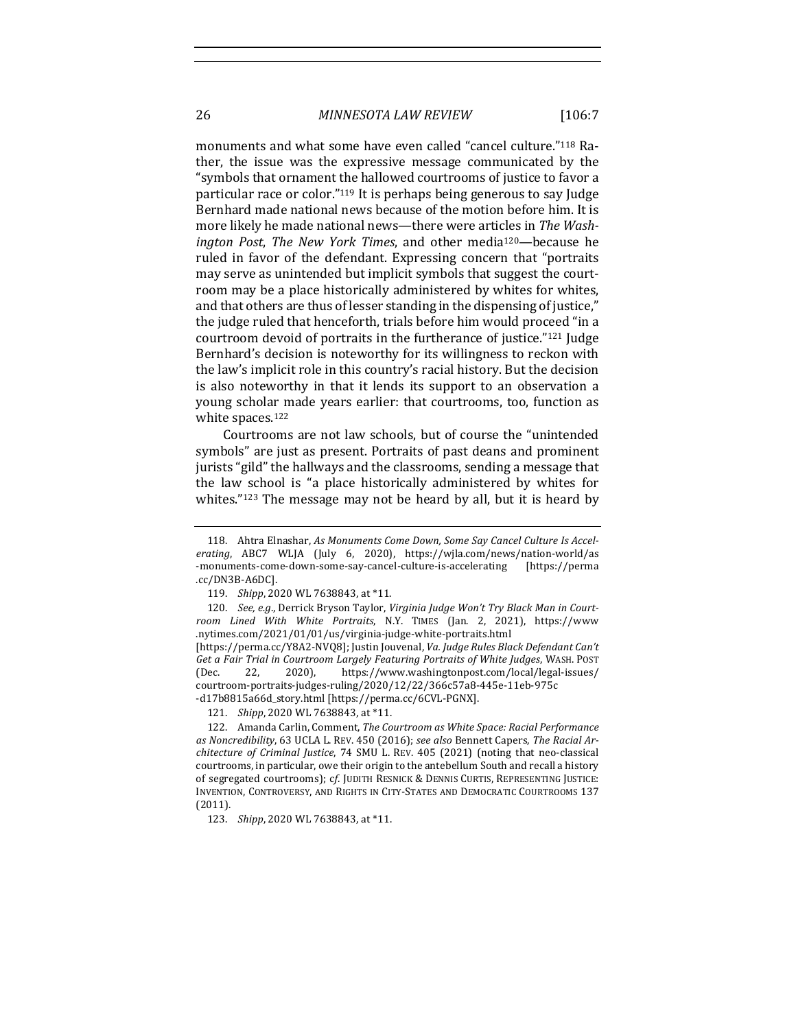monuments and what some have even called "cancel culture."[118] Rather, the issue was the expressive message communicated by the "symbols that ornament the hallowed courtrooms of justice to favor a particular race or color."[119] It is perhaps being generous to say Judge Bernhard made national news because of the motion before him. It is more likely he made national news—there were articles in *The Washington Post*, *The New York Times*, and other media[120]—because he ruled in favor of the defendant. Expressing concern that "portraits may serve as unintended but implicit symbols that suggest the courtroom may be a place historically administered by whites for whites, and that others are thus of lesser standing in the dispensing of justice," the judge ruled that henceforth, trials before him would proceed "in a courtroom devoid of portraits in the furtherance of justice."[121] Judge Bernhard's decision is noteworthy for its willingness to reckon with the law's implicit role in this country's racial history. But the decision is also noteworthy in that it lends its support to an observation a young scholar made years earlier: that courtrooms, too, function as white spaces.[122]

Courtrooms are not law schools, but of course the "unintended symbols" are just as present. Portraits of past deans and prominent jurists "gild" the hallways and the classrooms, sending a message that the law school is "a place historically administered by whites for whites."[123] The message may not be heard by all, but it is heard by

---

118. Ahtra Elnashar, *As Monuments Come Down, Some Say Cancel Culture Is Accelerating*, ABC7 WLJA (July 6, 2020), https://wjla.com/news/nation-world/as-monuments-come-down-some-say-cancel-culture-is-accelerating [https://perma.cc/DN3B-A6DC].

119. *Shipp*, 2020 WL 7638843, at *11.

120. *See, e.g.*, Derrick Bryson Taylor, *Virginia Judge Won't Try Black Man in Courtroom Lined With White Portraits*, N.Y. TIMES (Jan. 2, 2021), https://www.nytimes.com/2021/01/01/us/virginia-judge-white-portraits.html [https://perma.cc/Y8A2-NVQ8]; Justin Jouvenal, *Va. Judge Rules Black Defendant Can't Get a Fair Trial in Courtroom Largely Featuring Portraits of White Judges*, WASH. POST (Dec. 22, 2020), https://www.washingtonpost.com/local/legal-issues/courtroom-portraits-judges-ruling/2020/12/22/366c57a8-445e-11eb-975c-d17b8815a66d_story.html [https://perma.cc/6CVL-PGNX].

121. *Shipp*, 2020 WL 7638843, at *11.

122. Amanda Carlin, Comment, *The Courtroom as White Space: Racial Performance as Noncredibility*, 63 UCLA L. REV. 450 (2016); *see also* Bennett Capers, *The Racial Architecture of Criminal Justice*, 74 SMU L. REV. 405 (2021) (noting that neo-classical courtrooms, in particular, owe their origin to the antebellum South and recall a history of segregated courtrooms); *cf.* JUDITH RESNICK & DENNIS CURTIS, REPRESENTING JUSTICE: INVENTION, CONTROVERSY, AND RIGHTS IN CITY-STATES AND DEMOCRATIC COURTROOMS 137 (2011).

123. *Shipp*, 2020 WL 7638843, at *11.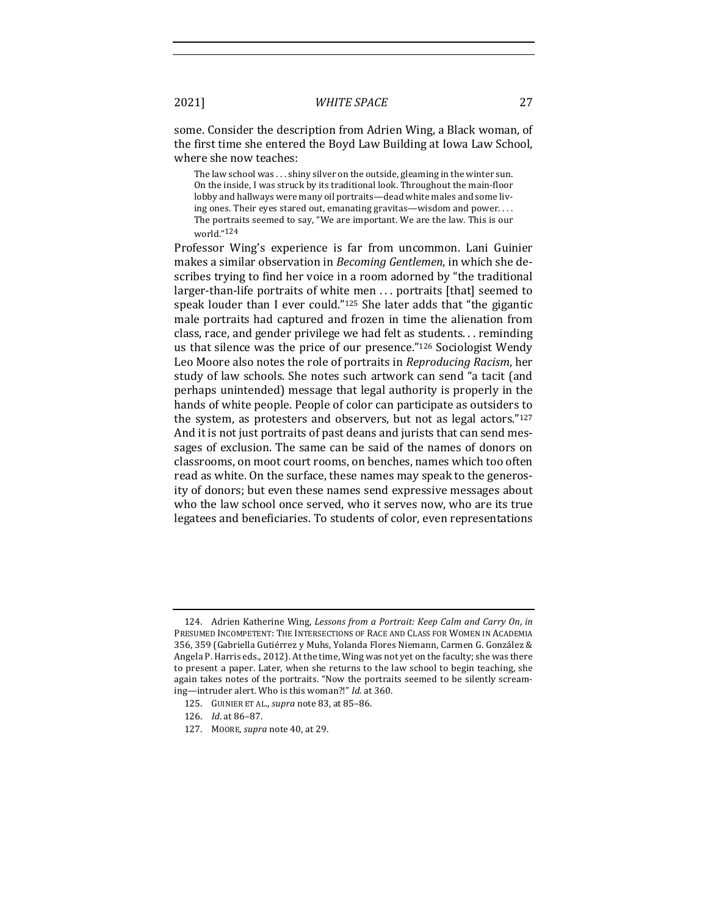some. Consider the description from Adrien Wing, a Black woman, of the first time she entered the Boyd Law Building at Iowa Law School, where she now teaches:

> The law school was . . . shiny silver on the outside, gleaming in the winter sun. On the inside, I was struck by its traditional look. Throughout the main-floor lobby and hallways were many oil portraits—dead white males and some living ones. Their eyes stared out, emanating gravitas—wisdom and power. . . . The portraits seemed to say, "We are important. We are the law. This is our world."[124]

Professor Wing's experience is far from uncommon. Lani Guinier makes a similar observation in *Becoming Gentlemen*, in which she describes trying to find her voice in a room adorned by "the traditional larger-than-life portraits of white men . . . portraits [that] seemed to speak louder than I ever could."[125] She later adds that "the gigantic male portraits had captured and frozen in time the alienation from class, race, and gender privilege we had felt as students. . . reminding us that silence was the price of our presence."[126] Sociologist Wendy Leo Moore also notes the role of portraits in *Reproducing Racism*, her study of law schools. She notes such artwork can send "a tacit (and perhaps unintended) message that legal authority is properly in the hands of white people. People of color can participate as outsiders to the system, as protesters and observers, but not as legal actors."[127] And it is not just portraits of past deans and jurists that can send messages of exclusion. The same can be said of the names of donors on classrooms, on moot court rooms, on benches, names which too often read as white. On the surface, these names may speak to the generosity of donors; but even these names send expressive messages about who the law school once served, who it serves now, who are its true legatees and beneficiaries. To students of color, even representations

124. Adrien Katherine Wing, *Lessons from a Portrait: Keep Calm and Carry On*, *in* PRESUMED INCOMPETENT: THE INTERSECTIONS OF RACE AND CLASS FOR WOMEN IN ACADEMIA 356, 359 (Gabriella Gutiérrez y Muhs, Yolanda Flores Niemann, Carmen G. González & Angela P. Harris eds., 2012). At the time, Wing was not yet on the faculty; she was there to present a paper. Later, when she returns to the law school to begin teaching, she again takes notes of the portraits. "Now the portraits seemed to be silently screaming—intruder alert. Who is this woman?!" *Id.* at 360.

125. GUINIER ET AL., *supra* note 83, at 85–86.

126. *Id.* at 86–87.

127. MOORE, *supra* note 40, at 29.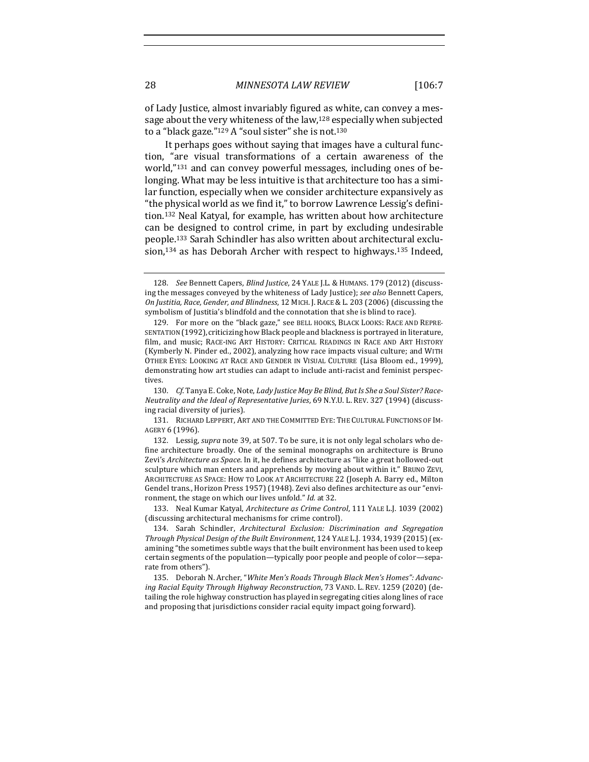of Lady Justice, almost invariably figured as white, can convey a message about the very whiteness of the law,[128] especially when subjected to a "black gaze."[129] A "soul sister" she is not.[130]

It perhaps goes without saying that images have a cultural function, "are visual transformations of a certain awareness of the world,"[131] and can convey powerful messages, including ones of belonging. What may be less intuitive is that architecture too has a similar function, especially when we consider architecture expansively as "the physical world as we find it," to borrow Lawrence Lessig's definition.[132] Neal Katyal, for example, has written about how architecture can be designed to control crime, in part by excluding undesirable people.[133] Sarah Schindler has also written about architectural exclusion,[134] as has Deborah Archer with respect to highways.[135] Indeed,

---

128. *See* Bennett Capers, *Blind Justice*, 24 YALE J.L. & HUMANS. 179 (2012) (discussing the messages conveyed by the whiteness of Lady Justice); *see also* Bennett Capers, *On Justitia, Race, Gender, and Blindness*, 12 MICH. J. RACE & L. 203 (2006) (discussing the symbolism of Justitia's blindfold and the connotation that she is blind to race).

129. For more on the "black gaze," see BELL HOOKS, BLACK LOOKS: RACE AND REPRESENTATION (1992), criticizing how Black people and blackness is portrayed in literature, film, and music; RACE-ING ART HISTORY: CRITICAL READINGS IN RACE AND ART HISTORY (Kymberly N. Pinder ed., 2002), analyzing how race impacts visual culture; and WITH OTHER EYES: LOOKING AT RACE AND GENDER IN VISUAL CULTURE (Lisa Bloom ed., 1999), demonstrating how art studies can adapt to include anti-racist and feminist perspectives.

130. *Cf.* Tanya E. Coke, Note, *Lady Justice May Be Blind, But Is She a Soul Sister? Race-Neutrality and the Ideal of Representative Juries*, 69 N.Y.U. L. REV. 327 (1994) (discussing racial diversity of juries).

131. RICHARD LEPPERT, ART AND THE COMMITTED EYE: THE CULTURAL FUNCTIONS OF IMAGERY 6 (1996).

132. Lessig, *supra* note 39, at 507. To be sure, it is not only legal scholars who define architecture broadly. One of the seminal monographs on architecture is Bruno Zevi's *Architecture as Space*. In it, he defines architecture as "like a great hollowed-out sculpture which man enters and apprehends by moving about within it." BRUNO ZEVI, ARCHITECTURE AS SPACE: HOW TO LOOK AT ARCHITECTURE 22 (Joseph A. Barry ed., Milton Gendel trans., Horizon Press 1957) (1948). Zevi also defines architecture as our "environment, the stage on which our lives unfold." *Id.* at 32.

133. Neal Kumar Katyal, *Architecture as Crime Control*, 111 YALE L.J. 1039 (2002) (discussing architectural mechanisms for crime control).

134. Sarah Schindler, *Architectural Exclusion: Discrimination and Segregation Through Physical Design of the Built Environment*, 124 YALE L.J. 1934, 1939 (2015) (examining "the sometimes subtle ways that the built environment has been used to keep certain segments of the population—typically poor people and people of color—separate from others").

135. Deborah N. Archer, "*White Men's Roads Through Black Men's Homes": Advancing Racial Equity Through Highway Reconstruction*, 73 VAND. L. REV. 1259 (2020) (detailing the role highway construction has played in segregating cities along lines of race and proposing that jurisdictions consider racial equity impact going forward).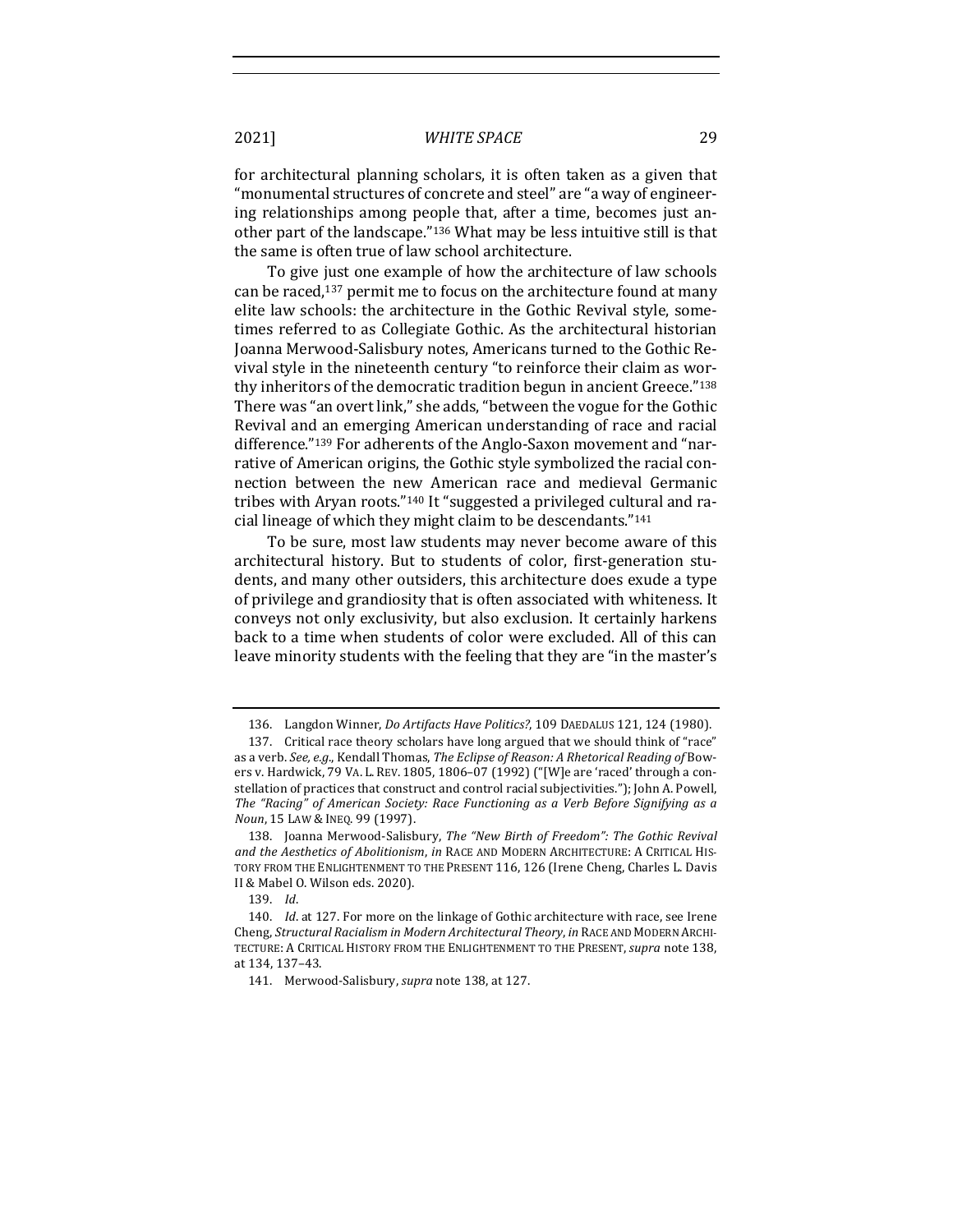for architectural planning scholars, it is often taken as a given that "monumental structures of concrete and steel" are "a way of engineering relationships among people that, after a time, becomes just another part of the landscape."[136] What may be less intuitive still is that the same is often true of law school architecture.

To give just one example of how the architecture of law schools can be raced,[137] permit me to focus on the architecture found at many elite law schools: the architecture in the Gothic Revival style, sometimes referred to as Collegiate Gothic. As the architectural historian Joanna Merwood-Salisbury notes, Americans turned to the Gothic Revival style in the nineteenth century "to reinforce their claim as worthy inheritors of the democratic tradition begun in ancient Greece."[138] There was "an overt link," she adds, "between the vogue for the Gothic Revival and an emerging American understanding of race and racial difference."[139] For adherents of the Anglo-Saxon movement and "narrative of American origins, the Gothic style symbolized the racial connection between the new American race and medieval Germanic tribes with Aryan roots."[140] It "suggested a privileged cultural and racial lineage of which they might claim to be descendants."[141]

To be sure, most law students may never become aware of this architectural history. But to students of color, first-generation students, and many other outsiders, this architecture does exude a type of privilege and grandiosity that is often associated with whiteness. It conveys not only exclusivity, but also exclusion. It certainly harkens back to a time when students of color were excluded. All of this can leave minority students with the feeling that they are "in the master's

---

136. Langdon Winner, *Do Artifacts Have Politics?*, 109 DAEDALUS 121, 124 (1980).

137. Critical race theory scholars have long argued that we should think of "race" as a verb. *See, e.g.*, Kendall Thomas, *The Eclipse of Reason: A Rhetorical Reading of* Bowers v. Hardwick, 79 VA. L. REV. 1805, 1806–07 (1992) ("[W]e are 'raced' through a constellation of practices that construct and control racial subjectivities."); John A. Powell, *The "Racing" of American Society: Race Functioning as a Verb Before Signifying as a Noun*, 15 LAW & INEQ. 99 (1997).

138. Joanna Merwood-Salisbury, *The "New Birth of Freedom": The Gothic Revival and the Aesthetics of Abolitionism*, *in* RACE AND MODERN ARCHITECTURE: A CRITICAL HISTORY FROM THE ENLIGHTENMENT TO THE PRESENT 116, 126 (Irene Cheng, Charles L. Davis II & Mabel O. Wilson eds. 2020).

139. *Id*.

140. *Id*. at 127. For more on the linkage of Gothic architecture with race, see Irene Cheng, *Structural Racialism in Modern Architectural Theory*, *in* RACE AND MODERN ARCHITECTURE: A CRITICAL HISTORY FROM THE ENLIGHTENMENT TO THE PRESENT, *supra* note 138, at 134, 137–43.

141. Merwood-Salisbury, *supra* note 138, at 127.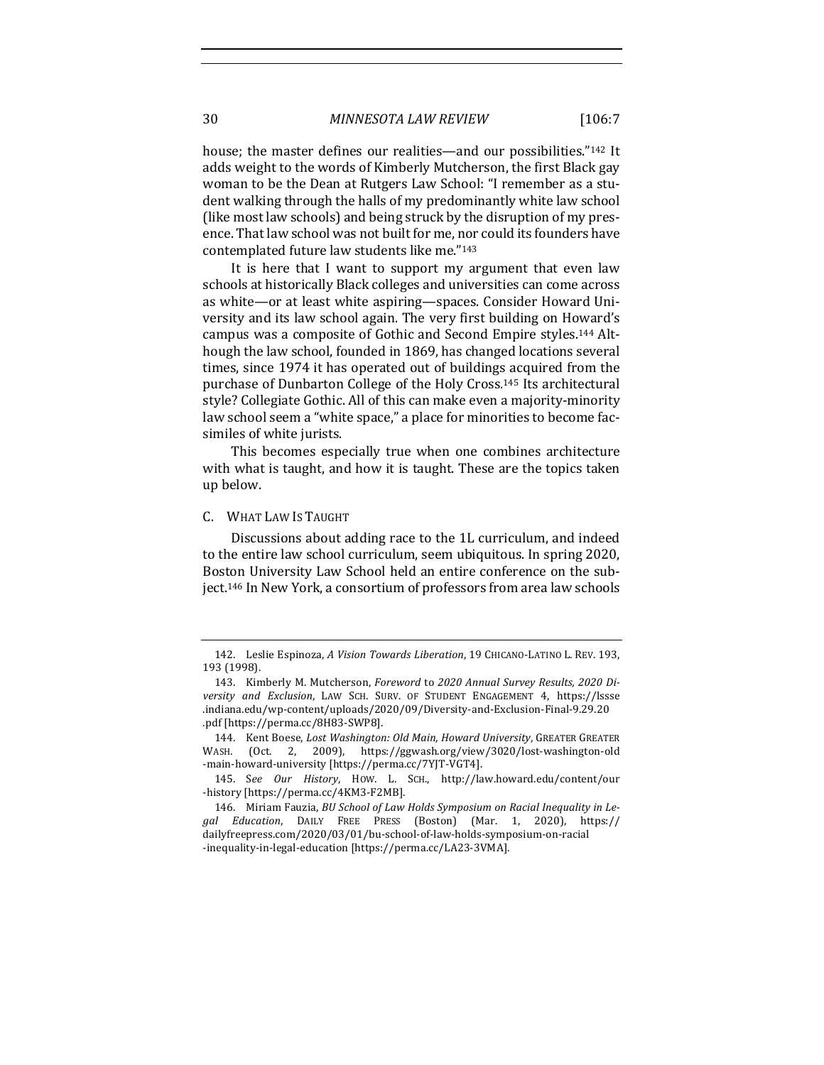house; the master defines our realities—and our possibilities."[142] It adds weight to the words of Kimberly Mutcherson, the first Black gay woman to be the Dean at Rutgers Law School: "I remember as a student walking through the halls of my predominantly white law school (like most law schools) and being struck by the disruption of my presence. That law school was not built for me, nor could its founders have contemplated future law students like me."[143]

It is here that I want to support my argument that even law schools at historically Black colleges and universities can come across as white—or at least white aspiring—spaces. Consider Howard University and its law school again. The very first building on Howard's campus was a composite of Gothic and Second Empire styles.[144] Although the law school, founded in 1869, has changed locations several times, since 1974 it has operated out of buildings acquired from the purchase of Dunbarton College of the Holy Cross.[145] Its architectural style? Collegiate Gothic. All of this can make even a majority-minority law school seem a "white space," a place for minorities to become facsimiles of white jurists.

This becomes especially true when one combines architecture with what is taught, and how it is taught. These are the topics taken up below.

## C. What Law Is Taught

Discussions about adding race to the 1L curriculum, and indeed to the entire law school curriculum, seem ubiquitous. In spring 2020, Boston University Law School held an entire conference on the subject.[146] In New York, a consortium of professors from area law schools

---

142. Leslie Espinoza, *A Vision Towards Liberation*, 19 CHICANO-LATINO L. REV. 193, 193 (1998).

143. Kimberly M. Mutcherson, *Foreword* to *2020 Annual Survey Results, 2020 Diversity and Exclusion*, LAW SCH. SURV. OF STUDENT ENGAGEMENT 4, https://lssse.indiana.edu/wp-content/uploads/2020/09/Diversity-and-Exclusion-Final-9.29.20.pdf [https://perma.cc/8H83-SWP8].

144. Kent Boese, *Lost Washington: Old Main, Howard University*, GREATER GREATER WASH. (Oct. 2, 2009), https://ggwash.org/view/3020/lost-washington-old-main-howard-university [https://perma.cc/7YJT-VGT4].

145. *See Our History*, HOW. L. SCH., http://law.howard.edu/content/our-history [https://perma.cc/4KM3-F2MB].

146. Miriam Fauzia, *BU School of Law Holds Symposium on Racial Inequality in Legal Education*, DAILY FREE PRESS (Boston) (Mar. 1, 2020), https://dailyfreepress.com/2020/03/01/bu-school-of-law-holds-symposium-on-racial-inequality-in-legal-education [https://perma.cc/LA23-3VMA].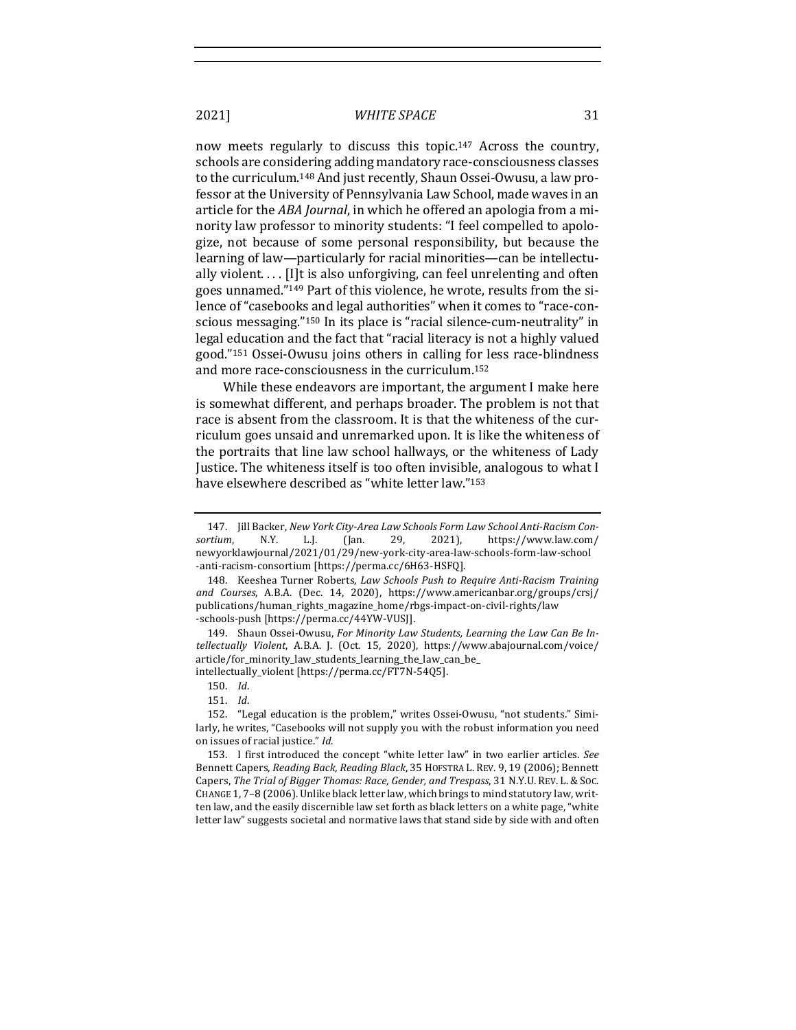now meets regularly to discuss this topic.[147] Across the country, schools are considering adding mandatory race-consciousness classes to the curriculum.[148] And just recently, Shaun Ossei-Owusu, a law professor at the University of Pennsylvania Law School, made waves in an article for the *ABA Journal*, in which he offered an apologia from a minority law professor to minority students: "I feel compelled to apologize, not because of some personal responsibility, but because the learning of law—particularly for racial minorities—can be intellectually violent. . . . [I]t is also unforgiving, can feel unrelenting and often goes unnamed."[149] Part of this violence, he wrote, results from the silence of "casebooks and legal authorities" when it comes to "race-conscious messaging."[150] In its place is "racial silence-cum-neutrality" in legal education and the fact that "racial literacy is not a highly valued good."[151] Ossei-Owusu joins others in calling for less race-blindness and more race-consciousness in the curriculum.[152]

While these endeavors are important, the argument I make here is somewhat different, and perhaps broader. The problem is not that race is absent from the classroom. It is that the whiteness of the curriculum goes unsaid and unremarked upon. It is like the whiteness of the portraits that line law school hallways, or the whiteness of Lady Justice. The whiteness itself is too often invisible, analogous to what I have elsewhere described as "white letter law."[153]

---

147. Jill Backer, *New York City-Area Law Schools Form Law School Anti-Racism Consortium*, N.Y. L.J. (Jan. 29, 2021), https://www.law.com/newyorklawjournal/2021/01/29/new-york-city-area-law-schools-form-law-school-anti-racism-consortium [https://perma.cc/6H63-HSFQ].

148. Keeshea Turner Roberts, *Law Schools Push to Require Anti-Racism Training and Courses*, A.B.A. (Dec. 14, 2020), https://www.americanbar.org/groups/crsj/publications/human_rights_magazine_home/rbgs-impact-on-civil-rights/law-schools-push [https://perma.cc/44YW-VUSJ].

149. Shaun Ossei-Owusu, *For Minority Law Students, Learning the Law Can Be Intellectually Violent*, A.B.A. J. (Oct. 15, 2020), https://www.abajournal.com/voice/article/for_minority_law_students_learning_the_law_can_be_intellectually_violent [https://perma.cc/FT7N-54Q5].

150. *Id.*

151. *Id.*

152. "Legal education is the problem," writes Ossei-Owusu, "not students." Similarly, he writes, "Casebooks will not supply you with the robust information you need on issues of racial justice." *Id.*

153. I first introduced the concept "white letter law" in two earlier articles. *See* Bennett Capers, *Reading Back, Reading Black*, 35 HOFSTRA L. REV. 9, 19 (2006); Bennett Capers, *The Trial of Bigger Thomas: Race, Gender, and Trespass*, 31 N.Y.U. REV. L. & SOC. CHANGE 1, 7–8 (2006). Unlike black letter law, which brings to mind statutory law, written law, and the easily discernible law set forth as black letters on a white page, "white letter law" suggests societal and normative laws that stand side by side with and often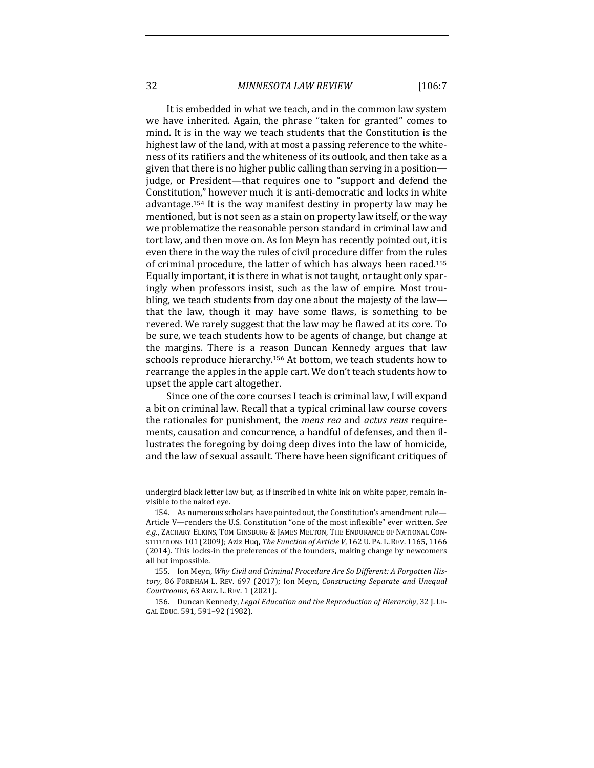It is embedded in what we teach, and in the common law system we have inherited. Again, the phrase "taken for granted" comes to mind. It is in the way we teach students that the Constitution is the highest law of the land, with at most a passing reference to the whiteness of its ratifiers and the whiteness of its outlook, and then take as a given that there is no higher public calling than serving in a position—judge, or President—that requires one to "support and defend the Constitution," however much it is anti-democratic and locks in white advantage.[154] It is the way manifest destiny in property law may be mentioned, but is not seen as a stain on property law itself, or the way we problematize the reasonable person standard in criminal law and tort law, and then move on. As Ion Meyn has recently pointed out, it is even there in the way the rules of civil procedure differ from the rules of criminal procedure, the latter of which has always been raced.[155] Equally important, it is there in what is not taught, or taught only sparingly when professors insist, such as the law of empire. Most troubling, we teach students from day one about the majesty of the law—that the law, though it may have some flaws, is something to be revered. We rarely suggest that the law may be flawed at its core. To be sure, we teach students how to be agents of change, but change at the margins. There is a reason Duncan Kennedy argues that law schools reproduce hierarchy.[156] At bottom, we teach students how to rearrange the apples in the apple cart. We don't teach students how to upset the apple cart altogether.

Since one of the core courses I teach is criminal law, I will expand a bit on criminal law. Recall that a typical criminal law course covers the rationales for punishment, the *mens rea* and *actus reus* requirements, causation and concurrence, a handful of defenses, and then illustrates the foregoing by doing deep dives into the law of homicide, and the law of sexual assault. There have been significant critiques of

---

undergird black letter law but, as if inscribed in white ink on white paper, remain invisible to the naked eye.

154. As numerous scholars have pointed out, the Constitution's amendment rule—Article V—renders the U.S. Constitution "one of the most inflexible" ever written. *See e.g.*, ZACHARY ELKINS, TOM GINSBURG & JAMES MELTON, THE ENDURANCE OF NATIONAL CONSTITUTIONS 101 (2009); Aziz Huq, *The Function of Article V*, 162 U. PA. L. REV. 1165, 1166 (2014). This locks-in the preferences of the founders, making change by newcomers all but impossible.

155. Ion Meyn, *Why Civil and Criminal Procedure Are So Different: A Forgotten History*, 86 FORDHAM L. REV. 697 (2017); Ion Meyn, *Constructing Separate and Unequal Courtrooms*, 63 ARIZ. L. REV. 1 (2021).

156. Duncan Kennedy, *Legal Education and the Reproduction of Hierarchy*, 32 J. LEGAL EDUC. 591, 591–92 (1982).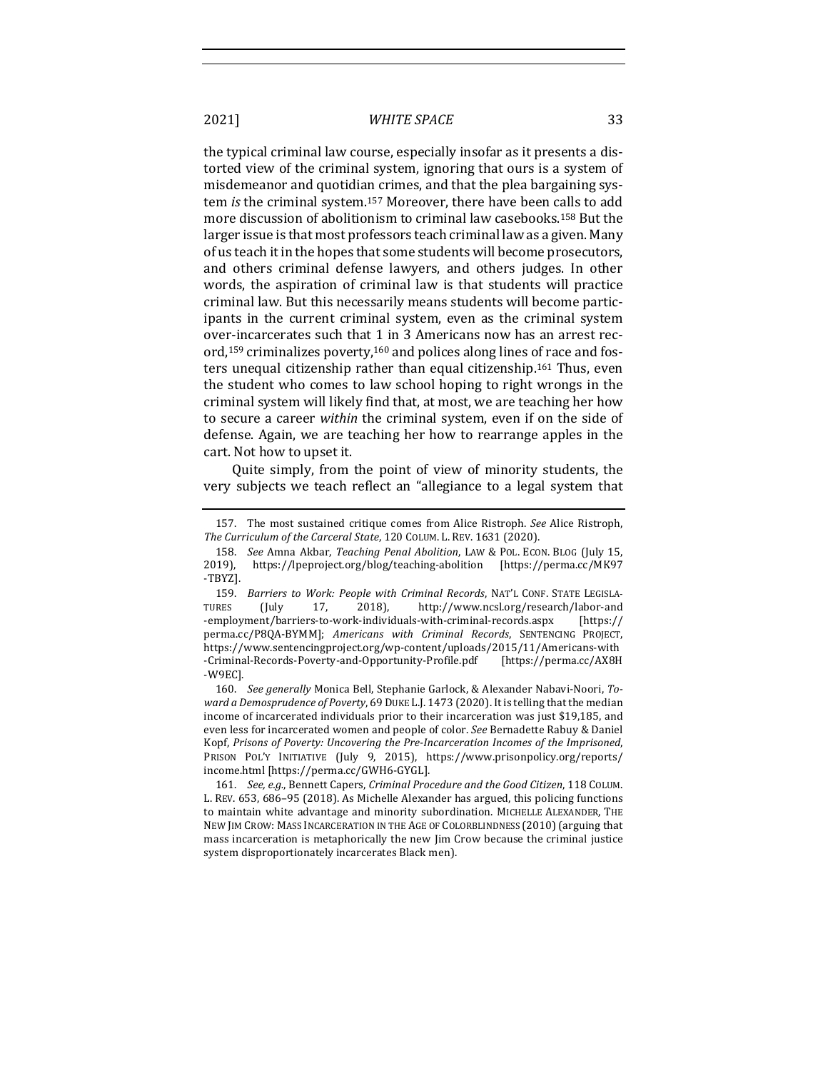the typical criminal law course, especially insofar as it presents a distorted view of the criminal system, ignoring that ours is a system of misdemeanor and quotidian crimes, and that the plea bargaining system *is* the criminal system.[157] Moreover, there have been calls to add more discussion of abolitionism to criminal law casebooks.[158] But the larger issue is that most professors teach criminal law as a given. Many of us teach it in the hopes that some students will become prosecutors, and others criminal defense lawyers, and others judges. In other words, the aspiration of criminal law is that students will practice criminal law. But this necessarily means students will become participants in the current criminal system, even as the criminal system over-incarcerates such that 1 in 3 Americans now has an arrest record,[159] criminalizes poverty,[160] and polices along lines of race and fosters unequal citizenship rather than equal citizenship.[161] Thus, even the student who comes to law school hoping to right wrongs in the criminal system will likely find that, at most, we are teaching her how to secure a career *within* the criminal system, even if on the side of defense. Again, we are teaching her how to rearrange apples in the cart. Not how to upset it.

Quite simply, from the point of view of minority students, the very subjects we teach reflect an "allegiance to a legal system that

---

157. The most sustained critique comes from Alice Ristroph. *See* Alice Ristroph, *The Curriculum of the Carceral State*, 120 COLUM. L. REV. 1631 (2020).

158. *See* Amna Akbar, *Teaching Penal Abolition*, LAW & POL. ECON. BLOG (July 15, 2019), https://lpeproject.org/blog/teaching-abolition [https://perma.cc/MK97-TBYZ].

159. *Barriers to Work: People with Criminal Records*, NAT'L CONF. STATE LEGISLATURES (July 17, 2018), http://www.ncsl.org/research/labor-and-employment/barriers-to-work-individuals-with-criminal-records.aspx [https://perma.cc/P8QA-BYMM]; *Americans with Criminal Records*, SENTENCING PROJECT, https://www.sentencingproject.org/wp-content/uploads/2015/11/Americans-with-Criminal-Records-Poverty-and-Opportunity-Profile.pdf [https://perma.cc/AX8H-W9EC].

160. *See generally* Monica Bell, Stephanie Garlock, & Alexander Nabavi-Noori, *Toward a Demosprudence of Poverty*, 69 DUKE L.J. 1473 (2020). It is telling that the median income of incarcerated individuals prior to their incarceration was just $19,185, and even less for incarcerated women and people of color. *See* Bernadette Rabuy & Daniel Kopf, *Prisons of Poverty: Uncovering the Pre-Incarceration Incomes of the Imprisoned*, PRISON POL'Y INITIATIVE (July 9, 2015), https://www.prisonpolicy.org/reports/income.html [https://perma.cc/GWH6-GYGL].

161. *See, e.g.*, Bennett Capers, *Criminal Procedure and the Good Citizen*, 118 COLUM. L. REV. 653, 686–95 (2018). As Michelle Alexander has argued, this policing functions to maintain white advantage and minority subordination. MICHELLE ALEXANDER, THE NEW JIM CROW: MASS INCARCERATION IN THE AGE OF COLORBLINDNESS (2010) (arguing that mass incarceration is metaphorically the new Jim Crow because the criminal justice system disproportionately incarcerates Black men).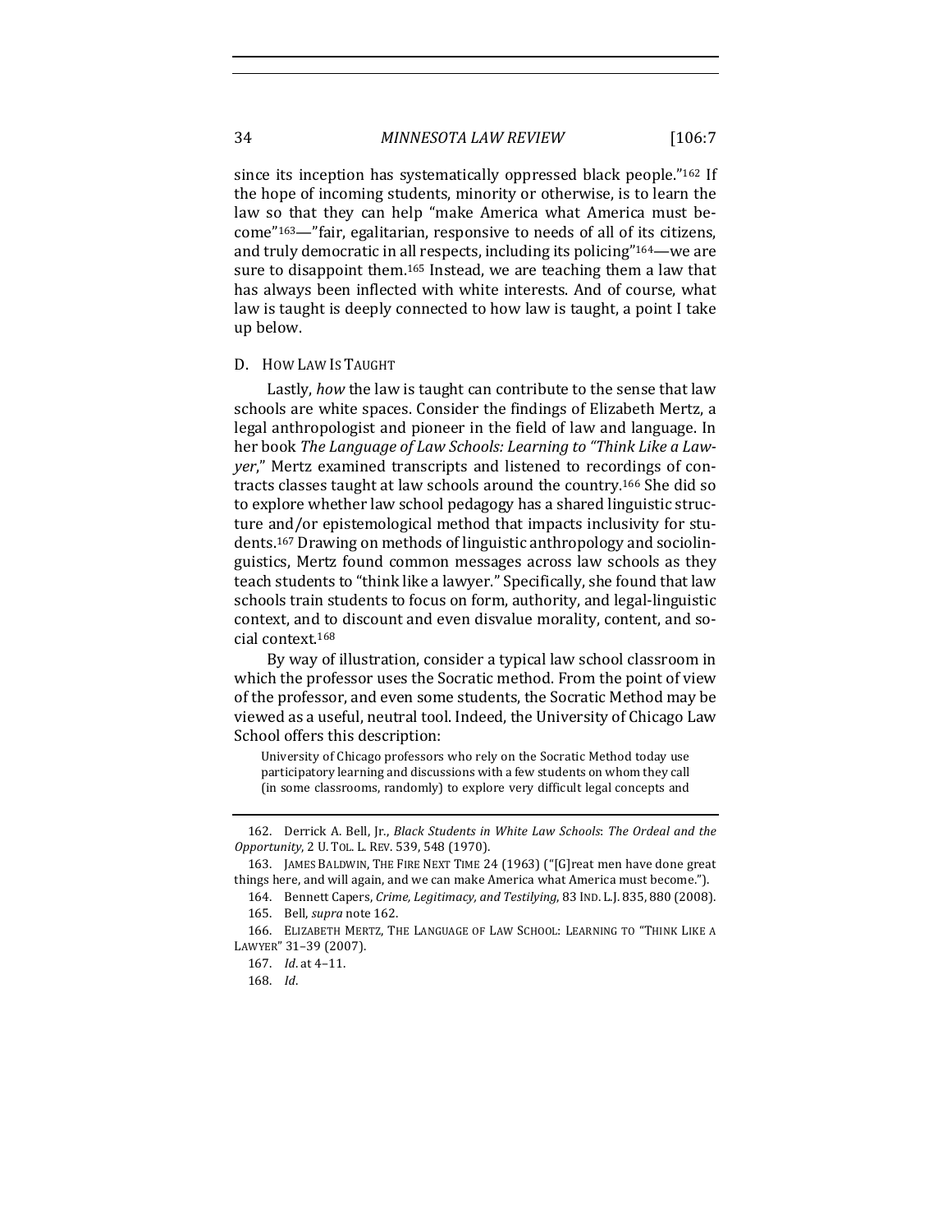since its inception has systematically oppressed black people."[162] If the hope of incoming students, minority or otherwise, is to learn the law so that they can help "make America what America must become"[163]—"fair, egalitarian, responsive to needs of all of its citizens, and truly democratic in all respects, including its policing"[164]—we are sure to disappoint them.[165] Instead, we are teaching them a law that has always been inflected with white interests. And of course, what law is taught is deeply connected to how law is taught, a point I take up below.

### D. How Law Is Taught

Lastly, *how* the law is taught can contribute to the sense that law schools are white spaces. Consider the findings of Elizabeth Mertz, a legal anthropologist and pioneer in the field of law and language. In her book *The Language of Law Schools: Learning to "Think Like a Lawyer*," Mertz examined transcripts and listened to recordings of contracts classes taught at law schools around the country.[166] She did so to explore whether law school pedagogy has a shared linguistic structure and/or epistemological method that impacts inclusivity for students.[167] Drawing on methods of linguistic anthropology and sociolinguistics, Mertz found common messages across law schools as they teach students to "think like a lawyer." Specifically, she found that law schools train students to focus on form, authority, and legal-linguistic context, and to discount and even disvalue morality, content, and social context.[168]

By way of illustration, consider a typical law school classroom in which the professor uses the Socratic method. From the point of view of the professor, and even some students, the Socratic Method may be viewed as a useful, neutral tool. Indeed, the University of Chicago Law School offers this description:

> University of Chicago professors who rely on the Socratic Method today use participatory learning and discussions with a few students on whom they call (in some classrooms, randomly) to explore very difficult legal concepts and

---

162. Derrick A. Bell, Jr., *Black Students in White Law Schools*: *The Ordeal and the Opportunity*, 2 U. Tol. L. Rev. 539, 548 (1970).

163. James Baldwin, The Fire Next Time 24 (1963) ("[G]reat men have done great things here, and will again, and we can make America what America must become.").

164. Bennett Capers, *Crime, Legitimacy, and Testilying*, 83 Ind. L.J. 835, 880 (2008).

165. Bell, *supra* note 162.

166. Elizabeth Mertz, The Language of Law School: Learning to "Think Like a Lawyer" 31–39 (2007).

167. *Id.* at 4–11.

168. *Id.*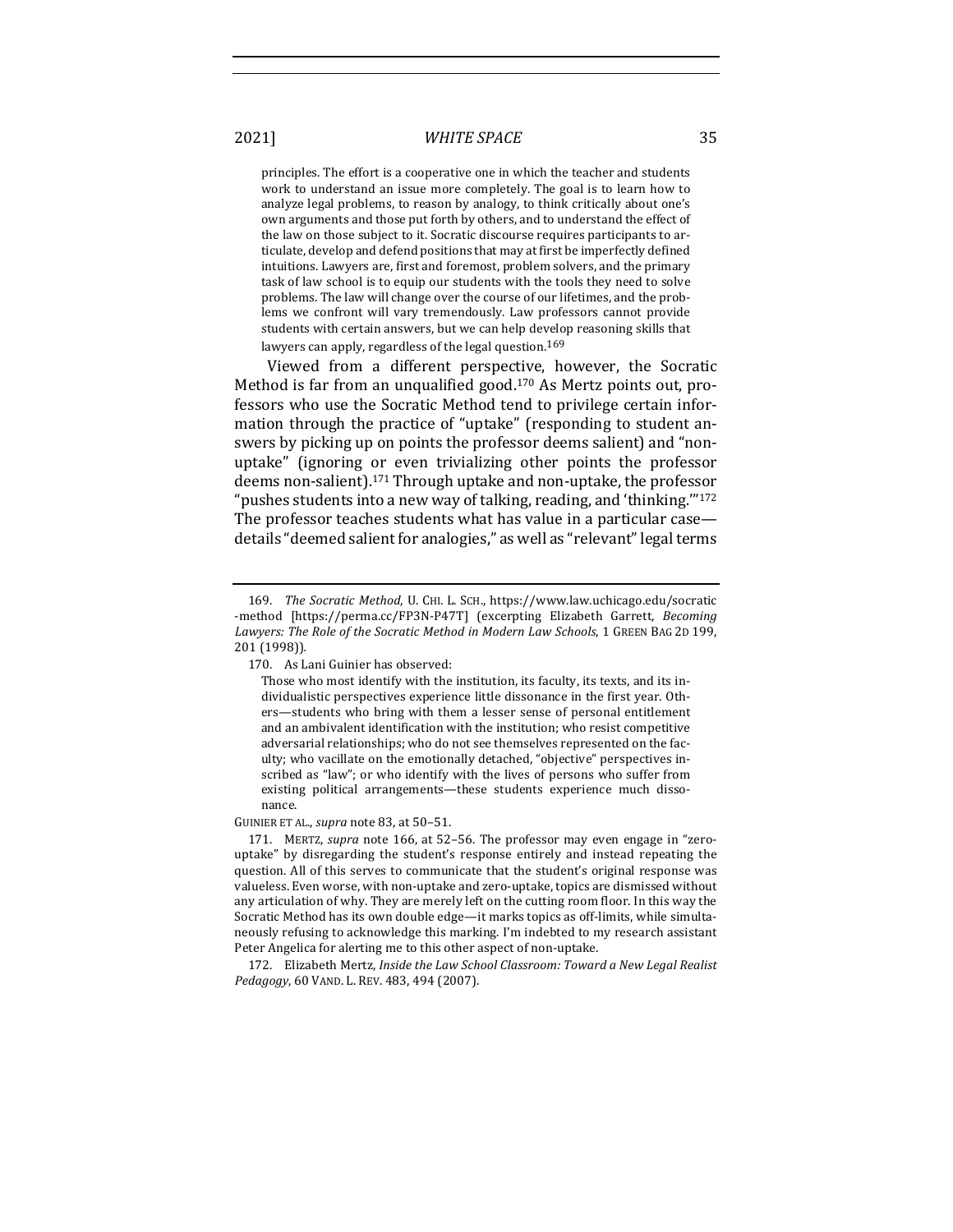> principles. The effort is a cooperative one in which the teacher and students work to understand an issue more completely. The goal is to learn how to analyze legal problems, to reason by analogy, to think critically about one's own arguments and those put forth by others, and to understand the effect of the law on those subject to it. Socratic discourse requires participants to articulate, develop and defend positions that may at first be imperfectly defined intuitions. Lawyers are, first and foremost, problem solvers, and the primary task of law school is to equip our students with the tools they need to solve problems. The law will change over the course of our lifetimes, and the problems we confront will vary tremendously. Law professors cannot provide students with certain answers, but we can help develop reasoning skills that lawyers can apply, regardless of the legal question.[169]

Viewed from a different perspective, however, the Socratic Method is far from an unqualified good.[170] As Mertz points out, professors who use the Socratic Method tend to privilege certain information through the practice of "uptake" (responding to student answers by picking up on points the professor deems salient) and "non-uptake" (ignoring or even trivializing other points the professor deems non-salient).[171] Through uptake and non-uptake, the professor "pushes students into a new way of talking, reading, and 'thinking.'"[172] The professor teaches students what has value in a particular case—details "deemed salient for analogies," as well as "relevant" legal terms

---

169. *The Socratic Method*, U. CHI. L. SCH., https://www.law.uchicago.edu/socratic-method [https://perma.cc/FP3N-P47T] (excerpting Elizabeth Garrett, *Becoming Lawyers: The Role of the Socratic Method in Modern Law Schools*, 1 GREEN BAG 2D 199, 201 (1998)).

170. As Lani Guinier has observed:

> Those who most identify with the institution, its faculty, its texts, and its individualistic perspectives experience little dissonance in the first year. Others—students who bring with them a lesser sense of personal entitlement and an ambivalent identification with the institution; who resist competitive adversarial relationships; who do not see themselves represented on the faculty; who vacillate on the emotionally detached, "objective" perspectives inscribed as "law"; or who identify with the lives of persons who suffer from existing political arrangements—these students experience much dissonance.

GUINIER ET AL., *supra* note 83, at 50–51.

171. MERTZ, *supra* note 166, at 52–56. The professor may even engage in "zero-uptake" by disregarding the student's response entirely and instead repeating the question. All of this serves to communicate that the student's original response was valueless. Even worse, with non-uptake and zero-uptake, topics are dismissed without any articulation of why. They are merely left on the cutting room floor. In this way the Socratic Method has its own double edge—it marks topics as off-limits, while simultaneously refusing to acknowledge this marking. I'm indebted to my research assistant Peter Angelica for alerting me to this other aspect of non-uptake.

172. Elizabeth Mertz, *Inside the Law School Classroom: Toward a New Legal Realist Pedagogy*, 60 VAND. L. REV. 483, 494 (2007).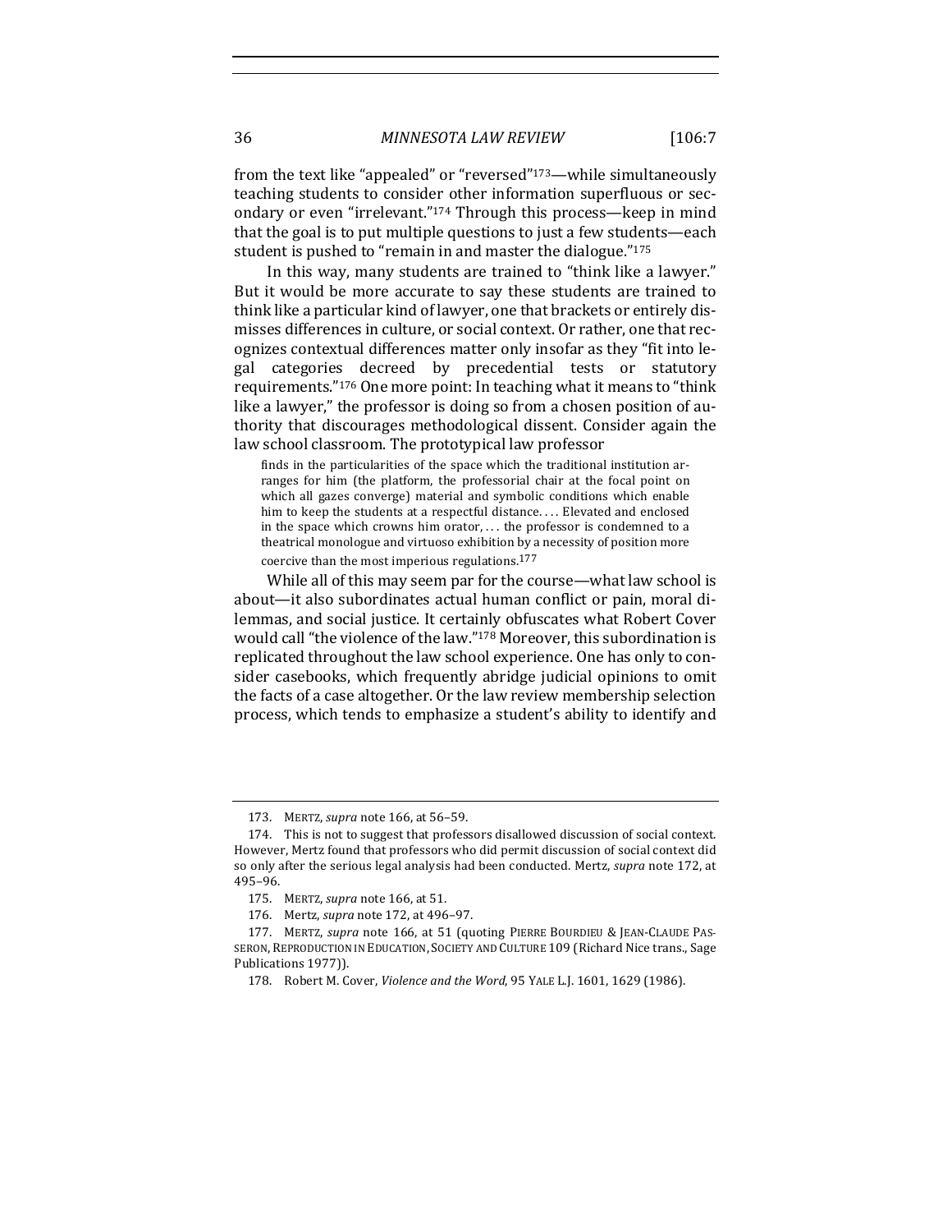from the text like "appealed" or "reversed"[173]—while simultaneously teaching students to consider other information superfluous or secondary or even "irrelevant."[174] Through this process—keep in mind that the goal is to put multiple questions to just a few students—each student is pushed to "remain in and master the dialogue."[175]

In this way, many students are trained to "think like a lawyer." But it would be more accurate to say these students are trained to think like a particular kind of lawyer, one that brackets or entirely dismisses differences in culture, or social context. Or rather, one that recognizes contextual differences matter only insofar as they "fit into legal categories decreed by precedential tests or statutory requirements."[176] One more point: In teaching what it means to "think like a lawyer," the professor is doing so from a chosen position of authority that discourages methodological dissent. Consider again the law school classroom. The prototypical law professor

> finds in the particularities of the space which the traditional institution arranges for him (the platform, the professorial chair at the focal point on which all gazes converge) material and symbolic conditions which enable him to keep the students at a respectful distance. . . . Elevated and enclosed in the space which crowns him orator, . . . the professor is condemned to a theatrical monologue and virtuoso exhibition by a necessity of position more coercive than the most imperious regulations.[177]

While all of this may seem par for the course—what law school is about—it also subordinates actual human conflict or pain, moral dilemmas, and social justice. It certainly obfuscates what Robert Cover would call "the violence of the law."[178] Moreover, this subordination is replicated throughout the law school experience. One has only to consider casebooks, which frequently abridge judicial opinions to omit the facts of a case altogether. Or the law review membership selection process, which tends to emphasize a student's ability to identify and

---

173. MERTZ, *supra* note 166, at 56–59.

174. This is not to suggest that professors disallowed discussion of social context. However, Mertz found that professors who did permit discussion of social context did so only after the serious legal analysis had been conducted. Mertz, *supra* note 172, at 495–96.

175. MERTZ, *supra* note 166, at 51.

176. Mertz, *supra* note 172, at 496–97.

177. MERTZ, *supra* note 166, at 51 (quoting PIERRE BOURDIEU & JEAN-CLAUDE PASSERON, REPRODUCTION IN EDUCATION, SOCIETY AND CULTURE 109 (Richard Nice trans., Sage Publications 1977)).

178. Robert M. Cover, *Violence and the Word*, 95 YALE L.J. 1601, 1629 (1986).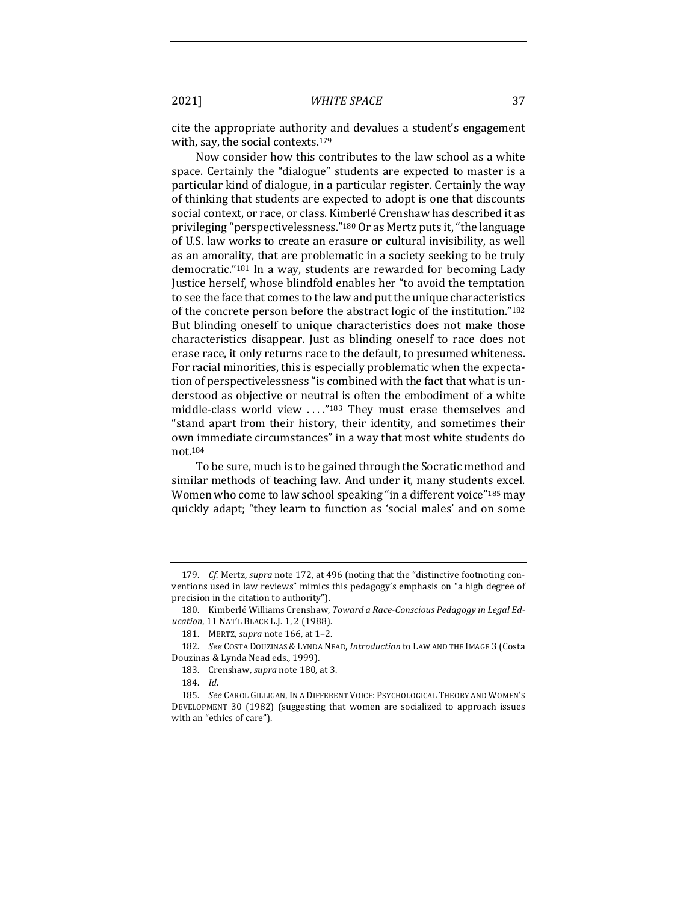cite the appropriate authority and devalues a student's engagement with, say, the social contexts.[179]

Now consider how this contributes to the law school as a white space. Certainly the "dialogue" students are expected to master is a particular kind of dialogue, in a particular register. Certainly the way of thinking that students are expected to adopt is one that discounts social context, or race, or class. Kimberlé Crenshaw has described it as privileging "perspectivelessness."[180] Or as Mertz puts it, "the language of U.S. law works to create an erasure or cultural invisibility, as well as an amorality, that are problematic in a society seeking to be truly democratic."[181] In a way, students are rewarded for becoming Lady Justice herself, whose blindfold enables her "to avoid the temptation to see the face that comes to the law and put the unique characteristics of the concrete person before the abstract logic of the institution."[182] But blinding oneself to unique characteristics does not make those characteristics disappear. Just as blinding oneself to race does not erase race, it only returns race to the default, to presumed whiteness. For racial minorities, this is especially problematic when the expectation of perspectivelessness "is combined with the fact that what is understood as objective or neutral is often the embodiment of a white middle-class world view . . . ."[183] They must erase themselves and "stand apart from their history, their identity, and sometimes their own immediate circumstances" in a way that most white students do not.[184]

To be sure, much is to be gained through the Socratic method and similar methods of teaching law. And under it, many students excel. Women who come to law school speaking "in a different voice"[185] may quickly adapt; "they learn to function as 'social males' and on some

---

179. *Cf.* Mertz, *supra* note 172, at 496 (noting that the "distinctive footnoting conventions used in law reviews" mimics this pedagogy's emphasis on "a high degree of precision in the citation to authority").

180. Kimberlé Williams Crenshaw, *Toward a Race-Conscious Pedagogy in Legal Education*, 11 NAT'L BLACK L.J. 1, 2 (1988).

181. MERTZ, *supra* note 166, at 1–2.

182. *See* COSTA DOUZINAS & LYNDA NEAD, *Introduction* to LAW AND THE IMAGE 3 (Costa Douzinas & Lynda Nead eds., 1999).

183. Crenshaw, *supra* note 180, at 3.

184. *Id.*

185. *See* CAROL GILLIGAN, IN A DIFFERENT VOICE: PSYCHOLOGICAL THEORY AND WOMEN'S DEVELOPMENT 30 (1982) (suggesting that women are socialized to approach issues with an "ethics of care").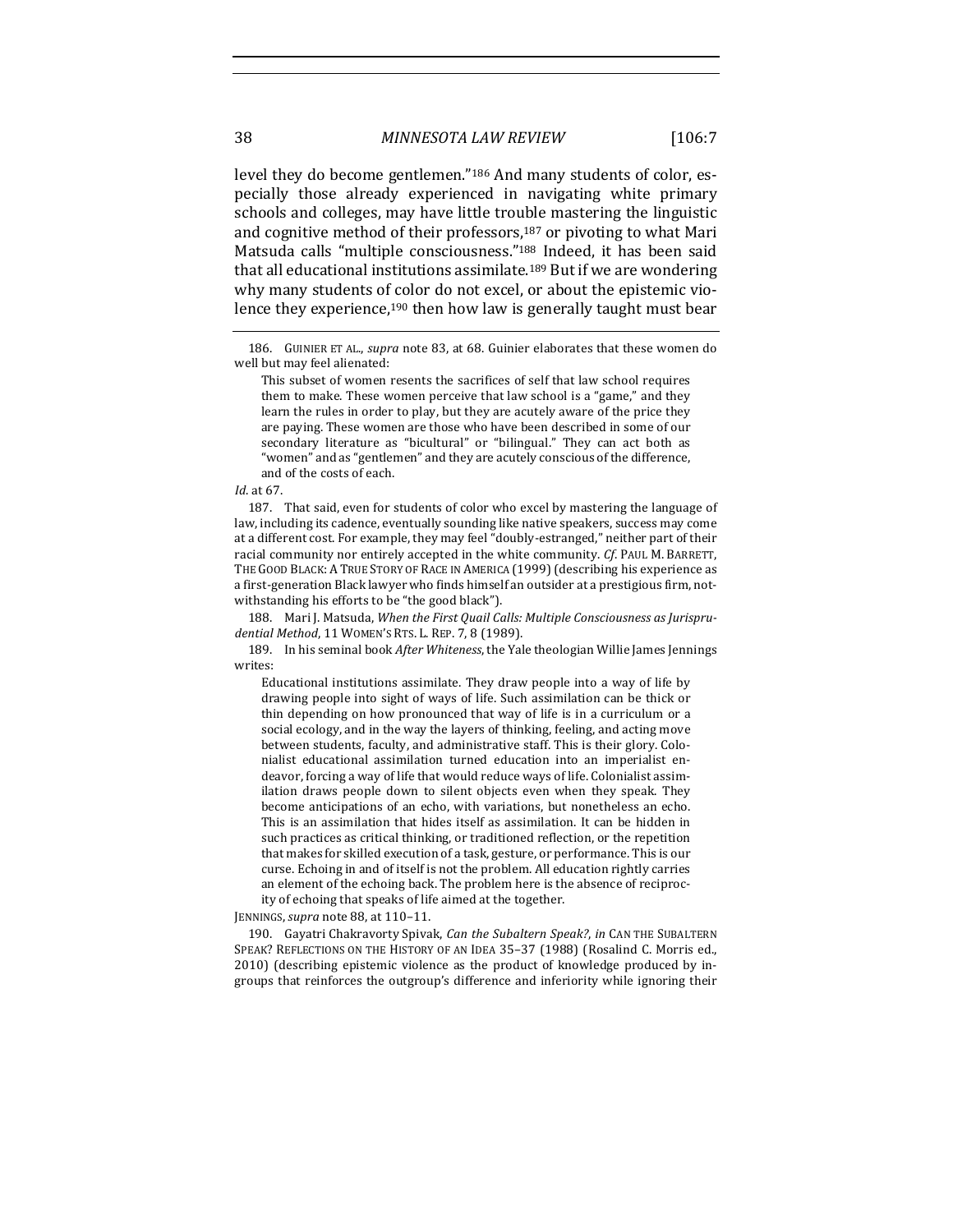level they do become gentlemen."[186] And many students of color, especially those already experienced in navigating white primary schools and colleges, may have little trouble mastering the linguistic and cognitive method of their professors,[187] or pivoting to what Mari Matsuda calls "multiple consciousness."[188] Indeed, it has been said that all educational institutions assimilate.[189] But if we are wondering why many students of color do not excel, or about the epistemic violence they experience,[190] then how law is generally taught must bear

---

186. GUINIER ET AL., *supra* note 83, at 68. Guinier elaborates that these women do well but may feel alienated:

> This subset of women resents the sacrifices of self that law school requires them to make. These women perceive that law school is a "game," and they learn the rules in order to play, but they are acutely aware of the price they are paying. These women are those who have been described in some of our secondary literature as "bicultural" or "bilingual." They can act both as "women" and as "gentlemen" and they are acutely conscious of the difference, and of the costs of each.

*Id.* at 67.

187. That said, even for students of color who excel by mastering the language of law, including its cadence, eventually sounding like native speakers, success may come at a different cost. For example, they may feel "doubly-estranged," neither part of their racial community nor entirely accepted in the white community. *Cf.* PAUL M. BARRETT, THE GOOD BLACK: A TRUE STORY OF RACE IN AMERICA (1999) (describing his experience as a first-generation Black lawyer who finds himself an outsider at a prestigious firm, notwithstanding his efforts to be "the good black").

188. Mari J. Matsuda, *When the First Quail Calls: Multiple Consciousness as Jurisprudential Method*, 11 WOMEN'S RTS. L. REP. 7, 8 (1989).

189. In his seminal book *After Whiteness*, the Yale theologian Willie James Jennings writes:

> Educational institutions assimilate. They draw people into a way of life by drawing people into sight of ways of life. Such assimilation can be thick or thin depending on how pronounced that way of life is in a curriculum or a social ecology, and in the way the layers of thinking, feeling, and acting move between students, faculty, and administrative staff. This is their glory. Colonialist educational assimilation turned education into an imperialist endeavor, forcing a way of life that would reduce ways of life. Colonialist assimilation draws people down to silent objects even when they speak. They become anticipations of an echo, with variations, but nonetheless an echo. This is an assimilation that hides itself as assimilation. It can be hidden in such practices as critical thinking, or traditioned reflection, or the repetition that makes for skilled execution of a task, gesture, or performance. This is our curse. Echoing in and of itself is not the problem. All education rightly carries an element of the echoing back. The problem here is the absence of reciprocity of echoing that speaks of life aimed at the together.

JENNINGS, *supra* note 88, at 110–11.

190. Gayatri Chakravorty Spivak, *Can the Subaltern Speak?*, *in* CAN THE SUBALTERN SPEAK? REFLECTIONS ON THE HISTORY OF AN IDEA 35–37 (1988) (Rosalind C. Morris ed., 2010) (describing epistemic violence as the product of knowledge produced by in-groups that reinforces the outgroup's difference and inferiority while ignoring their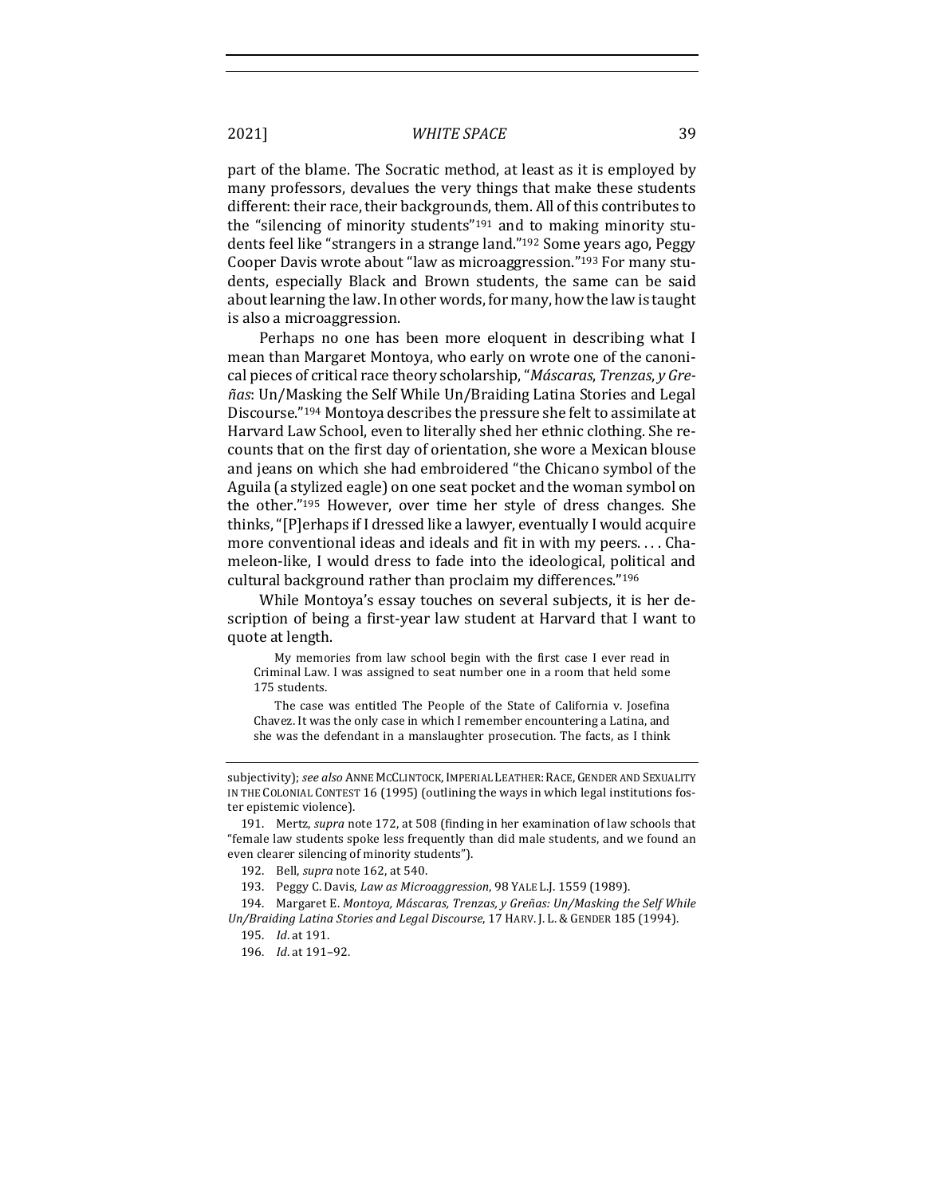part of the blame. The Socratic method, at least as it is employed by many professors, devalues the very things that make these students different: their race, their backgrounds, them. All of this contributes to the "silencing of minority students"[191] and to making minority students feel like "strangers in a strange land."[192] Some years ago, Peggy Cooper Davis wrote about "law as microaggression."[193] For many students, especially Black and Brown students, the same can be said about learning the law. In other words, for many, how the law is taught is also a microaggression.

Perhaps no one has been more eloquent in describing what I mean than Margaret Montoya, who early on wrote one of the canonical pieces of critical race theory scholarship, "*Máscaras*, *Trenzas*, *y Greñas*: Un/Masking the Self While Un/Braiding Latina Stories and Legal Discourse."[194] Montoya describes the pressure she felt to assimilate at Harvard Law School, even to literally shed her ethnic clothing. She recounts that on the first day of orientation, she wore a Mexican blouse and jeans on which she had embroidered "the Chicano symbol of the Aguila (a stylized eagle) on one seat pocket and the woman symbol on the other."[195] However, over time her style of dress changes. She thinks, "[P]erhaps if I dressed like a lawyer, eventually I would acquire more conventional ideas and ideals and fit in with my peers. . . . Chameleon-like, I would dress to fade into the ideological, political and cultural background rather than proclaim my differences."[196]

While Montoya's essay touches on several subjects, it is her description of being a first-year law student at Harvard that I want to quote at length.

> My memories from law school begin with the first case I ever read in Criminal Law. I was assigned to seat number one in a room that held some 175 students.
>
> The case was entitled The People of the State of California v. Josefina Chavez. It was the only case in which I remember encountering a Latina, and she was the defendant in a manslaughter prosecution. The facts, as I think

---

subjectivity); *see also* ANNE MCCLINTOCK, IMPERIAL LEATHER: RACE, GENDER AND SEXUALITY IN THE COLONIAL CONTEST 16 (1995) (outlining the ways in which legal institutions foster epistemic violence).

191. Mertz, *supra* note 172, at 508 (finding in her examination of law schools that "female law students spoke less frequently than did male students, and we found an even clearer silencing of minority students").

192. Bell, *supra* note 162, at 540.

193. Peggy C. Davis, *Law as Microaggression*, 98 YALE L.J. 1559 (1989).

194. Margaret E. *Montoya, Máscaras, Trenzas, y Greñas: Un/Masking the Self While Un/Braiding Latina Stories and Legal Discourse*, 17 HARV. J. L. & GENDER 185 (1994).

195. *Id.* at 191.

196. *Id.* at 191–92.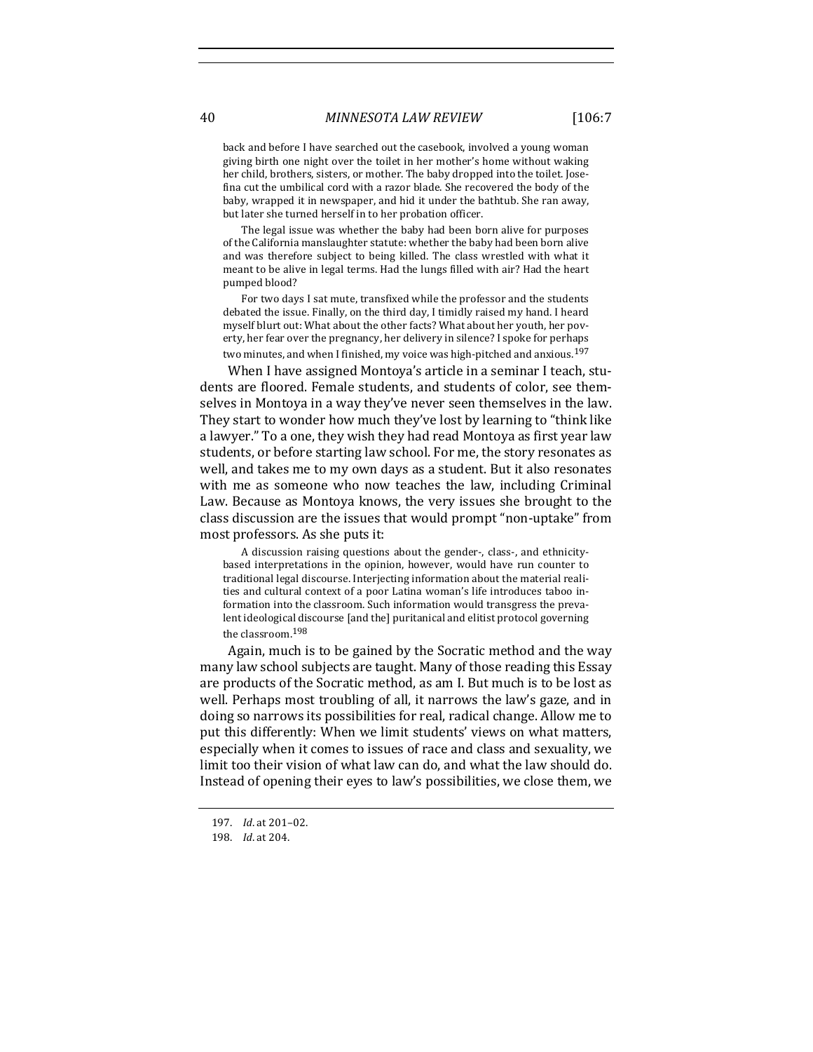> back and before I have searched out the casebook, involved a young woman giving birth one night over the toilet in her mother's home without waking her child, brothers, sisters, or mother. The baby dropped into the toilet. Josefina cut the umbilical cord with a razor blade. She recovered the body of the baby, wrapped it in newspaper, and hid it under the bathtub. She ran away, but later she turned herself in to her probation officer.
>
> The legal issue was whether the baby had been born alive for purposes of the California manslaughter statute: whether the baby had been born alive and was therefore subject to being killed. The class wrestled with what it meant to be alive in legal terms. Had the lungs filled with air? Had the heart pumped blood?
>
> For two days I sat mute, transfixed while the professor and the students debated the issue. Finally, on the third day, I timidly raised my hand. I heard myself blurt out: What about the other facts? What about her youth, her poverty, her fear over the pregnancy, her delivery in silence? I spoke for perhaps two minutes, and when I finished, my voice was high-pitched and anxious.[197]

When I have assigned Montoya's article in a seminar I teach, students are floored. Female students, and students of color, see themselves in Montoya in a way they've never seen themselves in the law. They start to wonder how much they've lost by learning to "think like a lawyer." To a one, they wish they had read Montoya as first year law students, or before starting law school. For me, the story resonates as well, and takes me to my own days as a student. But it also resonates with me as someone who now teaches the law, including Criminal Law. Because as Montoya knows, the very issues she brought to the class discussion are the issues that would prompt "non-uptake" from most professors. As she puts it:

> A discussion raising questions about the gender-, class-, and ethnicity-based interpretations in the opinion, however, would have run counter to traditional legal discourse. Interjecting information about the material realities and cultural context of a poor Latina woman's life introduces taboo information into the classroom. Such information would transgress the prevalent ideological discourse [and the] puritanical and elitist protocol governing the classroom.[198]

Again, much is to be gained by the Socratic method and the way many law school subjects are taught. Many of those reading this Essay are products of the Socratic method, as am I. But much is to be lost as well. Perhaps most troubling of all, it narrows the law's gaze, and in doing so narrows its possibilities for real, radical change. Allow me to put this differently: When we limit students' views on what matters, especially when it comes to issues of race and class and sexuality, we limit too their vision of what law can do, and what the law should do. Instead of opening their eyes to law's possibilities, we close them, we

---

197. *Id.* at 201–02.

198. *Id.* at 204.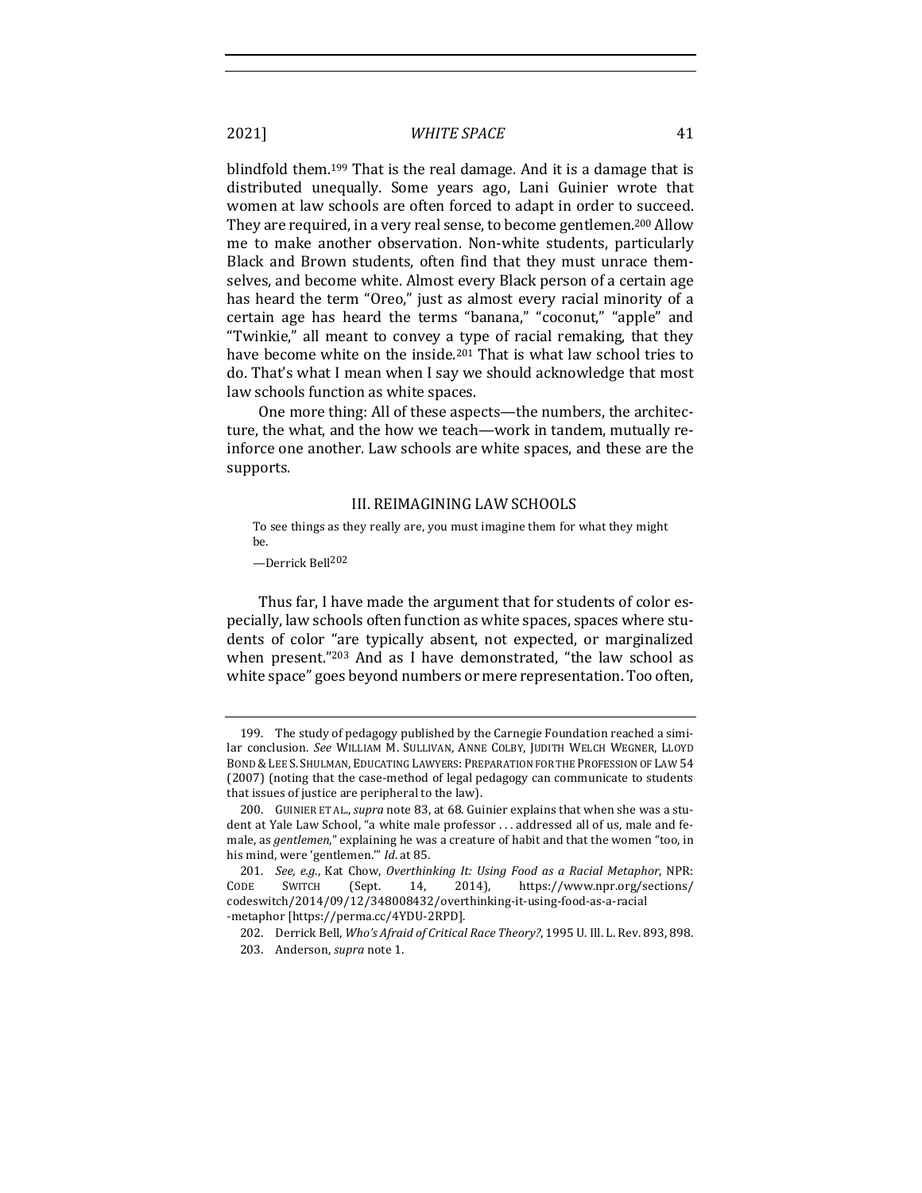blindfold them.[199] That is the real damage. And it is a damage that is distributed unequally. Some years ago, Lani Guinier wrote that women at law schools are often forced to adapt in order to succeed. They are required, in a very real sense, to become gentlemen.[200] Allow me to make another observation. Non-white students, particularly Black and Brown students, often find that they must unrace themselves, and become white. Almost every Black person of a certain age has heard the term "Oreo," just as almost every racial minority of a certain age has heard the terms "banana," "coconut," "apple" and "Twinkie," all meant to convey a type of racial remaking, that they have become white on the inside.[201] That is what law school tries to do. That's what I mean when I say we should acknowledge that most law schools function as white spaces.

One more thing: All of these aspects—the numbers, the architecture, the what, and the how we teach—work in tandem, mutually reinforce one another. Law schools are white spaces, and these are the supports.

## III. REIMAGINING LAW SCHOOLS

> To see things as they really are, you must imagine them for what they might be.
>
> —Derrick Bell[202]

Thus far, I have made the argument that for students of color especially, law schools often function as white spaces, spaces where students of color "are typically absent, not expected, or marginalized when present."[203] And as I have demonstrated, "the law school as white space" goes beyond numbers or mere representation. Too often,

---

199. The study of pedagogy published by the Carnegie Foundation reached a similar conclusion. *See* WILLIAM M. SULLIVAN, ANNE COLBY, JUDITH WELCH WEGNER, LLOYD BOND & LEE S. SHULMAN, EDUCATING LAWYERS: PREPARATION FOR THE PROFESSION OF LAW 54 (2007) (noting that the case-method of legal pedagogy can communicate to students that issues of justice are peripheral to the law).

200. GUINIER ET AL., *supra* note 83, at 68. Guinier explains that when she was a student at Yale Law School, "a white male professor . . . addressed all of us, male and female, as *gentlemen*," explaining he was a creature of habit and that the women "too, in his mind, were 'gentlemen.'" *Id.* at 85.

201. *See, e.g.*, Kat Chow, *Overthinking It: Using Food as a Racial Metaphor*, NPR: CODE SWITCH (Sept. 14, 2014), https://www.npr.org/sections/codeswitch/2014/09/12/348008432/overthinking-it-using-food-as-a-racial-metaphor [https://perma.cc/4YDU-2RPD].

202. Derrick Bell, *Who's Afraid of Critical Race Theory?*, 1995 U. Ill. L. Rev. 893, 898.

203. Anderson, *supra* note 1.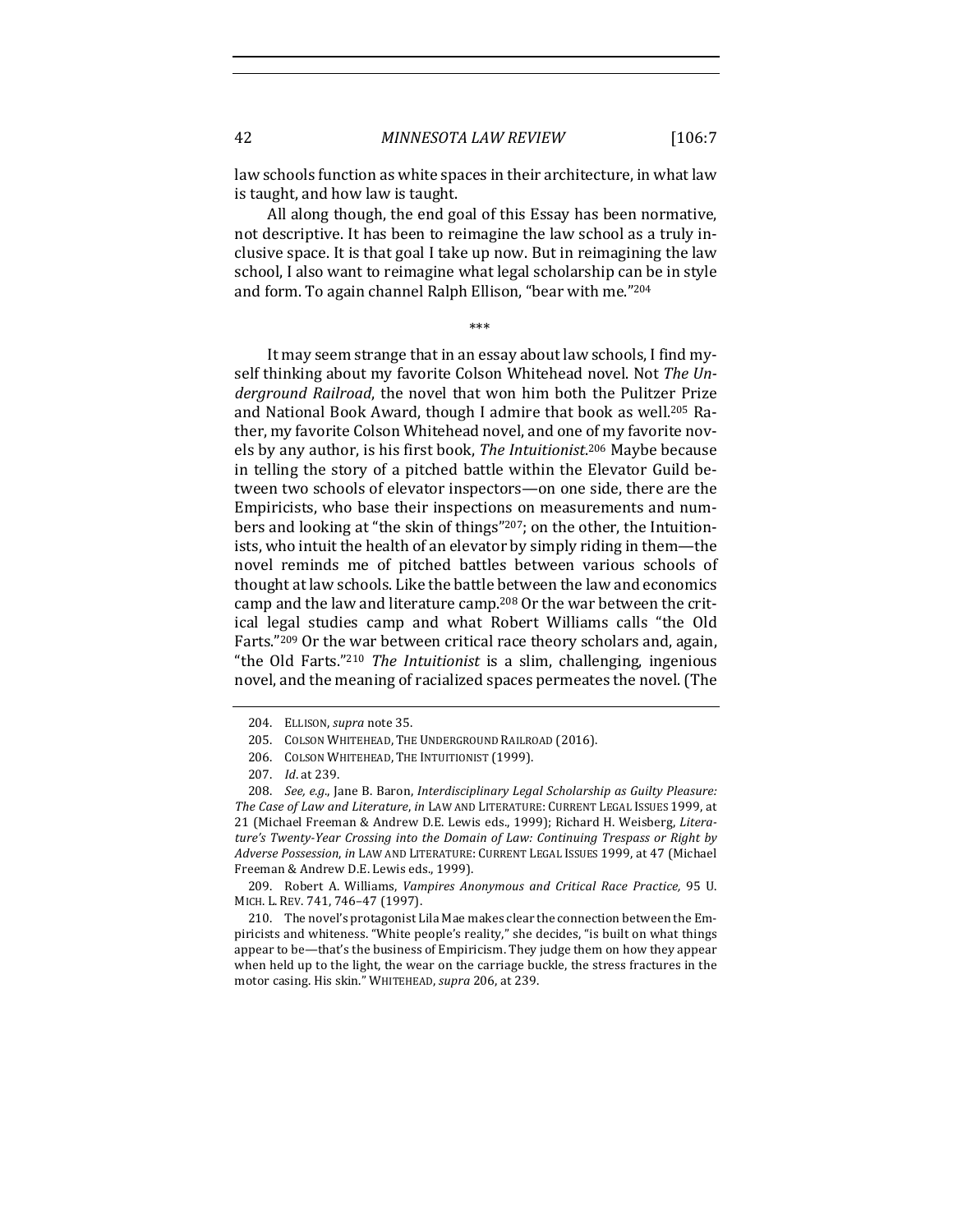law schools function as white spaces in their architecture, in what law is taught, and how law is taught.

All along though, the end goal of this Essay has been normative, not descriptive. It has been to reimagine the law school as a truly inclusive space. It is that goal I take up now. But in reimagining the law school, I also want to reimagine what legal scholarship can be in style and form. To again channel Ralph Ellison, "bear with me."[204]

\*\*\*

It may seem strange that in an essay about law schools, I find myself thinking about my favorite Colson Whitehead novel. Not *The Underground Railroad*, the novel that won him both the Pulitzer Prize and National Book Award, though I admire that book as well.[205] Rather, my favorite Colson Whitehead novel, and one of my favorite novels by any author, is his first book, *The Intuitionist*.[206] Maybe because in telling the story of a pitched battle within the Elevator Guild between two schools of elevator inspectors—on one side, there are the Empiricists, who base their inspections on measurements and numbers and looking at "the skin of things"[207]; on the other, the Intuitionists, who intuit the health of an elevator by simply riding in them—the novel reminds me of pitched battles between various schools of thought at law schools. Like the battle between the law and economics camp and the law and literature camp.[208] Or the war between the critical legal studies camp and what Robert Williams calls "the Old Farts."[209] Or the war between critical race theory scholars and, again, "the Old Farts."[210] *The Intuitionist* is a slim, challenging, ingenious novel, and the meaning of racialized spaces permeates the novel. (The

---

204. ELLISON, *supra* note 35.

205. COLSON WHITEHEAD, THE UNDERGROUND RAILROAD (2016).

206. COLSON WHITEHEAD, THE INTUITIONIST (1999).

207. *Id.* at 239.

208. *See, e.g.*, Jane B. Baron, *Interdisciplinary Legal Scholarship as Guilty Pleasure: The Case of Law and Literature*, *in* LAW AND LITERATURE: CURRENT LEGAL ISSUES 1999, at 21 (Michael Freeman & Andrew D.E. Lewis eds., 1999); Richard H. Weisberg, *Literature's Twenty-Year Crossing into the Domain of Law: Continuing Trespass or Right by Adverse Possession*, *in* LAW AND LITERATURE: CURRENT LEGAL ISSUES 1999, at 47 (Michael Freeman & Andrew D.E. Lewis eds., 1999).

209. Robert A. Williams, *Vampires Anonymous and Critical Race Practice,* 95 U. MICH. L. REV. 741, 746–47 (1997).

210. The novel's protagonist Lila Mae makes clear the connection between the Empiricists and whiteness. "White people's reality," she decides, "is built on what things appear to be—that's the business of Empiricism. They judge them on how they appear when held up to the light, the wear on the carriage buckle, the stress fractures in the motor casing. His skin." WHITEHEAD, *supra* 206, at 239.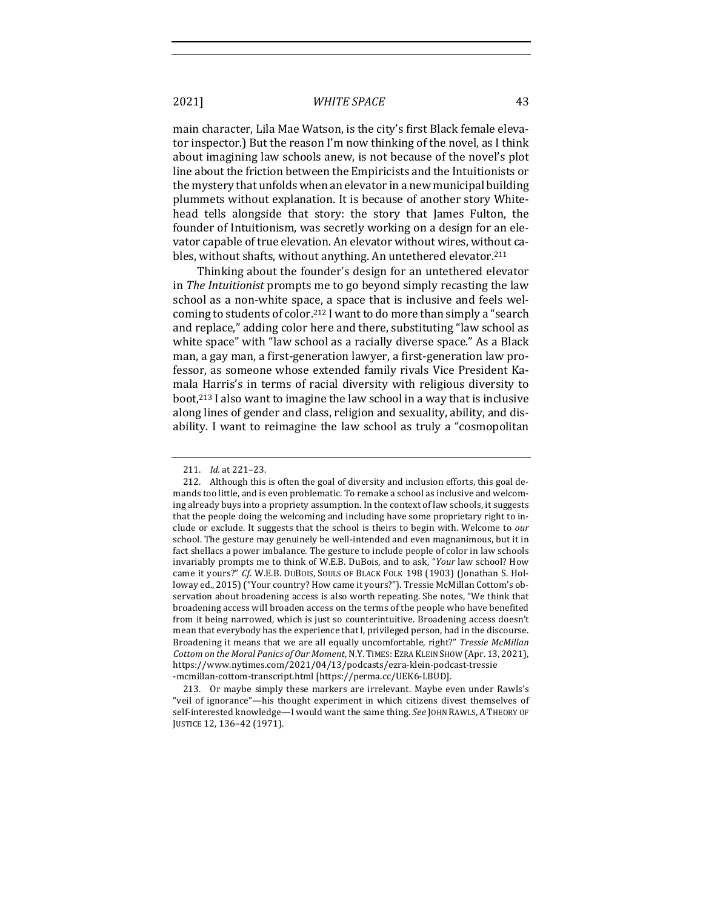main character, Lila Mae Watson, is the city's first Black female elevator inspector.) But the reason I'm now thinking of the novel, as I think about imagining law schools anew, is not because of the novel's plot line about the friction between the Empiricists and the Intuitionists or the mystery that unfolds when an elevator in a new municipal building plummets without explanation. It is because of another story Whitehead tells alongside that story: the story that James Fulton, the founder of Intuitionism, was secretly working on a design for an elevator capable of true elevation. An elevator without wires, without cables, without shafts, without anything. An untethered elevator.[211]

Thinking about the founder's design for an untethered elevator in *The Intuitionist* prompts me to go beyond simply recasting the law school as a non-white space, a space that is inclusive and feels welcoming to students of color.[212] I want to do more than simply a "search and replace," adding color here and there, substituting "law school as white space" with "law school as a racially diverse space." As a Black man, a gay man, a first-generation lawyer, a first-generation law professor, as someone whose extended family rivals Vice President Kamala Harris's in terms of racial diversity with religious diversity to boot,[213] I also want to imagine the law school in a way that is inclusive along lines of gender and class, religion and sexuality, ability, and disability. I want to reimagine the law school as truly a "cosmopolitan

---

211. *Id.* at 221–23.

212. Although this is often the goal of diversity and inclusion efforts, this goal demands too little, and is even problematic. To remake a school as inclusive and welcoming already buys into a propriety assumption. In the context of law schools, it suggests that the people doing the welcoming and including have some proprietary right to include or exclude. It suggests that the school is theirs to begin with. Welcome to *our* school. The gesture may genuinely be well-intended and even magnanimous, but it in fact shellacs a power imbalance. The gesture to include people of color in law schools invariably prompts me to think of W.E.B. DuBois, and to ask, "*Your* law school? How came it yours?" *Cf.* W.E.B. DUBOIS, SOULS OF BLACK FOLK 198 (1903) (Jonathan S. Holloway ed., 2015) ("Your country? How came it yours?"). Tressie McMillan Cottom's observation about broadening access is also worth repeating. She notes, "We think that broadening access will broaden access on the terms of the people who have benefited from it being narrowed, which is just so counterintuitive. Broadening access doesn't mean that everybody has the experience that I, privileged person, had in the discourse. Broadening it means that we are all equally uncomfortable, right?" *Tressie McMillan Cottom on the Moral Panics of Our Moment*, N.Y. TIMES: EZRA KLEIN SHOW (Apr. 13, 2021), https://www.nytimes.com/2021/04/13/podcasts/ezra-klein-podcast-tressie-mcmillan-cottom-transcript.html [https://perma.cc/UEK6-LBUD].

213. Or maybe simply these markers are irrelevant. Maybe even under Rawls's "veil of ignorance"—his thought experiment in which citizens divest themselves of self-interested knowledge—I would want the same thing. *See* JOHN RAWLS, A THEORY OF JUSTICE 12, 136–42 (1971).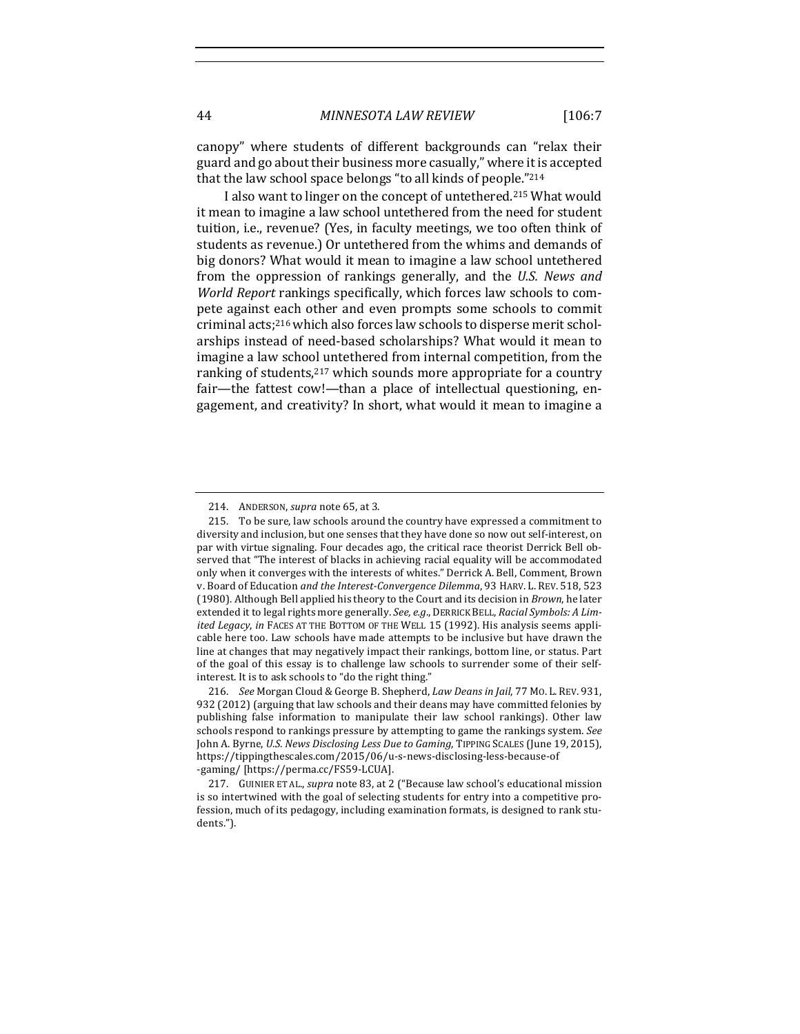canopy" where students of different backgrounds can "relax their guard and go about their business more casually," where it is accepted that the law school space belongs "to all kinds of people."[214]

I also want to linger on the concept of untethered.[215] What would it mean to imagine a law school untethered from the need for student tuition, i.e., revenue? (Yes, in faculty meetings, we too often think of students as revenue.) Or untethered from the whims and demands of big donors? What would it mean to imagine a law school untethered from the oppression of rankings generally, and the *U.S. News and World Report* rankings specifically, which forces law schools to compete against each other and even prompts some schools to commit criminal acts;[216] which also forces law schools to disperse merit scholarships instead of need-based scholarships? What would it mean to imagine a law school untethered from internal competition, from the ranking of students,[217] which sounds more appropriate for a country fair—the fattest cow!—than a place of intellectual questioning, engagement, and creativity? In short, what would it mean to imagine a

---

214. ANDERSON, *supra* note 65, at 3.

215. To be sure, law schools around the country have expressed a commitment to diversity and inclusion, but one senses that they have done so now out self-interest, on par with virtue signaling. Four decades ago, the critical race theorist Derrick Bell observed that "The interest of blacks in achieving racial equality will be accommodated only when it converges with the interests of whites." Derrick A. Bell, Comment, Brown v. Board of Education *and the Interest-Convergence Dilemma*, 93 HARV. L. REV. 518, 523 (1980). Although Bell applied his theory to the Court and its decision in *Brown*, he later extended it to legal rights more generally. *See, e.g.*, DERRICK BELL, *Racial Symbols: A Limited Legacy*, *in* FACES AT THE BOTTOM OF THE WELL 15 (1992). His analysis seems applicable here too. Law schools have made attempts to be inclusive but have drawn the line at changes that may negatively impact their rankings, bottom line, or status. Part of the goal of this essay is to challenge law schools to surrender some of their self-interest. It is to ask schools to "do the right thing."

216. *See* Morgan Cloud & George B. Shepherd, *Law Deans in Jail*, 77 MO. L. REV. 931, 932 (2012) (arguing that law schools and their deans may have committed felonies by publishing false information to manipulate their law school rankings). Other law schools respond to rankings pressure by attempting to game the rankings system. *See* John A. Byrne, *U.S. News Disclosing Less Due to Gaming*, TIPPING SCALES (June 19, 2015), https://tippingthescales.com/2015/06/u-s-news-disclosing-less-because-of-gaming/ [https://perma.cc/FS59-LCUA].

217. GUINIER ET AL., *supra* note 83, at 2 ("Because law school's educational mission is so intertwined with the goal of selecting students for entry into a competitive profession, much of its pedagogy, including examination formats, is designed to rank students.").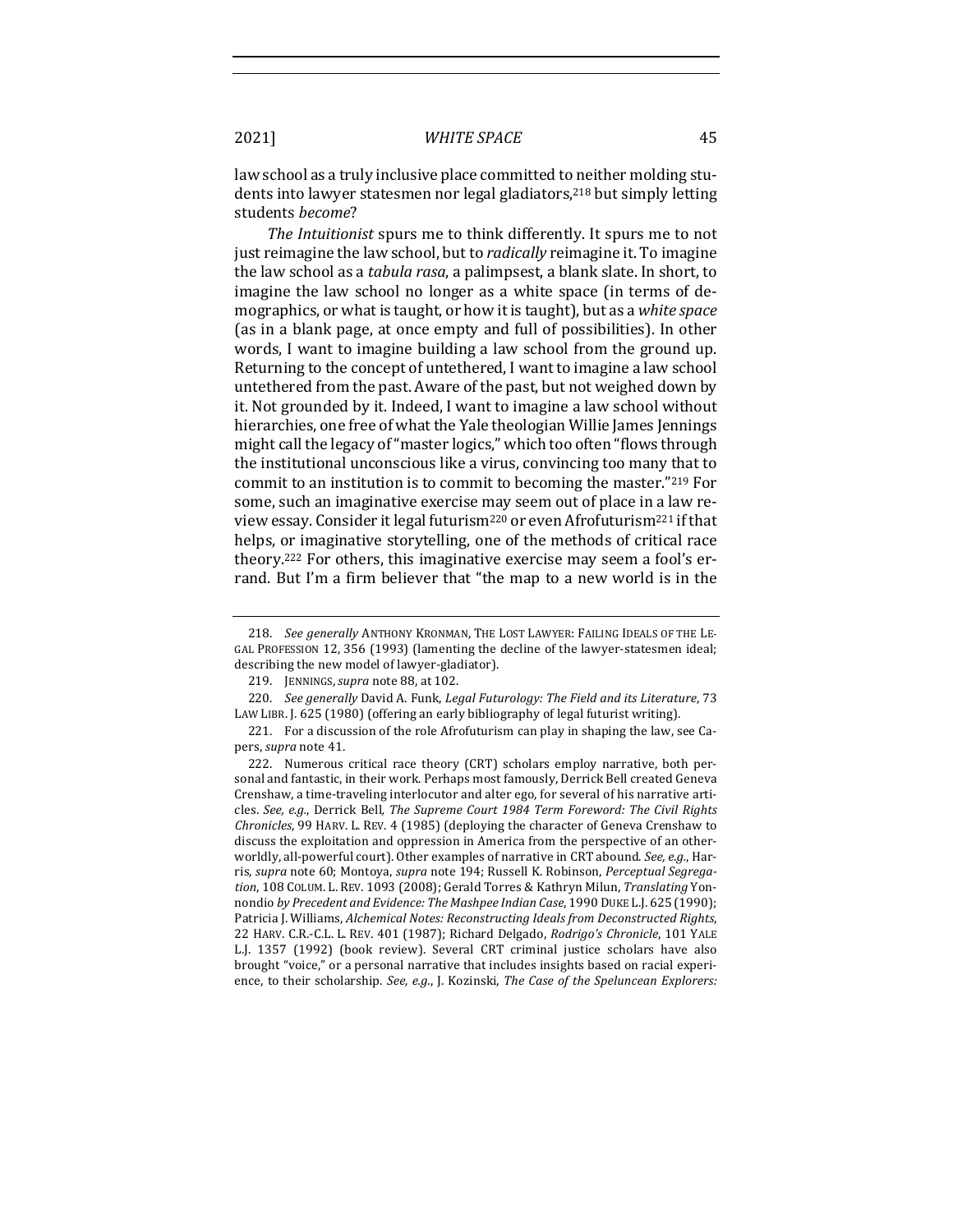law school as a truly inclusive place committed to neither molding students into lawyer statesmen nor legal gladiators,[218] but simply letting students *become*?

*The Intuitionist* spurs me to think differently. It spurs me to not just reimagine the law school, but to *radically* reimagine it. To imagine the law school as a *tabula rasa*, a palimpsest, a blank slate. In short, to imagine the law school no longer as a white space (in terms of demographics, or what is taught, or how it is taught), but as a *white space* (as in a blank page, at once empty and full of possibilities). In other words, I want to imagine building a law school from the ground up. Returning to the concept of untethered, I want to imagine a law school untethered from the past. Aware of the past, but not weighed down by it. Not grounded by it. Indeed, I want to imagine a law school without hierarchies, one free of what the Yale theologian Willie James Jennings might call the legacy of "master logics," which too often "flows through the institutional unconscious like a virus, convincing too many that to commit to an institution is to commit to becoming the master."[219] For some, such an imaginative exercise may seem out of place in a law review essay. Consider it legal futurism[220] or even Afrofuturism[221] if that helps, or imaginative storytelling, one of the methods of critical race theory.[222] For others, this imaginative exercise may seem a fool's errand. But I'm a firm believer that "the map to a new world is in the

---

218. *See generally* ANTHONY KRONMAN, THE LOST LAWYER: FAILING IDEALS OF THE LEGAL PROFESSION 12, 356 (1993) (lamenting the decline of the lawyer-statesmen ideal; describing the new model of lawyer-gladiator).

219. JENNINGS, *supra* note 88, at 102.

220. *See generally* David A. Funk, *Legal Futurology: The Field and its Literature*, 73 LAW LIBR. J. 625 (1980) (offering an early bibliography of legal futurist writing).

221. For a discussion of the role Afrofuturism can play in shaping the law, see Capers, *supra* note 41.

222. Numerous critical race theory (CRT) scholars employ narrative, both personal and fantastic, in their work. Perhaps most famously, Derrick Bell created Geneva Crenshaw, a time-traveling interlocutor and alter ego, for several of his narrative articles. *See, e.g.*, Derrick Bell, *The Supreme Court 1984 Term Foreword: The Civil Rights Chronicles*, 99 HARV. L. REV. 4 (1985) (deploying the character of Geneva Crenshaw to discuss the exploitation and oppression in America from the perspective of an otherworldly, all-powerful court). Other examples of narrative in CRT abound. *See, e.g.*, Harris, *supra* note 60; Montoya, *supra* note 194; Russell K. Robinson, *Perceptual Segregation*, 108 COLUM. L. REV. 1093 (2008); Gerald Torres & Kathryn Milun, *Translating* Yonnondio *by Precedent and Evidence: The Mashpee Indian Case*, 1990 DUKE L.J. 625 (1990); Patricia J. Williams, *Alchemical Notes: Reconstructing Ideals from Deconstructed Rights*, 22 HARV. C.R.-C.L. L. REV. 401 (1987); Richard Delgado, *Rodrigo's Chronicle*, 101 YALE L.J. 1357 (1992) (book review). Several CRT criminal justice scholars have also brought "voice," or a personal narrative that includes insights based on racial experience, to their scholarship. *See, e.g.*, J. Kozinski, *The Case of the Speluncean Explorers:*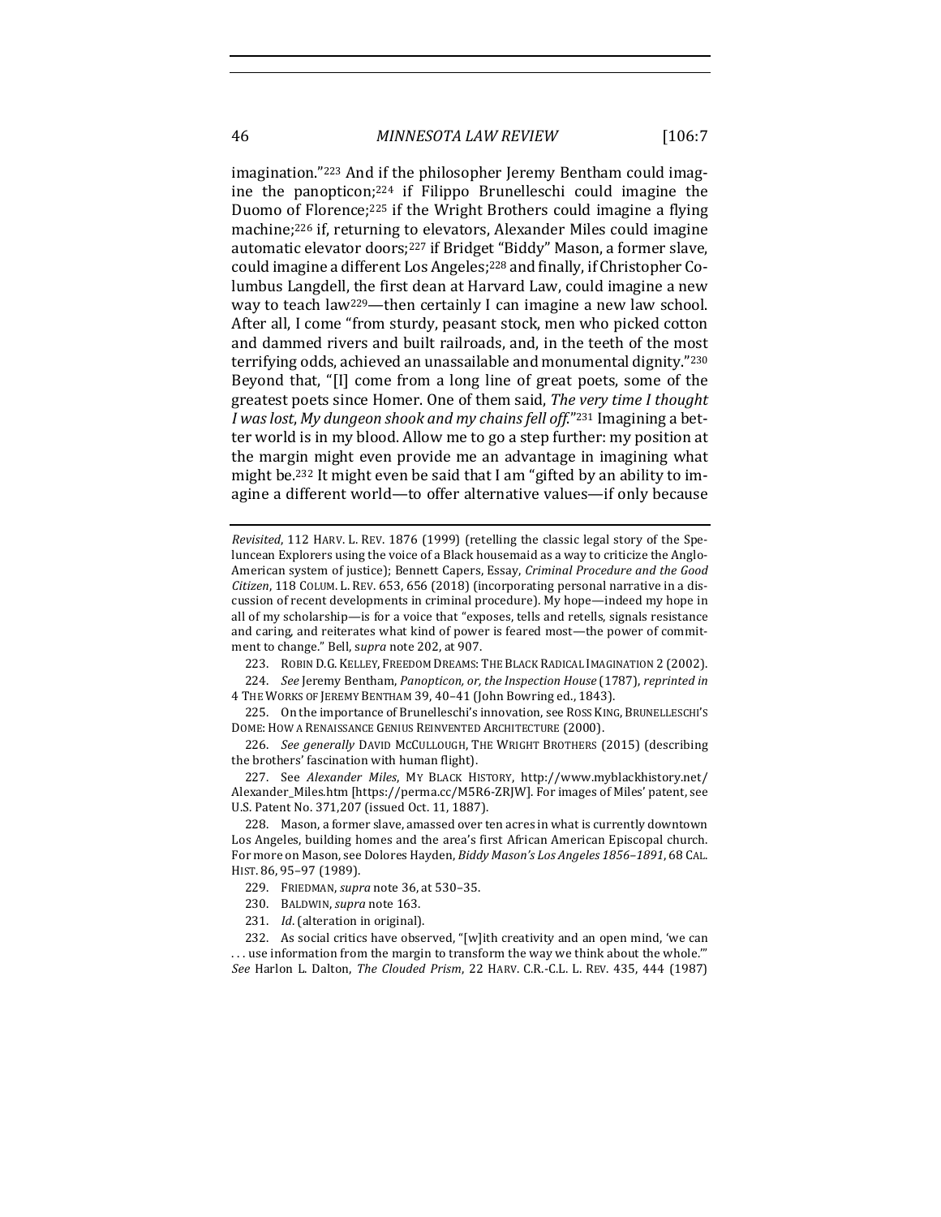imagination."[223] And if the philosopher Jeremy Bentham could imagine the panopticon;[224] if Filippo Brunelleschi could imagine the Duomo of Florence;[225] if the Wright Brothers could imagine a flying machine;[226] if, returning to elevators, Alexander Miles could imagine automatic elevator doors;[227] if Bridget "Biddy" Mason, a former slave, could imagine a different Los Angeles;[228] and finally, if Christopher Columbus Langdell, the first dean at Harvard Law, could imagine a new way to teach law[229]—then certainly I can imagine a new law school. After all, I come "from sturdy, peasant stock, men who picked cotton and dammed rivers and built railroads, and, in the teeth of the most terrifying odds, achieved an unassailable and monumental dignity."[230] Beyond that, "[I] come from a long line of great poets, some of the greatest poets since Homer. One of them said, *The very time I thought I was lost*, *My dungeon shook and my chains fell off*."[231] Imagining a better world is in my blood. Allow me to go a step further: my position at the margin might even provide me an advantage in imagining what might be.[232] It might even be said that I am "gifted by an ability to imagine a different world—to offer alternative values—if only because

---

*Revisited*, 112 HARV. L. REV. 1876 (1999) (retelling the classic legal story of the Speluncean Explorers using the voice of a Black housemaid as a way to criticize the Anglo-American system of justice); Bennett Capers, Essay, *Criminal Procedure and the Good Citizen*, 118 COLUM. L. REV. 653, 656 (2018) (incorporating personal narrative in a discussion of recent developments in criminal procedure). My hope—indeed my hope in all of my scholarship—is for a voice that "exposes, tells and retells, signals resistance and caring, and reiterates what kind of power is feared most—the power of commitment to change." Bell, *supra* note 202, at 907.

223. ROBIN D.G. KELLEY, FREEDOM DREAMS: THE BLACK RADICAL IMAGINATION 2 (2002).

224. *See* Jeremy Bentham, *Panopticon, or, the Inspection House* (1787), *reprinted in* 4 THE WORKS OF JEREMY BENTHAM 39, 40–41 (John Bowring ed., 1843).

225. On the importance of Brunelleschi's innovation, see ROSS KING, BRUNELLESCHI'S DOME: HOW A RENAISSANCE GENIUS REINVENTED ARCHITECTURE (2000).

226. *See generally* DAVID MCCULLOUGH, THE WRIGHT BROTHERS (2015) (describing the brothers' fascination with human flight).

227. See *Alexander Miles*, MY BLACK HISTORY, http://www.myblackhistory.net/Alexander_Miles.htm [https://perma.cc/M5R6-ZRJW]. For images of Miles' patent, see U.S. Patent No. 371,207 (issued Oct. 11, 1887).

228. Mason, a former slave, amassed over ten acres in what is currently downtown Los Angeles, building homes and the area's first African American Episcopal church. For more on Mason, see Dolores Hayden, *Biddy Mason's Los Angeles 1856–1891*, 68 CAL. HIST. 86, 95–97 (1989).

229. FRIEDMAN, *supra* note 36, at 530–35.

230. BALDWIN, *supra* note 163.

231. *Id*. (alteration in original).

232. As social critics have observed, "[w]ith creativity and an open mind, 'we can . . . use information from the margin to transform the way we think about the whole.'" *See* Harlon L. Dalton, *The Clouded Prism*, 22 HARV. C.R.-C.L. L. REV. 435, 444 (1987)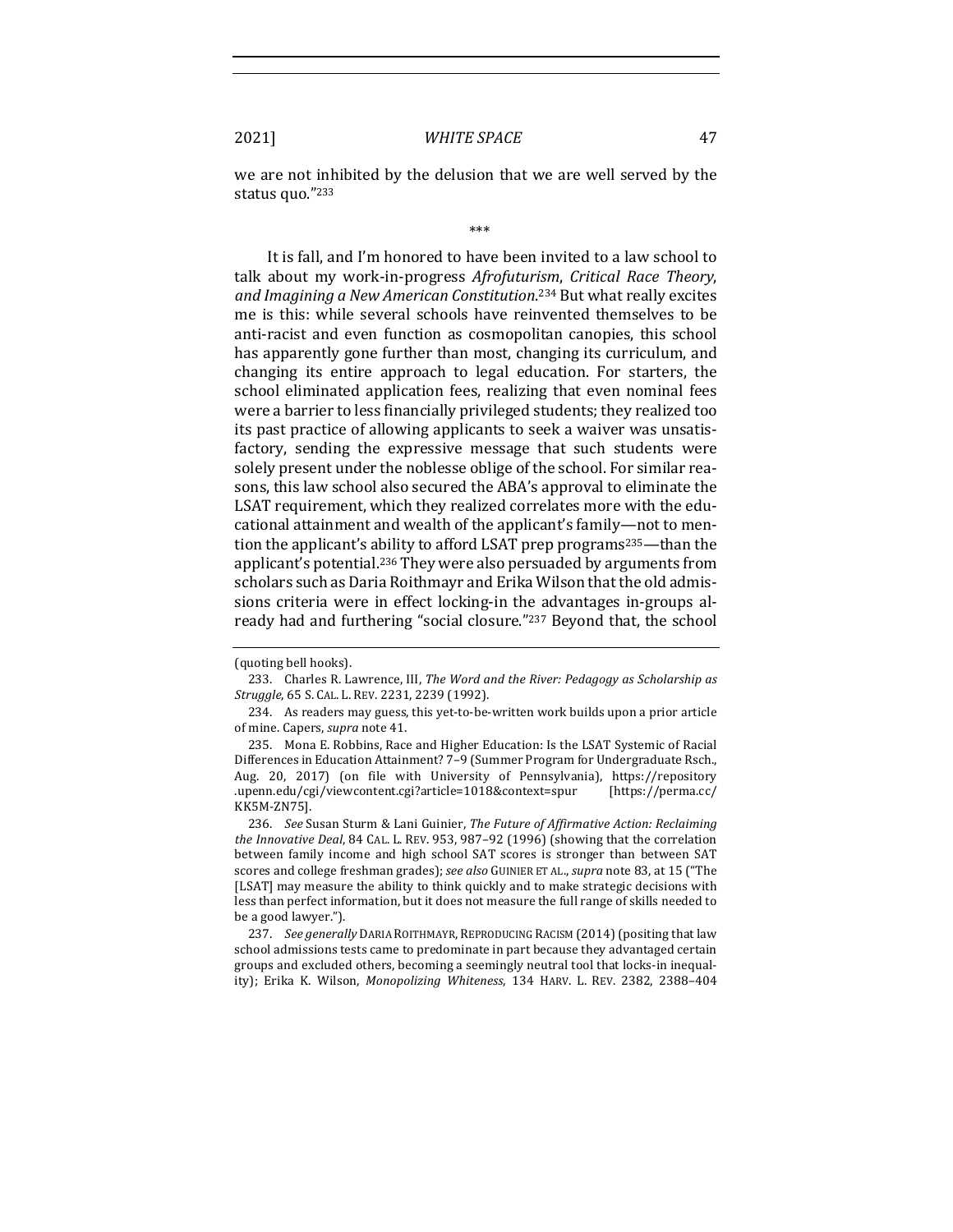we are not inhibited by the delusion that we are well served by the status quo."[233]

\*\*\*

It is fall, and I'm honored to have been invited to a law school to talk about my work-in-progress *Afrofuturism, Critical Race Theory, and Imagining a New American Constitution*.[234] But what really excites me is this: while several schools have reinvented themselves to be anti-racist and even function as cosmopolitan canopies, this school has apparently gone further than most, changing its curriculum, and changing its entire approach to legal education. For starters, the school eliminated application fees, realizing that even nominal fees were a barrier to less financially privileged students; they realized too its past practice of allowing applicants to seek a waiver was unsatisfactory, sending the expressive message that such students were solely present under the noblesse oblige of the school. For similar reasons, this law school also secured the ABA's approval to eliminate the LSAT requirement, which they realized correlates more with the educational attainment and wealth of the applicant's family—not to mention the applicant's ability to afford LSAT prep programs[235]—than the applicant's potential.[236] They were also persuaded by arguments from scholars such as Daria Roithmayr and Erika Wilson that the old admissions criteria were in effect locking-in the advantages in-groups already had and furthering "social closure."[237] Beyond that, the school

---

(quoting bell hooks).

233. Charles R. Lawrence, III, *The Word and the River: Pedagogy as Scholarship as Struggle*, 65 S. CAL. L. REV. 2231, 2239 (1992).

234. As readers may guess, this yet-to-be-written work builds upon a prior article of mine. Capers, *supra* note 41.

235. Mona E. Robbins, Race and Higher Education: Is the LSAT Systemic of Racial Differences in Education Attainment? 7–9 (Summer Program for Undergraduate Rsch., Aug. 20, 2017) (on file with University of Pennsylvania), https://repository.upenn.edu/cgi/viewcontent.cgi?article=1018&context=spur [https://perma.cc/KK5M-ZN75].

236. *See* Susan Sturm & Lani Guinier, *The Future of Affirmative Action: Reclaiming the Innovative Deal*, 84 CAL. L. REV. 953, 987–92 (1996) (showing that the correlation between family income and high school SAT scores is stronger than between SAT scores and college freshman grades); *see also* GUINIER ET AL., *supra* note 83, at 15 ("The [LSAT] may measure the ability to think quickly and to make strategic decisions with less than perfect information, but it does not measure the full range of skills needed to be a good lawyer.").

237. *See generally* DARIA ROITHMAYR, REPRODUCING RACISM (2014) (positing that law school admissions tests came to predominate in part because they advantaged certain groups and excluded others, becoming a seemingly neutral tool that locks-in inequality); Erika K. Wilson, *Monopolizing Whiteness*, 134 HARV. L. REV. 2382, 2388–404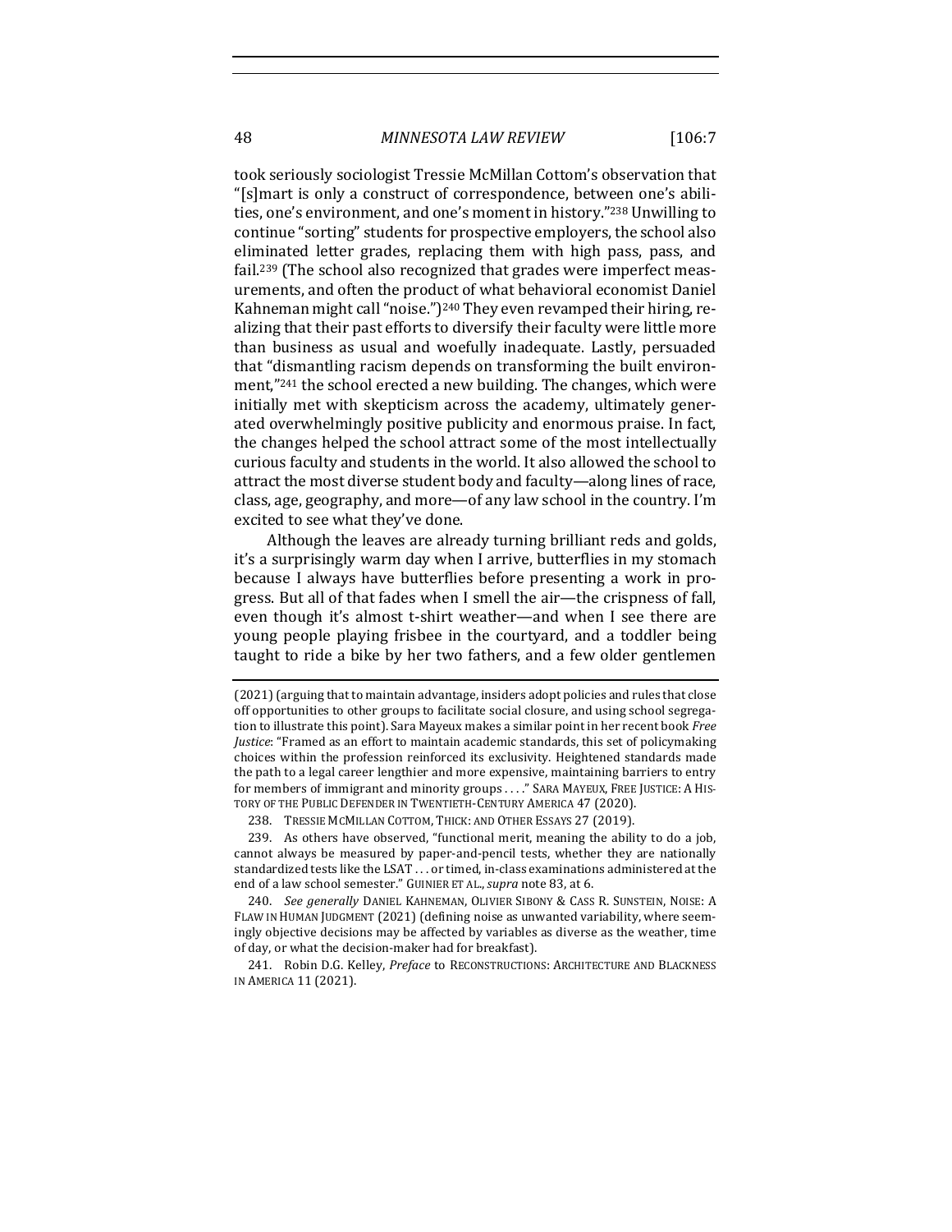took seriously sociologist Tressie McMillan Cottom's observation that "[s]mart is only a construct of correspondence, between one's abilities, one's environment, and one's moment in history."[238] Unwilling to continue "sorting" students for prospective employers, the school also eliminated letter grades, replacing them with high pass, pass, and fail.[239] (The school also recognized that grades were imperfect measurements, and often the product of what behavioral economist Daniel Kahneman might call "noise.")[240] They even revamped their hiring, realizing that their past efforts to diversify their faculty were little more than business as usual and woefully inadequate. Lastly, persuaded that "dismantling racism depends on transforming the built environment,"[241] the school erected a new building. The changes, which were initially met with skepticism across the academy, ultimately generated overwhelmingly positive publicity and enormous praise. In fact, the changes helped the school attract some of the most intellectually curious faculty and students in the world. It also allowed the school to attract the most diverse student body and faculty—along lines of race, class, age, geography, and more—of any law school in the country. I'm excited to see what they've done.

Although the leaves are already turning brilliant reds and golds, it's a surprisingly warm day when I arrive, butterflies in my stomach because I always have butterflies before presenting a work in progress. But all of that fades when I smell the air—the crispness of fall, even though it's almost t-shirt weather—and when I see there are young people playing frisbee in the courtyard, and a toddler being taught to ride a bike by her two fathers, and a few older gentlemen

---

(2021) (arguing that to maintain advantage, insiders adopt policies and rules that close off opportunities to other groups to facilitate social closure, and using school segregation to illustrate this point). Sara Mayeux makes a similar point in her recent book *Free Justice*: "Framed as an effort to maintain academic standards, this set of policymaking choices within the profession reinforced its exclusivity. Heightened standards made the path to a legal career lengthier and more expensive, maintaining barriers to entry for members of immigrant and minority groups . . . ." SARA MAYEUX, FREE JUSTICE: A HISTORY OF THE PUBLIC DEFENDER IN TWENTIETH-CENTURY AMERICA 47 (2020).

238. TRESSIE MCMILLAN COTTOM, THICK: AND OTHER ESSAYS 27 (2019).

239. As others have observed, "functional merit, meaning the ability to do a job, cannot always be measured by paper-and-pencil tests, whether they are nationally standardized tests like the LSAT . . . or timed, in-class examinations administered at the end of a law school semester." GUINIER ET AL., *supra* note 83, at 6.

240. *See generally* DANIEL KAHNEMAN, OLIVIER SIBONY & CASS R. SUNSTEIN, NOISE: A FLAW IN HUMAN JUDGMENT (2021) (defining noise as unwanted variability, where seemingly objective decisions may be affected by variables as diverse as the weather, time of day, or what the decision-maker had for breakfast).

241. Robin D.G. Kelley, *Preface* to RECONSTRUCTIONS: ARCHITECTURE AND BLACKNESS IN AMERICA 11 (2021).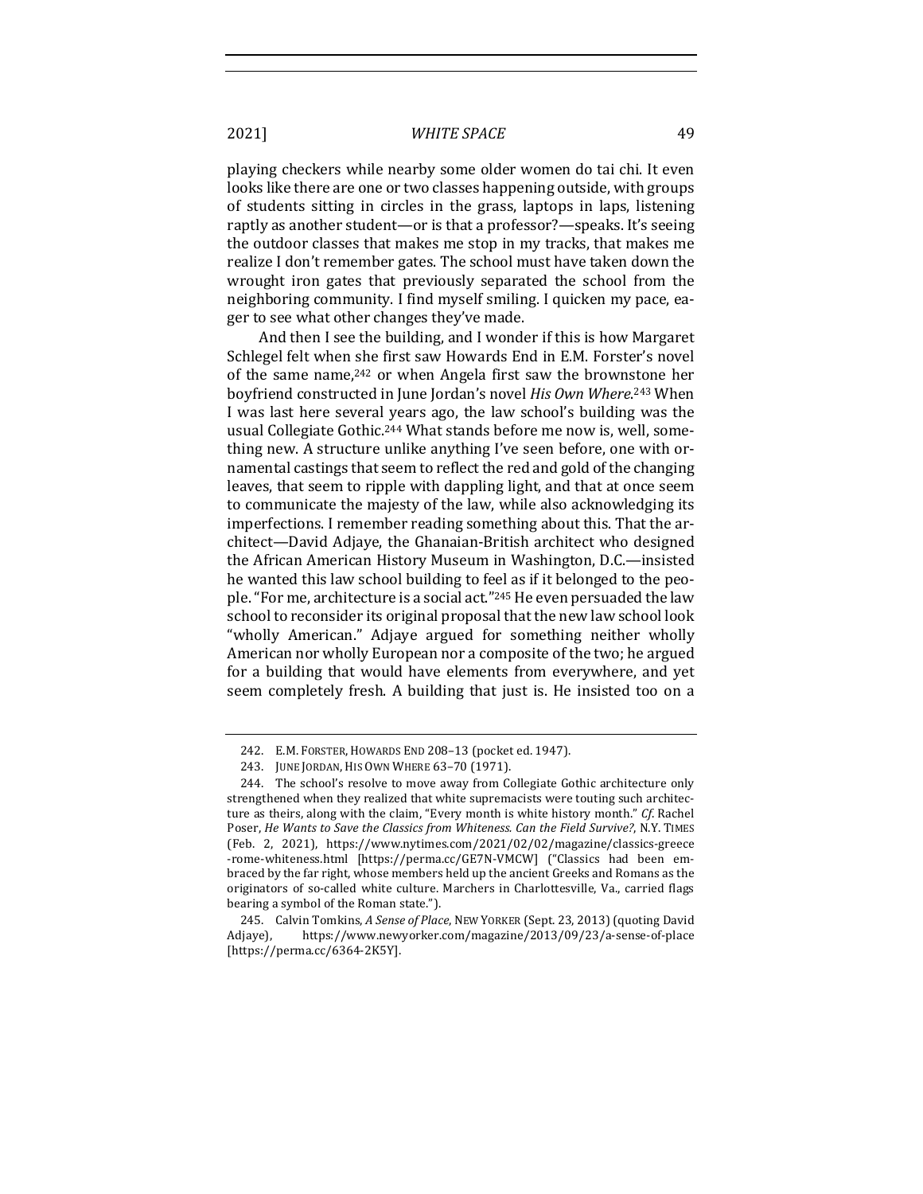playing checkers while nearby some older women do tai chi. It even looks like there are one or two classes happening outside, with groups of students sitting in circles in the grass, laptops in laps, listening raptly as another student—or is that a professor?—speaks. It's seeing the outdoor classes that makes me stop in my tracks, that makes me realize I don't remember gates. The school must have taken down the wrought iron gates that previously separated the school from the neighboring community. I find myself smiling. I quicken my pace, eager to see what other changes they've made.

And then I see the building, and I wonder if this is how Margaret Schlegel felt when she first saw Howards End in E.M. Forster's novel of the same name,[242] or when Angela first saw the brownstone her boyfriend constructed in June Jordan's novel *His Own Where*.[243] When I was last here several years ago, the law school's building was the usual Collegiate Gothic.[244] What stands before me now is, well, something new. A structure unlike anything I've seen before, one with ornamental castings that seem to reflect the red and gold of the changing leaves, that seem to ripple with dappling light, and that at once seem to communicate the majesty of the law, while also acknowledging its imperfections. I remember reading something about this. That the architect—David Adjaye, the Ghanaian-British architect who designed the African American History Museum in Washington, D.C.—insisted he wanted this law school building to feel as if it belonged to the people. "For me, architecture is a social act."[245] He even persuaded the law school to reconsider its original proposal that the new law school look "wholly American." Adjaye argued for something neither wholly American nor wholly European nor a composite of the two; he argued for a building that would have elements from everywhere, and yet seem completely fresh. A building that just is. He insisted too on a

---

242. E.M. FORSTER, HOWARDS END 208–13 (pocket ed. 1947).

243. JUNE JORDAN, HIS OWN WHERE 63–70 (1971).

244. The school's resolve to move away from Collegiate Gothic architecture only strengthened when they realized that white supremacists were touting such architecture as theirs, along with the claim, "Every month is white history month." *Cf.* Rachel Poser, *He Wants to Save the Classics from Whiteness. Can the Field Survive?*, N.Y. TIMES (Feb. 2, 2021), https://www.nytimes.com/2021/02/02/magazine/classics-greece-rome-whiteness.html [https://perma.cc/GE7N-VMCW] ("Classics had been embraced by the far right, whose members held up the ancient Greeks and Romans as the originators of so-called white culture. Marchers in Charlottesville, Va., carried flags bearing a symbol of the Roman state.").

245. Calvin Tomkins, *A Sense of Place*, NEW YORKER (Sept. 23, 2013) (quoting David Adjaye), https://www.newyorker.com/magazine/2013/09/23/a-sense-of-place [https://perma.cc/6364-2K5Y].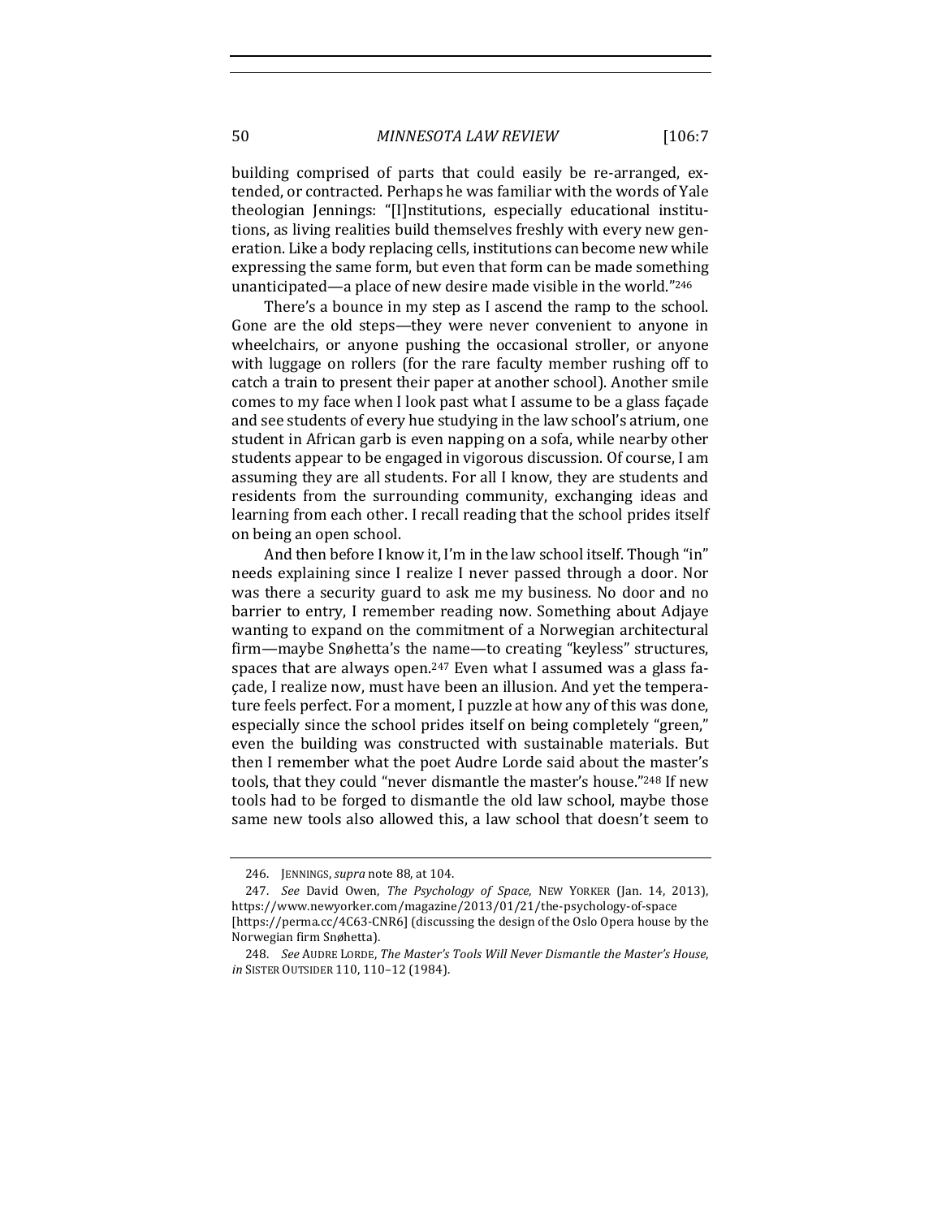building comprised of parts that could easily be re-arranged, extended, or contracted. Perhaps he was familiar with the words of Yale theologian Jennings: "[I]nstitutions, especially educational institutions, as living realities build themselves freshly with every new generation. Like a body replacing cells, institutions can become new while expressing the same form, but even that form can be made something unanticipated—a place of new desire made visible in the world."[246]

There's a bounce in my step as I ascend the ramp to the school. Gone are the old steps—they were never convenient to anyone in wheelchairs, or anyone pushing the occasional stroller, or anyone with luggage on rollers (for the rare faculty member rushing off to catch a train to present their paper at another school). Another smile comes to my face when I look past what I assume to be a glass façade and see students of every hue studying in the law school's atrium, one student in African garb is even napping on a sofa, while nearby other students appear to be engaged in vigorous discussion. Of course, I am assuming they are all students. For all I know, they are students and residents from the surrounding community, exchanging ideas and learning from each other. I recall reading that the school prides itself on being an open school.

And then before I know it, I'm in the law school itself. Though "in" needs explaining since I realize I never passed through a door. Nor was there a security guard to ask me my business. No door and no barrier to entry, I remember reading now. Something about Adjaye wanting to expand on the commitment of a Norwegian architectural firm—maybe Snøhetta's the name—to creating "keyless" structures, spaces that are always open.[247] Even what I assumed was a glass façade, I realize now, must have been an illusion. And yet the temperature feels perfect. For a moment, I puzzle at how any of this was done, especially since the school prides itself on being completely "green," even the building was constructed with sustainable materials. But then I remember what the poet Audre Lorde said about the master's tools, that they could "never dismantle the master's house."[248] If new tools had to be forged to dismantle the old law school, maybe those same new tools also allowed this, a law school that doesn't seem to

---

246. JENNINGS, *supra* note 88, at 104.

247. *See* David Owen, *The Psychology of Space*, NEW YORKER (Jan. 14, 2013), https://www.newyorker.com/magazine/2013/01/21/the-psychology-of-space [https://perma.cc/4C63-CNR6] (discussing the design of the Oslo Opera house by the Norwegian firm Snøhetta).

248. *See* AUDRE LORDE, *The Master's Tools Will Never Dismantle the Master's House*, *in* SISTER OUTSIDER 110, 110–12 (1984).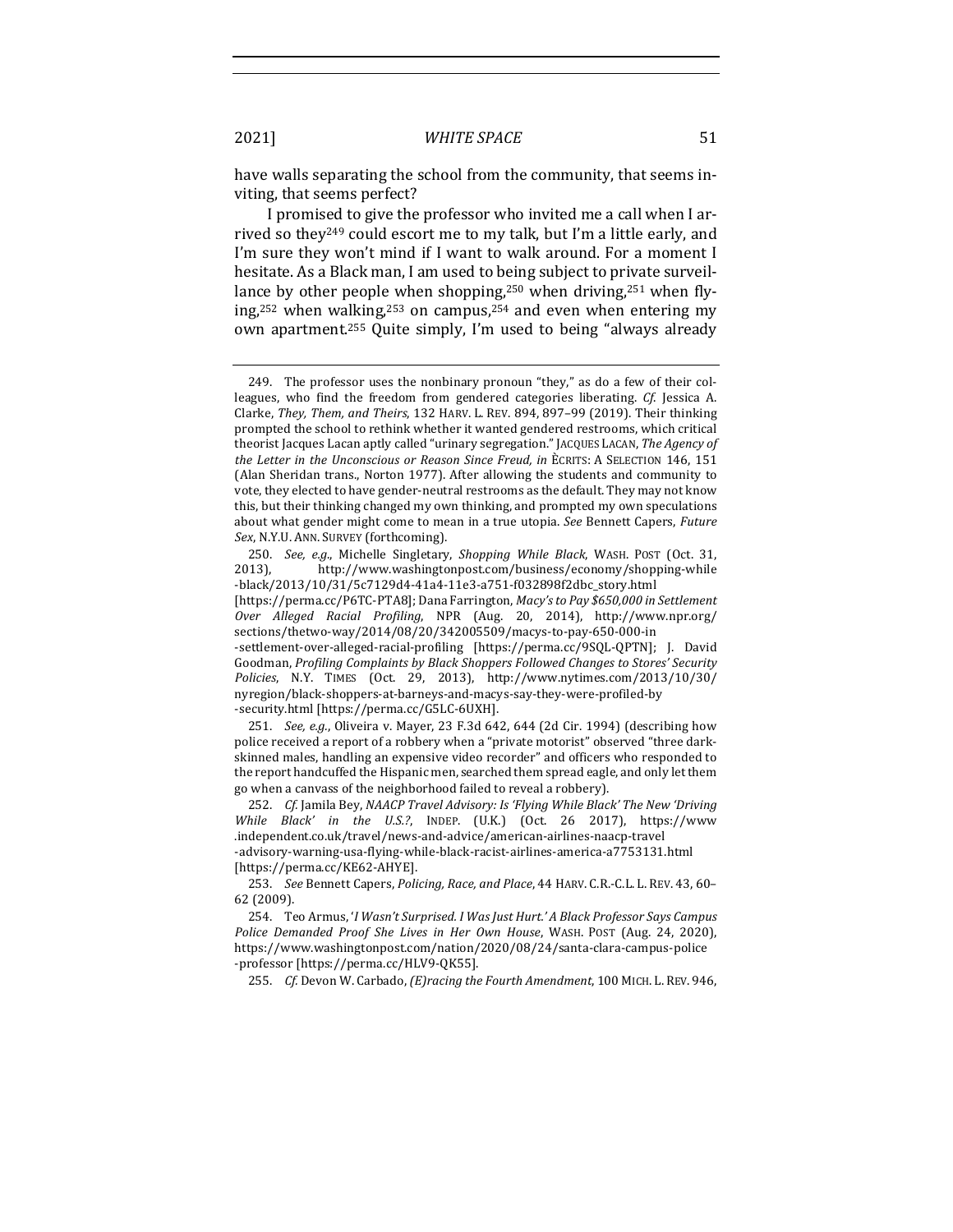have walls separating the school from the community, that seems inviting, that seems perfect?

I promised to give the professor who invited me a call when I arrived so they[249] could escort me to my talk, but I'm a little early, and I'm sure they won't mind if I want to walk around. For a moment I hesitate. As a Black man, I am used to being subject to private surveillance by other people when shopping,[250] when driving,[251] when flying,[252] when walking,[253] on campus,[254] and even when entering my own apartment.[255] Quite simply, I'm used to being "always already

---

249. The professor uses the nonbinary pronoun "they," as do a few of their colleagues, who find the freedom from gendered categories liberating. *Cf.* Jessica A. Clarke, *They, Them, and Theirs*, 132 HARV. L. REV. 894, 897–99 (2019). Their thinking prompted the school to rethink whether it wanted gendered restrooms, which critical theorist Jacques Lacan aptly called "urinary segregation." JACQUES LACAN, *The Agency of the Letter in the Unconscious or Reason Since Freud, in* ÈCRITS: A SELECTION 146, 151 (Alan Sheridan trans., Norton 1977). After allowing the students and community to vote, they elected to have gender-neutral restrooms as the default. They may not know this, but their thinking changed my own thinking, and prompted my own speculations about what gender might come to mean in a true utopia. *See* Bennett Capers, *Future Sex*, N.Y.U. ANN. SURVEY (forthcoming).

250. *See, e.g.*, Michelle Singletary, *Shopping While Black*, WASH. POST (Oct. 31, 2013), http://www.washingtonpost.com/business/economy/shopping-while-black/2013/10/31/5c7129d4-41a4-11e3-a751-f032898f2dbc_story.html [https://perma.cc/P6TC-PTA8]; Dana Farrington, *Macy's to Pay $650,000 in Settlement Over Alleged Racial Profiling*, NPR (Aug. 20, 2014), http://www.npr.org/sections/thetwo-way/2014/08/20/342005509/macys-to-pay-650-000-in-settlement-over-alleged-racial-profiling [https://perma.cc/9SQL-QPTN]; J. David Goodman, *Profiling Complaints by Black Shoppers Followed Changes to Stores' Security Policies*, N.Y. TIMES (Oct. 29, 2013), http://www.nytimes.com/2013/10/30/nyregion/black-shoppers-at-barneys-and-macys-say-they-were-profiled-by-security.html [https://perma.cc/G5LC-6UXH].

251. *See, e.g.*, Oliveira v. Mayer, 23 F.3d 642, 644 (2d Cir. 1994) (describing how police received a report of a robbery when a "private motorist" observed "three dark-skinned males, handling an expensive video recorder" and officers who responded to the report handcuffed the Hispanic men, searched them spread eagle, and only let them go when a canvass of the neighborhood failed to reveal a robbery).

252. *Cf.* Jamila Bey, *NAACP Travel Advisory: Is 'Flying While Black' The New 'Driving While Black' in the U.S.?*, INDEP. (U.K.) (Oct. 26 2017), https://www.independent.co.uk/travel/news-and-advice/american-airlines-naacp-travel-advisory-warning-usa-flying-while-black-racist-airlines-america-a7753131.html [https://perma.cc/KE62-AHYE].

253. *See* Bennett Capers, *Policing, Race, and Place*, 44 HARV. C.R.-C.L. L. REV. 43, 60–62 (2009).

254. Teo Armus, '*I Wasn't Surprised. I Was Just Hurt.' A Black Professor Says Campus Police Demanded Proof She Lives in Her Own House*, WASH. POST (Aug. 24, 2020), https://www.washingtonpost.com/nation/2020/08/24/santa-clara-campus-police-professor [https://perma.cc/HLV9-QK55].

255. *Cf.* Devon W. Carbado, *(E)racing the Fourth Amendment*, 100 MICH. L. REV. 946,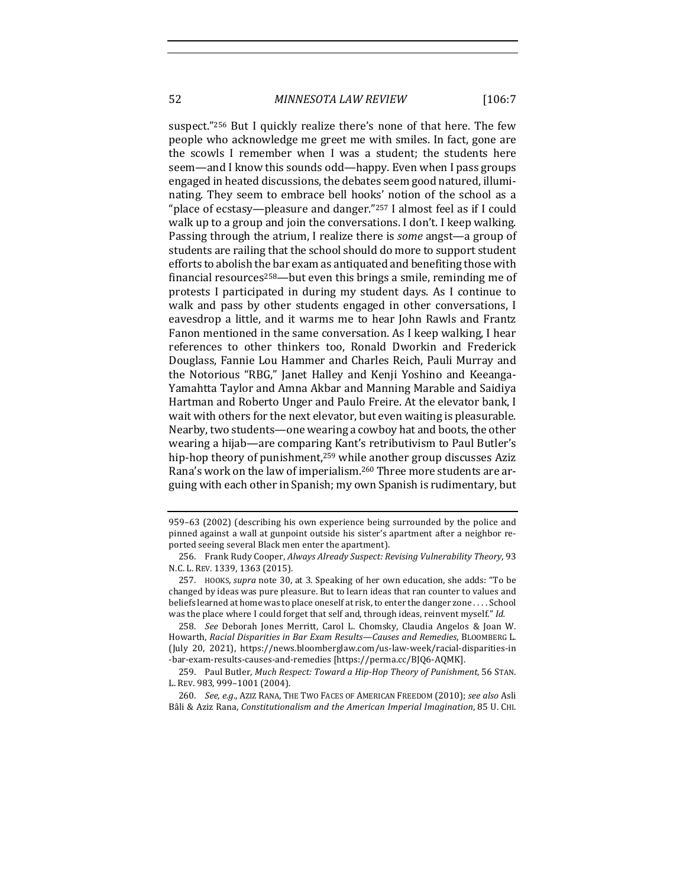suspect."[256] But I quickly realize there's none of that here. The few people who acknowledge me greet me with smiles. In fact, gone are the scowls I remember when I was a student; the students here seem—and I know this sounds odd—happy. Even when I pass groups engaged in heated discussions, the debates seem good natured, illuminating. They seem to embrace bell hooks' notion of the school as a "place of ecstasy—pleasure and danger."[257] I almost feel as if I could walk up to a group and join the conversations. I don't. I keep walking. Passing through the atrium, I realize there is *some* angst—a group of students are railing that the school should do more to support student efforts to abolish the bar exam as antiquated and benefiting those with financial resources[258]—but even this brings a smile, reminding me of protests I participated in during my student days. As I continue to walk and pass by other students engaged in other conversations, I eavesdrop a little, and it warms me to hear John Rawls and Frantz Fanon mentioned in the same conversation. As I keep walking, I hear references to other thinkers too, Ronald Dworkin and Frederick Douglass, Fannie Lou Hammer and Charles Reich, Pauli Murray and the Notorious "RBG," Janet Halley and Kenji Yoshino and Keeanga-Yamahtta Taylor and Amna Akbar and Manning Marable and Saidiya Hartman and Roberto Unger and Paulo Freire. At the elevator bank, I wait with others for the next elevator, but even waiting is pleasurable. Nearby, two students—one wearing a cowboy hat and boots, the other wearing a hijab—are comparing Kant's retributivism to Paul Butler's hip-hop theory of punishment,[259] while another group discusses Aziz Rana's work on the law of imperialism.[260] Three more students are arguing with each other in Spanish; my own Spanish is rudimentary, but

959–63 (2002) (describing his own experience being surrounded by the police and pinned against a wall at gunpoint outside his sister's apartment after a neighbor reported seeing several Black men enter the apartment).

256. Frank Rudy Cooper, *Always Already Suspect: Revising Vulnerability Theory*, 93 N.C. L. REV. 1339, 1363 (2015).

257. HOOKS, *supra* note 30, at 3. Speaking of her own education, she adds: "To be changed by ideas was pure pleasure. But to learn ideas that ran counter to values and beliefs learned at home was to place oneself at risk, to enter the danger zone . . . . School was the place where I could forget that self and, through ideas, reinvent myself." *Id.*

258. *See* Deborah Jones Merritt, Carol L. Chomsky, Claudia Angelos & Joan W. Howarth, *Racial Disparities in Bar Exam Results—Causes and Remedies*, BLOOMBERG L. (July 20, 2021), https://news.bloomberglaw.com/us-law-week/racial-disparities-in-bar-exam-results-causes-and-remedies [https://perma.cc/BJQ6-AQMK].

259. Paul Butler, *Much Respect: Toward a Hip-Hop Theory of Punishment*, 56 STAN. L. REV. 983, 999–1001 (2004).

260. *See, e.g.*, AZIZ RANA, THE TWO FACES OF AMERICAN FREEDOM (2010); *see also* Asli Bâli & Aziz Rana, *Constitutionalism and the American Imperial Imagination*, 85 U. CHI.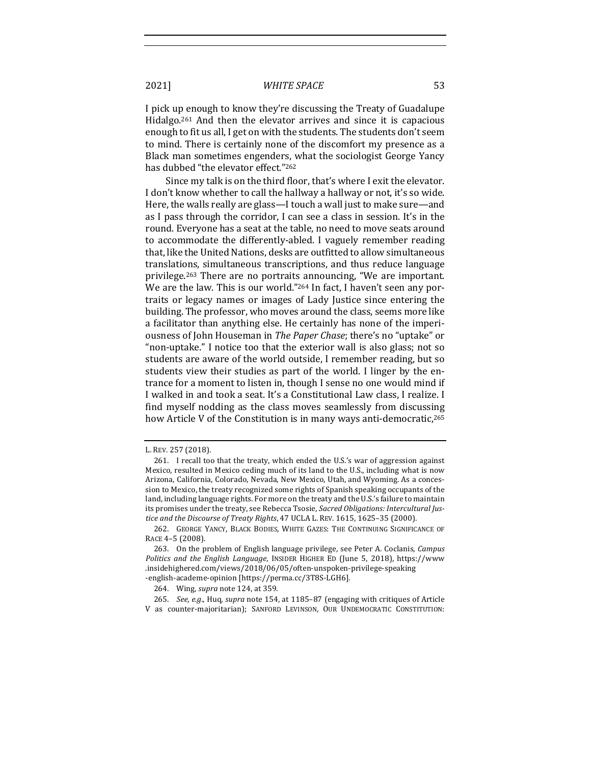I pick up enough to know they're discussing the Treaty of Guadalupe Hidalgo.[261] And then the elevator arrives and since it is capacious enough to fit us all, I get on with the students. The students don't seem to mind. There is certainly none of the discomfort my presence as a Black man sometimes engenders, what the sociologist George Yancy has dubbed "the elevator effect."[262]

Since my talk is on the third floor, that's where I exit the elevator. I don't know whether to call the hallway a hallway or not, it's so wide. Here, the walls really are glass—I touch a wall just to make sure—and as I pass through the corridor, I can see a class in session. It's in the round. Everyone has a seat at the table, no need to move seats around to accommodate the differently-abled. I vaguely remember reading that, like the United Nations, desks are outfitted to allow simultaneous translations, simultaneous transcriptions, and thus reduce language privilege.[263] There are no portraits announcing, "We are important. We are the law. This is our world."[264] In fact, I haven't seen any portraits or legacy names or images of Lady Justice since entering the building. The professor, who moves around the class, seems more like a facilitator than anything else. He certainly has none of the imperiousness of John Houseman in *The Paper Chase*; there's no "uptake" or "non-uptake." I notice too that the exterior wall is also glass; not so students are aware of the world outside, I remember reading, but so students view their studies as part of the world. I linger by the entrance for a moment to listen in, though I sense no one would mind if I walked in and took a seat. It's a Constitutional Law class, I realize. I find myself nodding as the class moves seamlessly from discussing how Article V of the Constitution is in many ways anti-democratic,[265]

---

L. REV. 257 (2018).

261. I recall too that the treaty, which ended the U.S.'s war of aggression against Mexico, resulted in Mexico ceding much of its land to the U.S., including what is now Arizona, California, Colorado, Nevada, New Mexico, Utah, and Wyoming. As a concession to Mexico, the treaty recognized some rights of Spanish speaking occupants of the land, including language rights. For more on the treaty and the U.S.'s failure to maintain its promises under the treaty, see Rebecca Tsosie, *Sacred Obligations: Intercultural Justice and the Discourse of Treaty Rights*, 47 UCLA L. REV. 1615, 1625–35 (2000).

262. GEORGE YANCY, BLACK BODIES, WHITE GAZES: THE CONTINUING SIGNIFICANCE OF RACE 4–5 (2008).

263. On the problem of English language privilege, see Peter A. Coclanis, *Campus Politics and the English Language*, INSIDER HIGHER ED (June 5, 2018), https://www.insidehighered.com/views/2018/06/05/often-unspoken-privilege-speaking-english-academe-opinion [https://perma.cc/3T8S-LGH6].

264. Wing, *supra* note 124, at 359.

265. *See, e.g.*, Huq, *supra* note 154, at 1185–87 (engaging with critiques of Article V as counter-majoritarian); SANFORD LEVINSON, OUR UNDEMOCRATIC CONSTITUTION: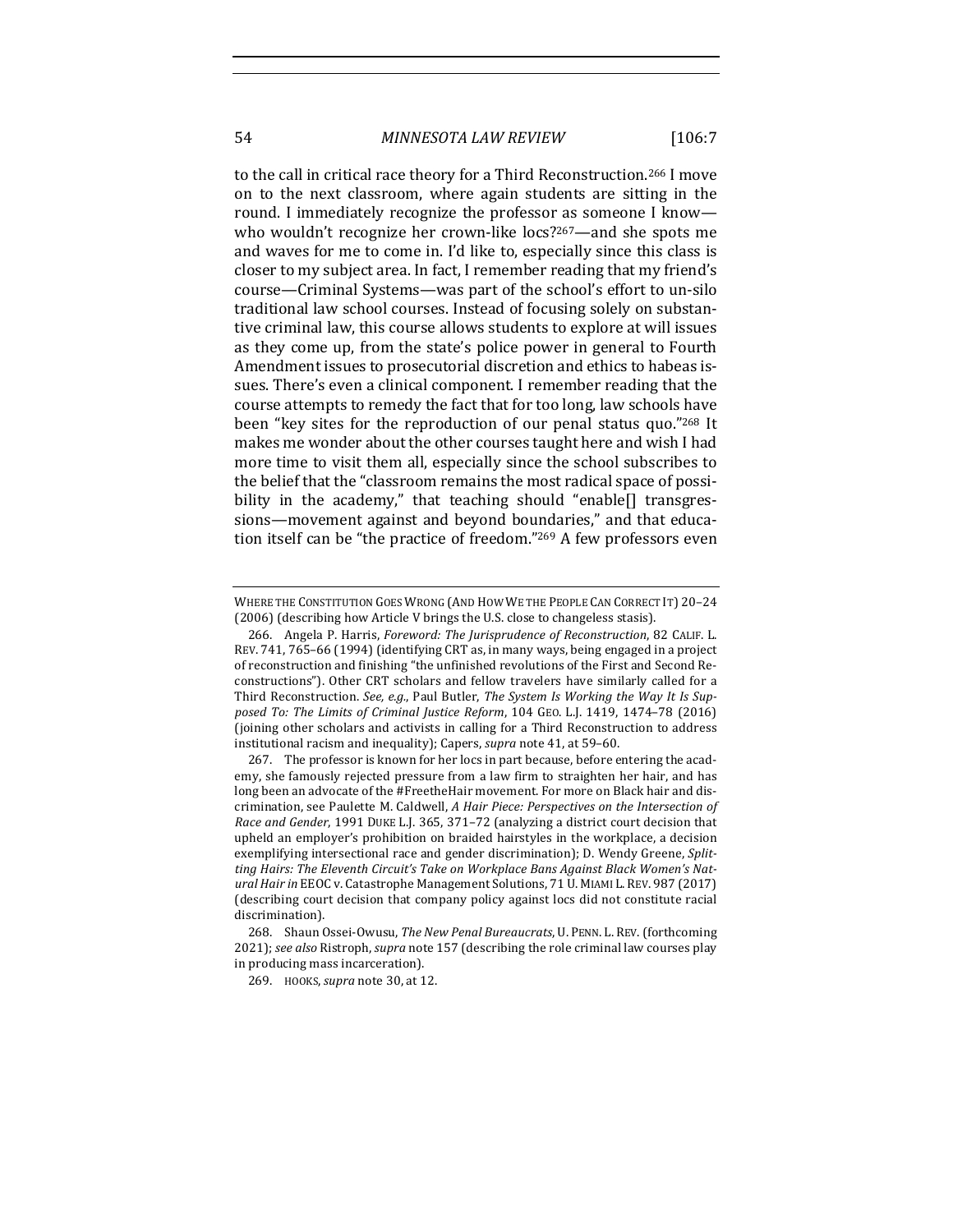to the call in critical race theory for a Third Reconstruction.[266] I move on to the next classroom, where again students are sitting in the round. I immediately recognize the professor as someone I know—who wouldn't recognize her crown-like locs?[267]—and she spots me and waves for me to come in. I'd like to, especially since this class is closer to my subject area. In fact, I remember reading that my friend's course—Criminal Systems—was part of the school's effort to un-silo traditional law school courses. Instead of focusing solely on substantive criminal law, this course allows students to explore at will issues as they come up, from the state's police power in general to Fourth Amendment issues to prosecutorial discretion and ethics to habeas issues. There's even a clinical component. I remember reading that the course attempts to remedy the fact that for too long, law schools have been "key sites for the reproduction of our penal status quo."[268] It makes me wonder about the other courses taught here and wish I had more time to visit them all, especially since the school subscribes to the belief that the "classroom remains the most radical space of possibility in the academy," that teaching should "enable[] transgressions—movement against and beyond boundaries," and that education itself can be "the practice of freedom."[269] A few professors even

---

WHERE THE CONSTITUTION GOES WRONG (AND HOW WE THE PEOPLE CAN CORRECT IT) 20–24 (2006) (describing how Article V brings the U.S. close to changeless stasis).

266. Angela P. Harris, *Foreword: The Jurisprudence of Reconstruction*, 82 CALIF. L. REV. 741, 765–66 (1994) (identifying CRT as, in many ways, being engaged in a project of reconstruction and finishing "the unfinished revolutions of the First and Second Reconstructions"). Other CRT scholars and fellow travelers have similarly called for a Third Reconstruction. *See, e.g.*, Paul Butler, *The System Is Working the Way It Is Supposed To: The Limits of Criminal Justice Reform*, 104 GEO. L.J. 1419, 1474–78 (2016) (joining other scholars and activists in calling for a Third Reconstruction to address institutional racism and inequality); Capers, *supra* note 41, at 59–60.

267. The professor is known for her locs in part because, before entering the academy, she famously rejected pressure from a law firm to straighten her hair, and has long been an advocate of the #FreetheHair movement. For more on Black hair and discrimination, see Paulette M. Caldwell, *A Hair Piece: Perspectives on the Intersection of Race and Gender*, 1991 DUKE L.J. 365, 371–72 (analyzing a district court decision that upheld an employer's prohibition on braided hairstyles in the workplace, a decision exemplifying intersectional race and gender discrimination); D. Wendy Greene, *Splitting Hairs: The Eleventh Circuit's Take on Workplace Bans Against Black Women's Natural Hair in* EEOC v. Catastrophe Management Solutions, 71 U. MIAMI L. REV. 987 (2017) (describing court decision that company policy against locs did not constitute racial discrimination).

268. Shaun Ossei-Owusu, *The New Penal Bureaucrats*, U. PENN. L. REV. (forthcoming 2021); *see also* Ristroph, *supra* note 157 (describing the role criminal law courses play in producing mass incarceration).

269. HOOKS, *supra* note 30, at 12.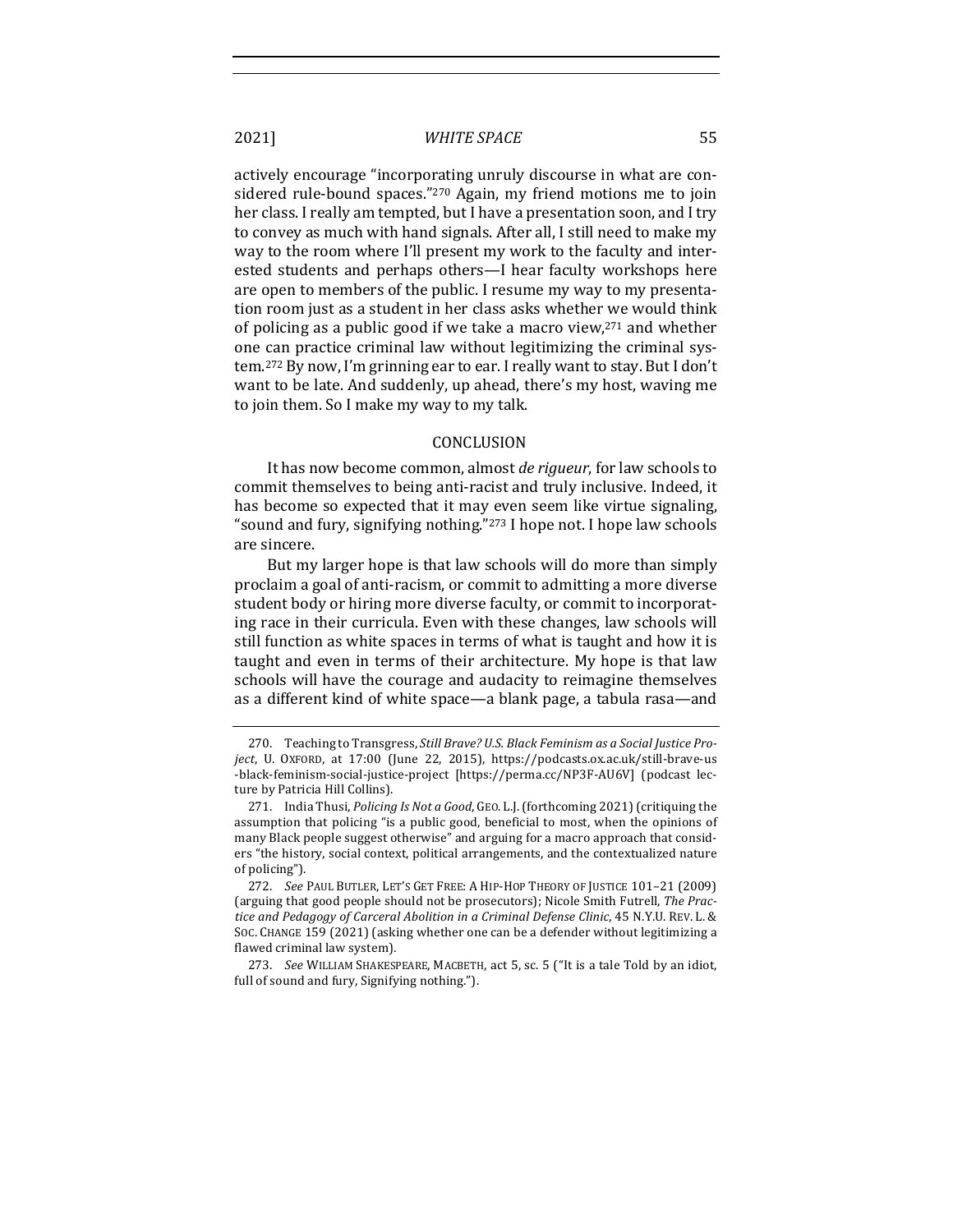actively encourage "incorporating unruly discourse in what are considered rule-bound spaces."[270] Again, my friend motions me to join her class. I really am tempted, but I have a presentation soon, and I try to convey as much with hand signals. After all, I still need to make my way to the room where I'll present my work to the faculty and interested students and perhaps others—I hear faculty workshops here are open to members of the public. I resume my way to my presentation room just as a student in her class asks whether we would think of policing as a public good if we take a macro view,[271] and whether one can practice criminal law without legitimizing the criminal system.[272] By now, I'm grinning ear to ear. I really want to stay. But I don't want to be late. And suddenly, up ahead, there's my host, waving me to join them. So I make my way to my talk.

## CONCLUSION

It has now become common, almost *de rigueur*, for law schools to commit themselves to being anti-racist and truly inclusive. Indeed, it has become so expected that it may even seem like virtue signaling, "sound and fury, signifying nothing."[273] I hope not. I hope law schools are sincere.

But my larger hope is that law schools will do more than simply proclaim a goal of anti-racism, or commit to admitting a more diverse student body or hiring more diverse faculty, or commit to incorporating race in their curricula. Even with these changes, law schools will still function as white spaces in terms of what is taught and how it is taught and even in terms of their architecture. My hope is that law schools will have the courage and audacity to reimagine themselves as a different kind of white space—a blank page, a tabula rasa—and

---

270. Teaching to Transgress, *Still Brave? U.S. Black Feminism as a Social Justice Project*, U. OXFORD, at 17:00 (June 22, 2015), https://podcasts.ox.ac.uk/still-brave-us-black-feminism-social-justice-project [https://perma.cc/NP3F-AU6V] (podcast lecture by Patricia Hill Collins).

271. India Thusi, *Policing Is Not a Good*, GEO. L.J. (forthcoming 2021) (critiquing the assumption that policing "is a public good, beneficial to most, when the opinions of many Black people suggest otherwise" and arguing for a macro approach that considers "the history, social context, political arrangements, and the contextualized nature of policing").

272. *See* PAUL BUTLER, LET'S GET FREE: A HIP-HOP THEORY OF JUSTICE 101–21 (2009) (arguing that good people should not be prosecutors); Nicole Smith Futrell, *The Practice and Pedagogy of Carceral Abolition in a Criminal Defense Clinic*, 45 N.Y.U. REV. L. & SOC. CHANGE 159 (2021) (asking whether one can be a defender without legitimizing a flawed criminal law system).

273. *See* WILLIAM SHAKESPEARE, MACBETH, act 5, sc. 5 ("It is a tale Told by an idiot, full of sound and fury, Signifying nothing.").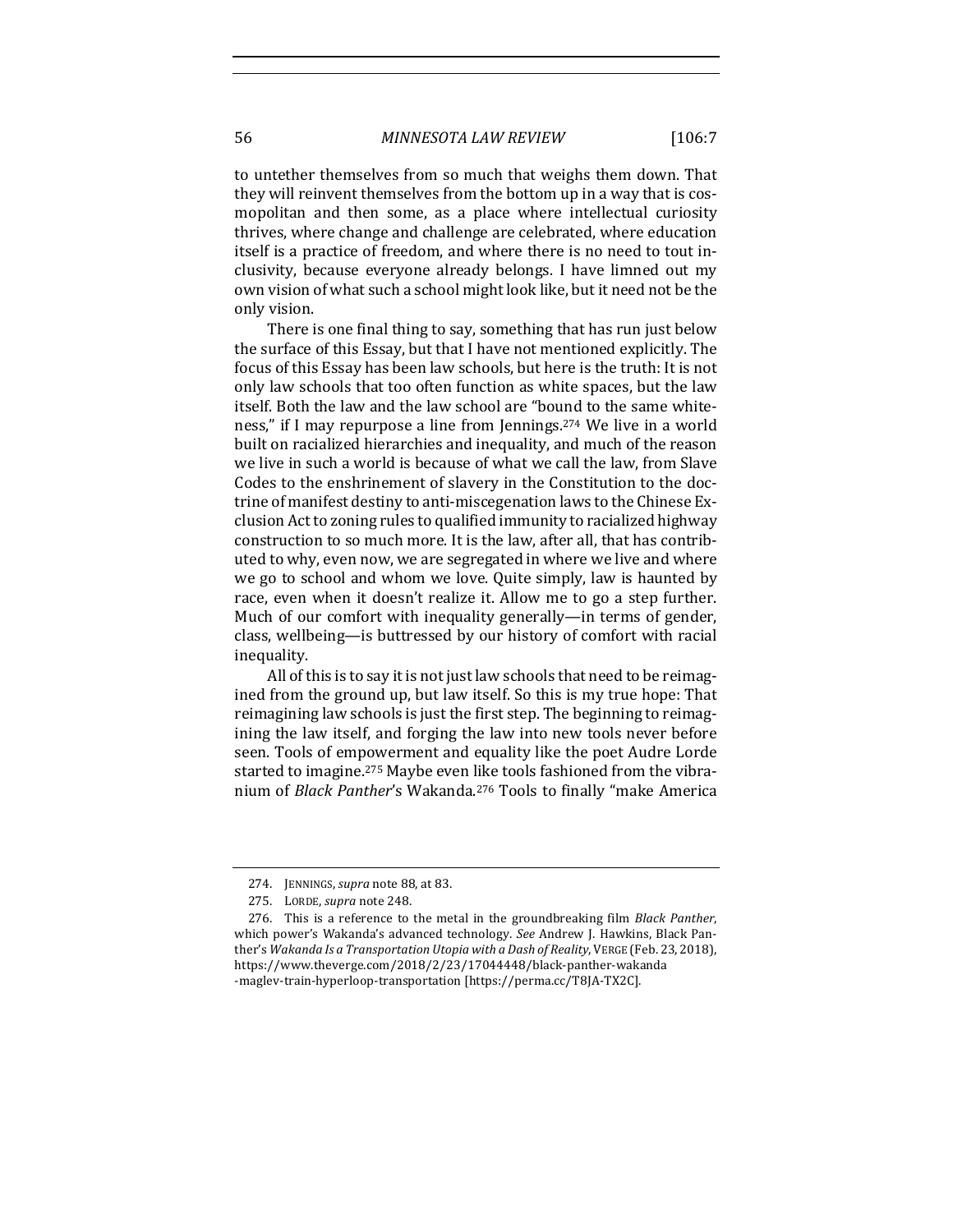to untether themselves from so much that weighs them down. That they will reinvent themselves from the bottom up in a way that is cosmopolitan and then some, as a place where intellectual curiosity thrives, where change and challenge are celebrated, where education itself is a practice of freedom, and where there is no need to tout inclusivity, because everyone already belongs. I have limned out my own vision of what such a school might look like, but it need not be the only vision.

There is one final thing to say, something that has run just below the surface of this Essay, but that I have not mentioned explicitly. The focus of this Essay has been law schools, but here is the truth: It is not only law schools that too often function as white spaces, but the law itself. Both the law and the law school are "bound to the same whiteness," if I may repurpose a line from Jennings.[274] We live in a world built on racialized hierarchies and inequality, and much of the reason we live in such a world is because of what we call the law, from Slave Codes to the enshrinement of slavery in the Constitution to the doctrine of manifest destiny to anti-miscegenation laws to the Chinese Exclusion Act to zoning rules to qualified immunity to racialized highway construction to so much more. It is the law, after all, that has contributed to why, even now, we are segregated in where we live and where we go to school and whom we love. Quite simply, law is haunted by race, even when it doesn't realize it. Allow me to go a step further. Much of our comfort with inequality generally—in terms of gender, class, wellbeing—is buttressed by our history of comfort with racial inequality.

All of this is to say it is not just law schools that need to be reimagined from the ground up, but law itself. So this is my true hope: That reimagining law schools is just the first step. The beginning to reimagining the law itself, and forging the law into new tools never before seen. Tools of empowerment and equality like the poet Audre Lorde started to imagine.[275] Maybe even like tools fashioned from the vibranium of *Black Panther*'s Wakanda.[276] Tools to finally "make America

---

274. JENNINGS, *supra* note 88, at 83.

275. LORDE, *supra* note 248.

276. This is a reference to the metal in the groundbreaking film *Black Panther*, which power's Wakanda's advanced technology. *See* Andrew J. Hawkins, Black Panther's *Wakanda Is a Transportation Utopia with a Dash of Reality*, VERGE (Feb. 23, 2018), https://www.theverge.com/2018/2/23/17044448/black-panther-wakanda-maglev-train-hyperloop-transportation [https://perma.cc/T8JA-TX2C].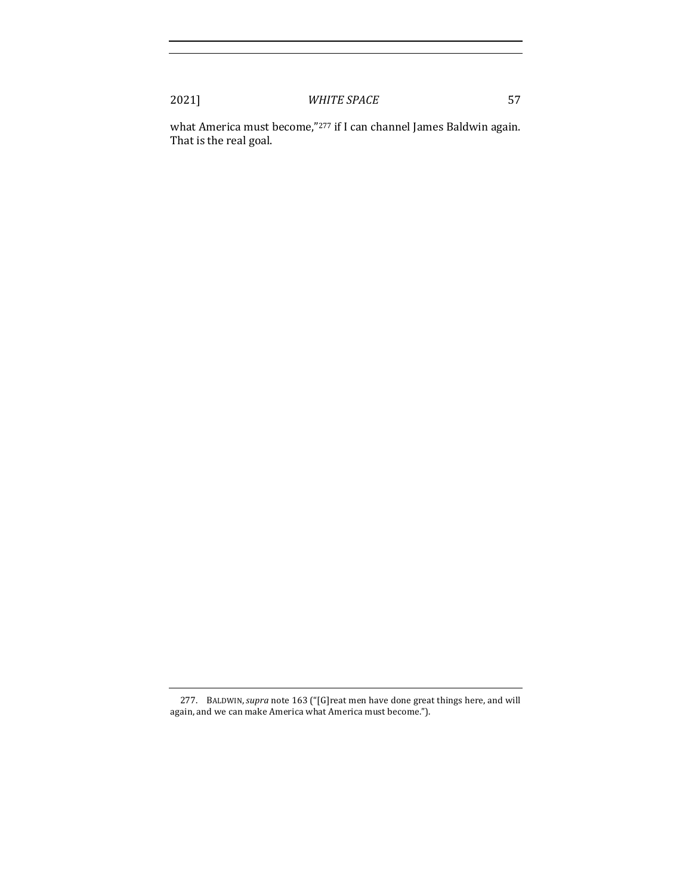what America must become,"[277] if I can channel James Baldwin again. That is the real goal.

---

277. BALDWIN, *supra* note 163 ("[G]reat men have done great things here, and will again, and we can make America what America must become.").